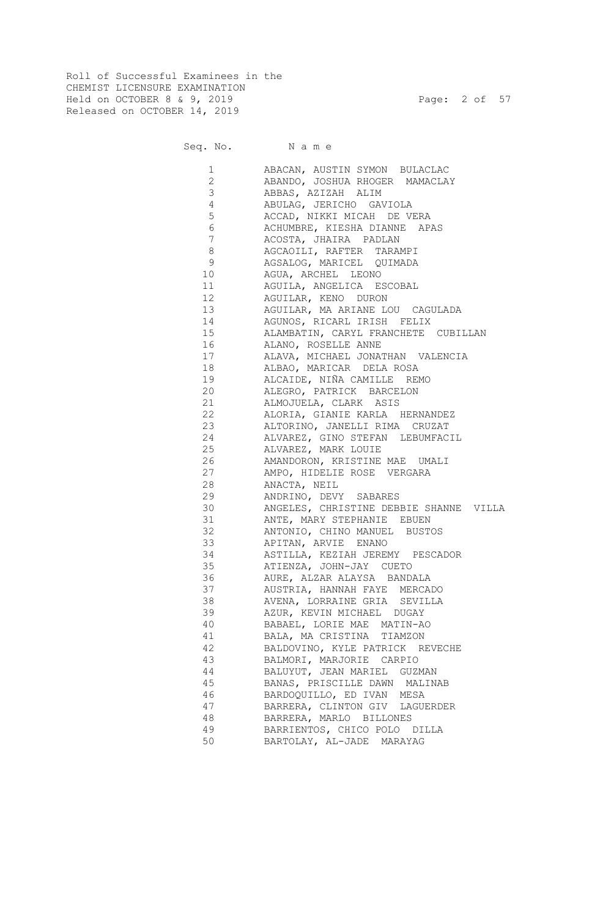Roll of Successful Examinees in the
CHEMIST LICENSURE EXAMINATION
Held on OCTOBER 8 & 9, 2019
Released on OCTOBER 14, 2019

| Seq. No. | Name |
|---|---|
| 1 | ABACAN, AUSTIN SYMON BULACLAC |
| 2 | ABANDO, JOSHUA RHOGER MAMACLAY |
| 3 | ABBAS, AZIZAH ALIM |
| 4 | ABULAG, JERICHO GAVIOLA |
| 5 | ACCAD, NIKKI MICAH DE VERA |
| 6 | ACHUMBRE, KIESHA DIANNE APAS |
| 7 | ACOSTA, JHAIRA PADLAN |
| 8 | AGCAOILI, RAFTER TARAMPI |
| 9 | AGSALOG, MARICEL QUIMADA |
| 10 | AGUA, ARCHEL LEONO |
| 11 | AGUILA, ANGELICA ESCOBAL |
| 12 | AGUILAR, KENO DURON |
| 13 | AGUILAR, MA ARIANE LOU CAGULADA |
| 14 | AGUNOS, RICARL IRISH FELIX |
| 15 | ALAMBATIN, CARYL FRANCHETE CUBILLAN |
| 16 | ALANO, ROSELLE ANNE |
| 17 | ALAVA, MICHAEL JONATHAN VALENCIA |
| 18 | ALBAO, MARICAR DELA ROSA |
| 19 | ALCAIDE, NIÑA CAMILLE REMO |
| 20 | ALEGRO, PATRICK BARCELON |
| 21 | ALMOJUELA, CLARK ASIS |
| 22 | ALORIA, GIANIE KARLA HERNANDEZ |
| 23 | ALTORINO, JANELLI RIMA CRUZAT |
| 24 | ALVAREZ, GINO STEFAN LEBUMFACIL |
| 25 | ALVAREZ, MARK LOUIE |
| 26 | AMANDORON, KRISTINE MAE UMALI |
| 27 | AMPO, HIDELIE ROSE VERGARA |
| 28 | ANACTA, NEIL |
| 29 | ANDRINO, DEVY SABARES |
| 30 | ANGELES, CHRISTINE DEBBIE SHANNE VILLA |
| 31 | ANTE, MARY STEPHANIE EBUEN |
| 32 | ANTONIO, CHINO MANUEL BUSTOS |
| 33 | APITAN, ARVIE ENANO |
| 34 | ASTILLA, KEZIAH JEREMY PESCADOR |
| 35 | ATIENZA, JOHN-JAY CUETO |
| 36 | AURE, ALZAR ALAYSA BANDALA |
| 37 | AUSTRIA, HANNAH FAYE MERCADO |
| 38 | AVENA, LORRAINE GRIA SEVILLA |
| 39 | AZUR, KEVIN MICHAEL DUGAY |
| 40 | BABAEL, LORIE MAE MATIN-AO |
| 41 | BALA, MA CRISTINA TIAMZON |
| 42 | BALDOVINO, KYLE PATRICK REVECHE |
| 43 | BALMORI, MARJORIE CARPIO |
| 44 | BALUYUT, JEAN MARIEL GUZMAN |
| 45 | BANAS, PRISCILLE DAWN MALINAB |
| 46 | BARDOQUILLO, ED IVAN MESA |
| 47 | BARRERA, CLINTON GIV LAGUERDER |
| 48 | BARRERA, MARLO BILLONES |
| 49 | BARRIENTOS, CHICO POLO DILLA |
| 50 | BARTOLAY, AL-JADE MARAYAG |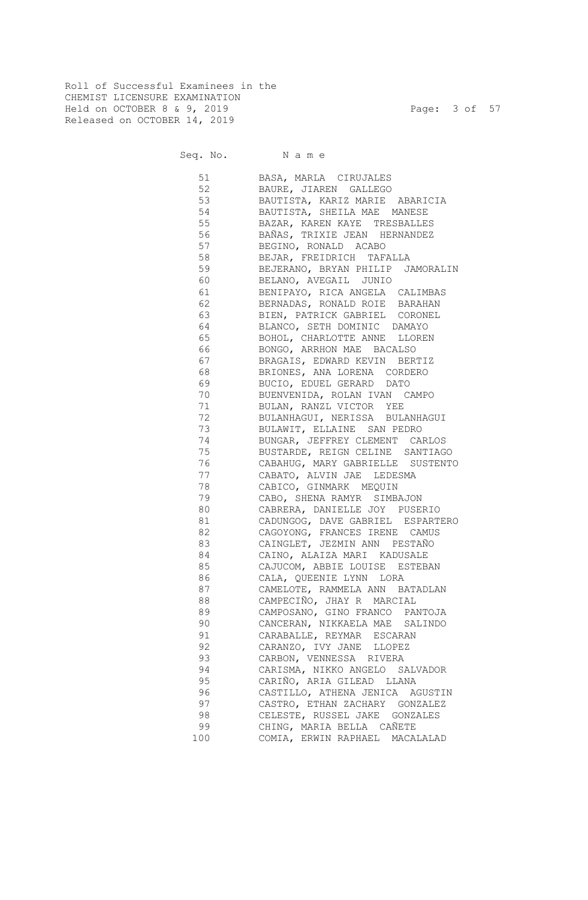Roll of Successful Examinees in the
CHEMIST LICENSURE EXAMINATION
Held on OCTOBER 8 & 9, 2019
Released on OCTOBER 14, 2019

| Seq. No. | N a m e |
|---|---|
| 51 | BASA, MARLA CIRUJALES |
| 52 | BAURE, JIAREN GALLEGO |
| 53 | BAUTISTA, KARIZ MARIE ABARICIA |
| 54 | BAUTISTA, SHEILA MAE MANESE |
| 55 | BAZAR, KAREN KAYE TRESBALLES |
| 56 | BAÑAS, TRIXIE JEAN HERNANDEZ |
| 57 | BEGINO, RONALD ACABO |
| 58 | BEJAR, FREIDRICH TAFALLA |
| 59 | BEJERANO, BRYAN PHILIP JAMORALIN |
| 60 | BELANO, AVEGAIL JUNIO |
| 61 | BENIPAYO, RICA ANGELA CALIMBAS |
| 62 | BERNADAS, RONALD ROIE BARAHAN |
| 63 | BIEN, PATRICK GABRIEL CORONEL |
| 64 | BLANCO, SETH DOMINIC DAMAYO |
| 65 | BOHOL, CHARLOTTE ANNE LLOREN |
| 66 | BONGO, ARRHON MAE BACALSO |
| 67 | BRAGAIS, EDWARD KEVIN BERTIZ |
| 68 | BRIONES, ANA LORENA CORDERO |
| 69 | BUCIO, EDUEL GERARD DATO |
| 70 | BUENVENIDA, ROLAN IVAN CAMPO |
| 71 | BULAN, RANZL VICTOR YEE |
| 72 | BULANHAGUI, NERISSA BULANHAGUI |
| 73 | BULAWIT, ELLAINE SAN PEDRO |
| 74 | BUNGAR, JEFFREY CLEMENT CARLOS |
| 75 | BUSTARDE, REIGN CELINE SANTIAGO |
| 76 | CABAHUG, MARY GABRIELLE SUSTENTO |
| 77 | CABATO, ALVIN JAE LEDESMA |
| 78 | CABICO, GINMARK MEQUIN |
| 79 | CABO, SHENA RAMYR SIMBAJON |
| 80 | CABRERA, DANIELLE JOY PUSERIO |
| 81 | CADUNGOG, DAVE GABRIEL ESPARTERO |
| 82 | CAGOYONG, FRANCES IRENE CAMUS |
| 83 | CAINGLET, JEZMIN ANN PESTAÑO |
| 84 | CAINO, ALAIZA MARI KADUSALE |
| 85 | CAJUCOM, ABBIE LOUISE ESTEBAN |
| 86 | CALA, QUEENIE LYNN LORA |
| 87 | CAMELOTE, RAMMELA ANN BATADLAN |
| 88 | CAMPECIÑO, JHAY R MARCIAL |
| 89 | CAMPOSANO, GINO FRANCO PANTOJA |
| 90 | CANCERAN, NIKKAELA MAE SALINDO |
| 91 | CARABALLE, REYMAR ESCARAN |
| 92 | CARANZO, IVY JANE LLOPEZ |
| 93 | CARBON, VENNESSA RIVERA |
| 94 | CARISMA, NIKKO ANGELO SALVADOR |
| 95 | CARIÑO, ARIA GILEAD LLANA |
| 96 | CASTILLO, ATHENA JENICA AGUSTIN |
| 97 | CASTRO, ETHAN ZACHARY GONZALEZ |
| 98 | CELESTE, RUSSEL JAKE GONZALES |
| 99 | CHING, MARIA BELLA CAÑETE |
| 100 | COMIA, ERWIN RAPHAEL MACALALAD |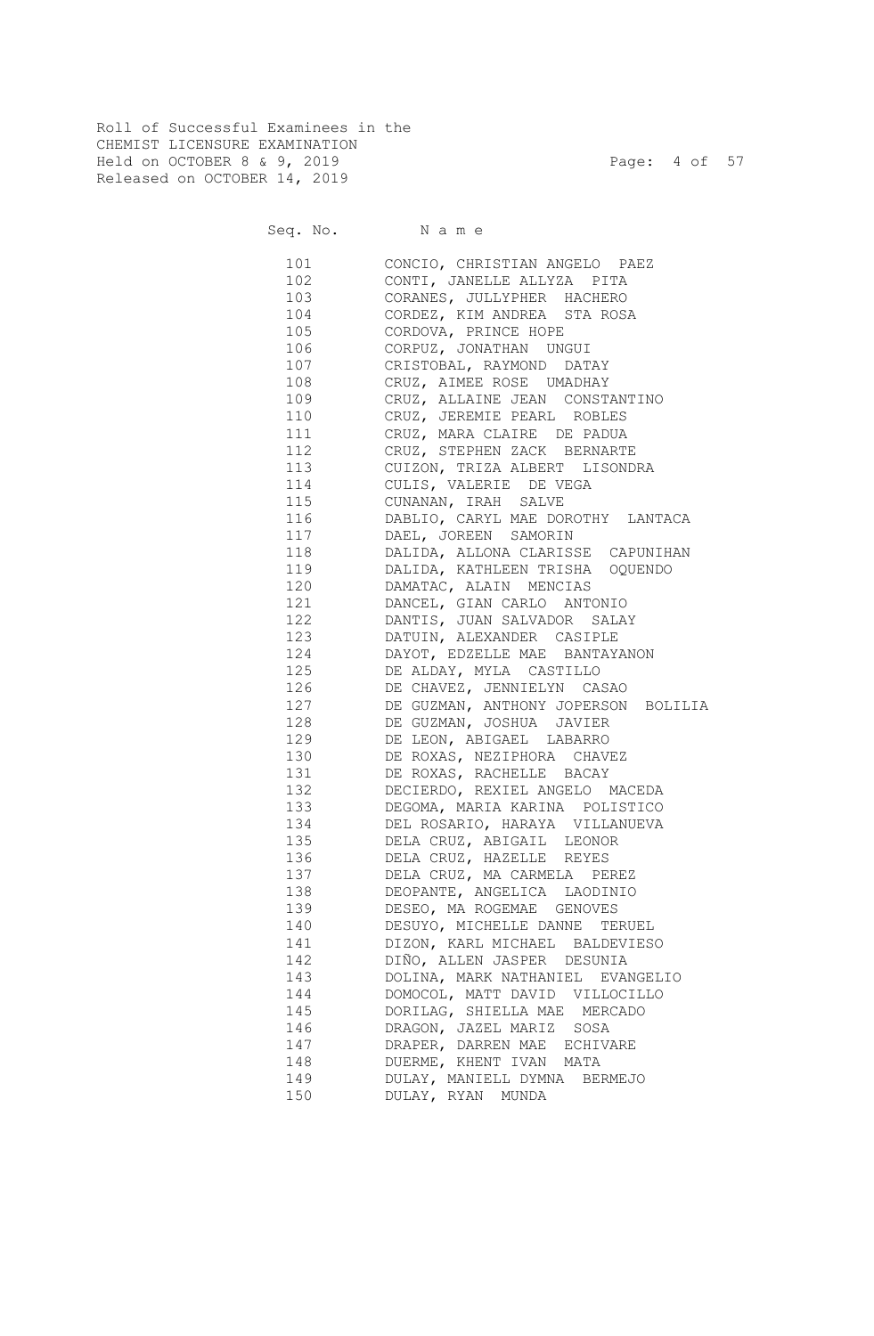Roll of Successful Examinees in the
CHEMIST LICENSURE EXAMINATION
Held on OCTOBER 8 & 9, 2019
Released on OCTOBER 14, 2019

| Seq. No. | Name |
|---|---|
| 101 | CONCIO, CHRISTIAN ANGELO PAEZ |
| 102 | CONTI, JANELLE ALLYZA PITA |
| 103 | CORANES, JULLYPHER HACHERO |
| 104 | CORDEZ, KIM ANDREA STA ROSA |
| 105 | CORDOVA, PRINCE HOPE |
| 106 | CORPUZ, JONATHAN UNGUI |
| 107 | CRISTOBAL, RAYMOND DATAY |
| 108 | CRUZ, AIMEE ROSE UMADHAY |
| 109 | CRUZ, ALLAINE JEAN CONSTANTINO |
| 110 | CRUZ, JEREMIE PEARL ROBLES |
| 111 | CRUZ, MARA CLAIRE DE PADUA |
| 112 | CRUZ, STEPHEN ZACK BERNARTE |
| 113 | CUIZON, TRIZA ALBERT LISONDRA |
| 114 | CULIS, VALERIE DE VEGA |
| 115 | CUNANAN, IRAH SALVE |
| 116 | DABLIO, CARYL MAE DOROTHY LANTACA |
| 117 | DAEL, JOREEN SAMORIN |
| 118 | DALIDA, ALLONA CLARISSE CAPUNIHAN |
| 119 | DALIDA, KATHLEEN TRISHA OQUENDO |
| 120 | DAMATAC, ALAIN MENCIAS |
| 121 | DANCEL, GIAN CARLO ANTONIO |
| 122 | DANTIS, JUAN SALVADOR SALAY |
| 123 | DATUIN, ALEXANDER CASIPLE |
| 124 | DAYOT, EDZELLE MAE BANTAYANON |
| 125 | DE ALDAY, MYLA CASTILLO |
| 126 | DE CHAVEZ, JENNIELYN CASAO |
| 127 | DE GUZMAN, ANTHONY JOPERSON BOLILIA |
| 128 | DE GUZMAN, JOSHUA JAVIER |
| 129 | DE LEON, ABIGAEL LABARRO |
| 130 | DE ROXAS, NEZIPHORA CHAVEZ |
| 131 | DE ROXAS, RACHELLE BACAY |
| 132 | DECIERDO, REXIEL ANGELO MACEDA |
| 133 | DEGOMA, MARIA KARINA POLISTICO |
| 134 | DEL ROSARIO, HARAYA VILLANUEVA |
| 135 | DELA CRUZ, ABIGAIL LEONOR |
| 136 | DELA CRUZ, HAZELLE REYES |
| 137 | DELA CRUZ, MA CARMELA PEREZ |
| 138 | DEOPANTE, ANGELICA LAODINIO |
| 139 | DESEO, MA ROGEMAE GENOVES |
| 140 | DESUYO, MICHELLE DANNE TERUEL |
| 141 | DIZON, KARL MICHAEL BALDEVIESO |
| 142 | DIÑO, ALLEN JASPER DESUNIA |
| 143 | DOLINA, MARK NATHANIEL EVANGELIO |
| 144 | DOMOCOL, MATT DAVID VILLOCILLO |
| 145 | DORILAG, SHIELLA MAE MERCADO |
| 146 | DRAGON, JAZEL MARIZ SOSA |
| 147 | DRAPER, DARREN MAE ECHIVARE |
| 148 | DUERME, KHENT IVAN MATA |
| 149 | DULAY, MANIELL DYMNA BERMEJO |
| 150 | DULAY, RYAN MUNDA |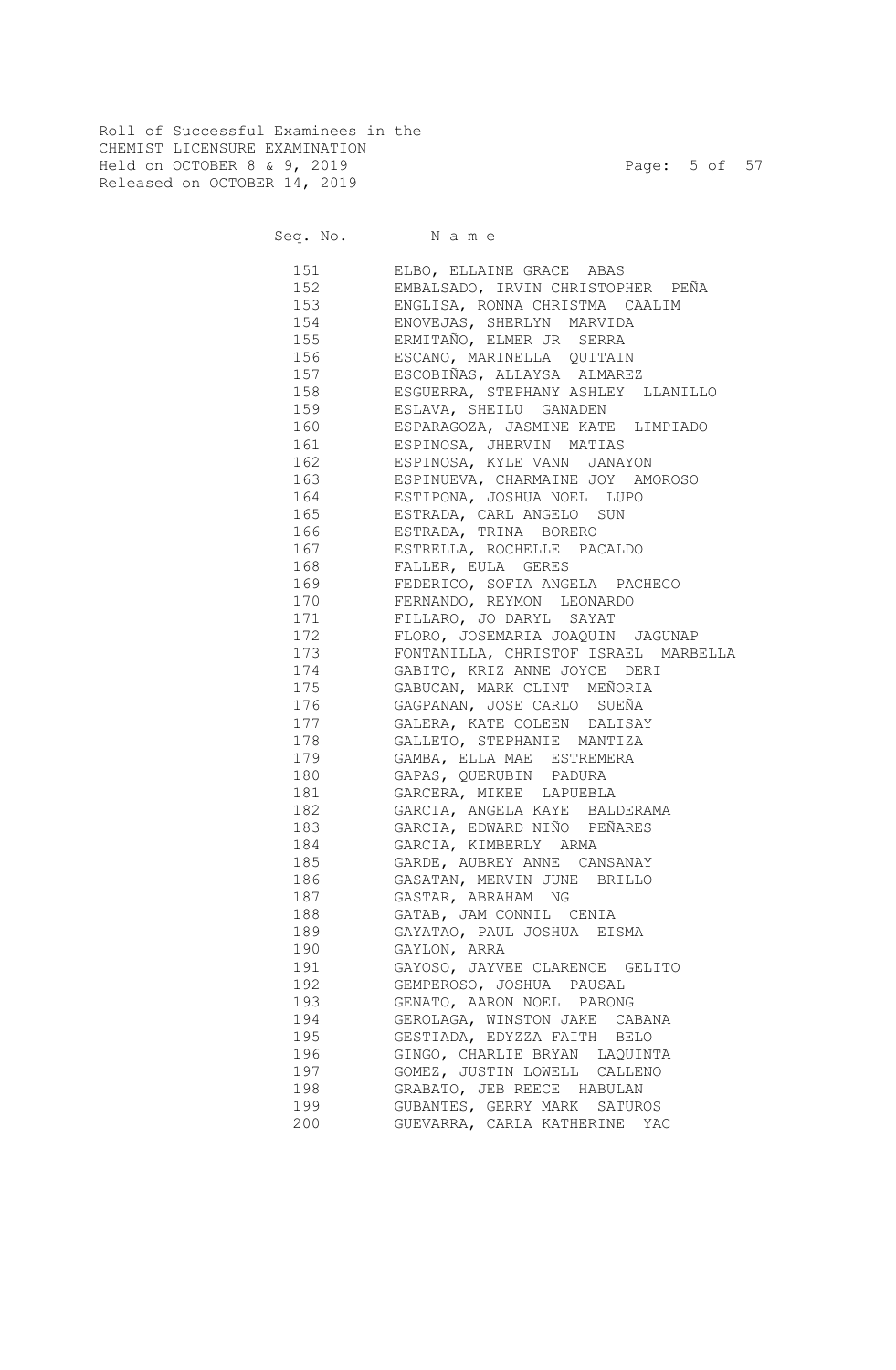Roll of Successful Examinees in the
CHEMIST LICENSURE EXAMINATION
Held on OCTOBER 8 & 9, 2019
Released on OCTOBER 14, 2019

| Seq. No. | N a m e |
|---|---|
| 151 | ELBO, ELLAINE GRACE ABAS |
| 152 | EMBALSADO, IRVIN CHRISTOPHER PEÑA |
| 153 | ENGLISA, RONNA CHRISTMA CAALIM |
| 154 | ENOVEJAS, SHERLYN MARVIDA |
| 155 | ERMITAÑO, ELMER JR SERRA |
| 156 | ESCANO, MARINELLA QUITAIN |
| 157 | ESCOBIÑAS, ALLAYSA ALMAREZ |
| 158 | ESGUERRA, STEPHANY ASHLEY LLANILLO |
| 159 | ESLAVA, SHEILU GANADEN |
| 160 | ESPARAGOZA, JASMINE KATE LIMPIADO |
| 161 | ESPINOSA, JHERVIN MATIAS |
| 162 | ESPINOSA, KYLE VANN JANAYON |
| 163 | ESPINUEVA, CHARMAINE JOY AMOROSO |
| 164 | ESTIPONA, JOSHUA NOEL LUPO |
| 165 | ESTRADA, CARL ANGELO SUN |
| 166 | ESTRADA, TRINA BORERO |
| 167 | ESTRELLA, ROCHELLE PACALDO |
| 168 | FALLER, EULA GERES |
| 169 | FEDERICO, SOFIA ANGELA PACHECO |
| 170 | FERNANDO, REYMON LEONARDO |
| 171 | FILLARO, JO DARYL SAYAT |
| 172 | FLORO, JOSEMARIA JOAQUIN JAGUNAP |
| 173 | FONTANILLA, CHRISTOF ISRAEL MARBELLA |
| 174 | GABITO, KRIZ ANNE JOYCE DERI |
| 175 | GABUCAN, MARK CLINT MEÑORIA |
| 176 | GAGPANAN, JOSE CARLO SUEÑA |
| 177 | GALERA, KATE COLEEN DALISAY |
| 178 | GALLETO, STEPHANIE MANTIZA |
| 179 | GAMBA, ELLA MAE ESTREMERA |
| 180 | GAPAS, QUERUBIN PADURA |
| 181 | GARCERA, MIKEE LAPUEBLA |
| 182 | GARCIA, ANGELA KAYE BALDERAMA |
| 183 | GARCIA, EDWARD NIÑO PEÑARES |
| 184 | GARCIA, KIMBERLY ARMA |
| 185 | GARDE, AUBREY ANNE CANSANAY |
| 186 | GASATAN, MERVIN JUNE BRILLO |
| 187 | GASTAR, ABRAHAM NG |
| 188 | GATAB, JAM CONNIL CENIA |
| 189 | GAYATAO, PAUL JOSHUA EISMA |
| 190 | GAYLON, ARRA |
| 191 | GAYOSO, JAYVEE CLARENCE GELITO |
| 192 | GEMPEROSO, JOSHUA PAUSAL |
| 193 | GENATO, AARON NOEL PARONG |
| 194 | GEROLAGA, WINSTON JAKE CABANA |
| 195 | GESTIADA, EDYZZA FAITH BELO |
| 196 | GINGO, CHARLIE BRYAN LAQUINTA |
| 197 | GOMEZ, JUSTIN LOWELL CALLENO |
| 198 | GRABATO, JEB REECE HABULAN |
| 199 | GUBANTES, GERRY MARK SATUROS |
| 200 | GUEVARRA, CARLA KATHERINE YAC |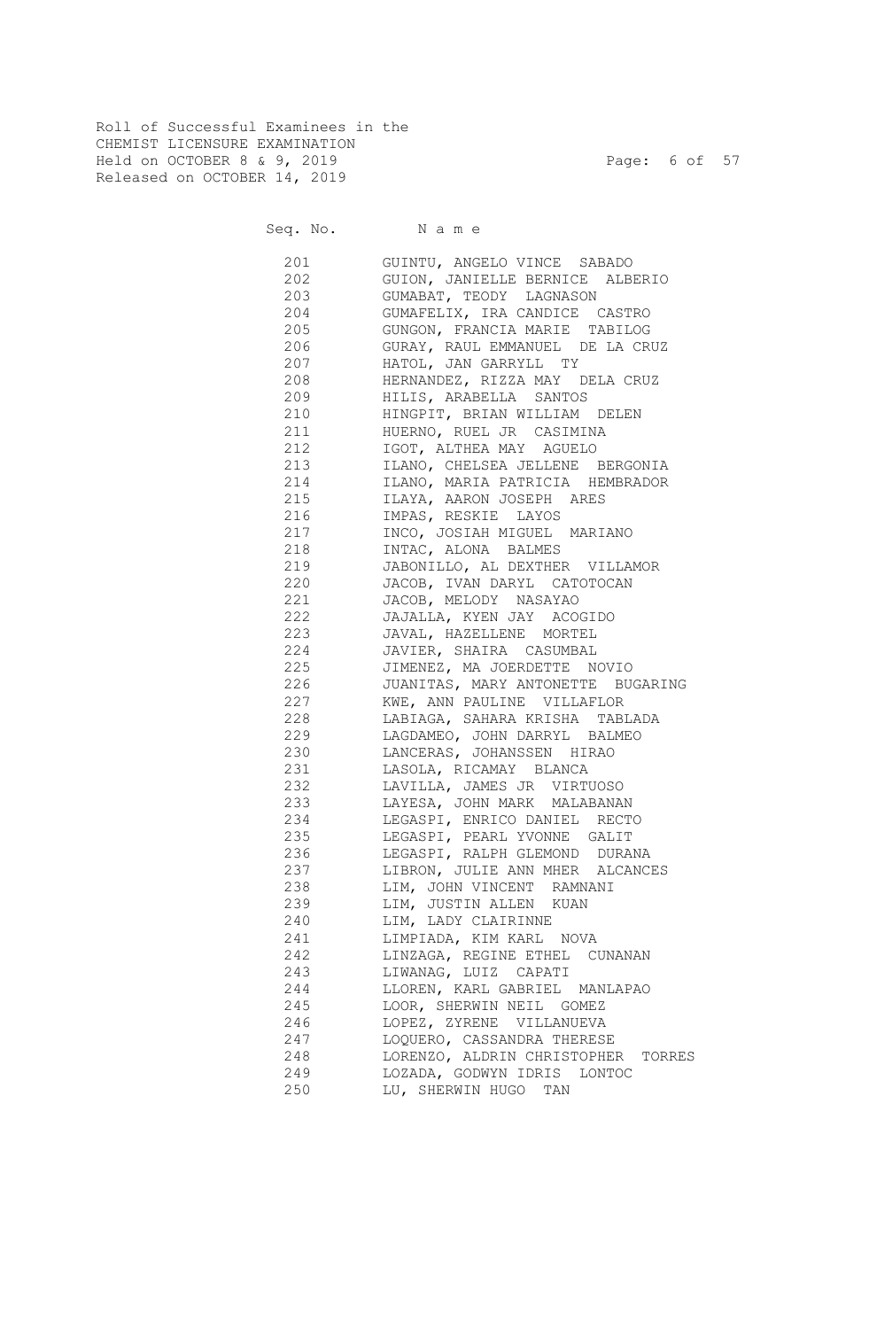Roll of Successful Examinees in the
CHEMIST LICENSURE EXAMINATION
Held on OCTOBER 8 & 9, 2019
Released on OCTOBER 14, 2019

| Seq. No. | N a m e |
|---|---|
| 201 | GUINTU, ANGELO VINCE SABADO |
| 202 | GUION, JANIELLE BERNICE ALBERIO |
| 203 | GUMABAT, TEODY LAGNASON |
| 204 | GUMAFELIX, IRA CANDICE CASTRO |
| 205 | GUNGON, FRANCIA MARIE TABILOG |
| 206 | GURAY, RAUL EMMANUEL DE LA CRUZ |
| 207 | HATOL, JAN GARRYLL TY |
| 208 | HERNANDEZ, RIZZA MAY DELA CRUZ |
| 209 | HILIS, ARABELLA SANTOS |
| 210 | HINGPIT, BRIAN WILLIAM DELEN |
| 211 | HUERNO, RUEL JR CASIMINA |
| 212 | IGOT, ALTHEA MAY AGUELO |
| 213 | ILANO, CHELSEA JELLENE BERGONIA |
| 214 | ILANO, MARIA PATRICIA HEMBRADOR |
| 215 | ILAYA, AARON JOSEPH ARES |
| 216 | IMPAS, RESKIE LAYOS |
| 217 | INCO, JOSIAH MIGUEL MARIANO |
| 218 | INTAC, ALONA BALMES |
| 219 | JABONILLO, AL DEXTHER VILLAMOR |
| 220 | JACOB, IVAN DARYL CATOTOCAN |
| 221 | JACOB, MELODY NASAYAO |
| 222 | JAJALLA, KYEN JAY ACOGIDO |
| 223 | JAVAL, HAZELLENE MORTEL |
| 224 | JAVIER, SHAIRA CASUMBAL |
| 225 | JIMENEZ, MA JOERDETTE NOVIO |
| 226 | JUANITAS, MARY ANTONETTE BUGARING |
| 227 | KWE, ANN PAULINE VILLAFLOR |
| 228 | LABIAGA, SAHARA KRISHA TABLADA |
| 229 | LAGDAMEO, JOHN DARRYL BALMEO |
| 230 | LANCERAS, JOHANSSEN HIRAO |
| 231 | LASOLA, RICAMAY BLANCA |
| 232 | LAVILLA, JAMES JR VIRTUOSO |
| 233 | LAYESA, JOHN MARK MALABANAN |
| 234 | LEGASPI, ENRICO DANIEL RECTO |
| 235 | LEGASPI, PEARL YVONNE GALIT |
| 236 | LEGASPI, RALPH GLEMOND DURANA |
| 237 | LIBRON, JULIE ANN MHER ALCANCES |
| 238 | LIM, JOHN VINCENT RAMNANI |
| 239 | LIM, JUSTIN ALLEN KUAN |
| 240 | LIM, LADY CLAIRINNE |
| 241 | LIMPIADA, KIM KARL NOVA |
| 242 | LINZAGA, REGINE ETHEL CUNANAN |
| 243 | LIWANAG, LUIZ CAPATI |
| 244 | LLOREN, KARL GABRIEL MANLAPAO |
| 245 | LOOR, SHERWIN NEIL GOMEZ |
| 246 | LOPEZ, ZYRENE VILLANUEVA |
| 247 | LOQUERO, CASSANDRA THERESE |
| 248 | LORENZO, ALDRIN CHRISTOPHER TORRES |
| 249 | LOZADA, GODWYN IDRIS LONTOC |
| 250 | LU, SHERWIN HUGO TAN |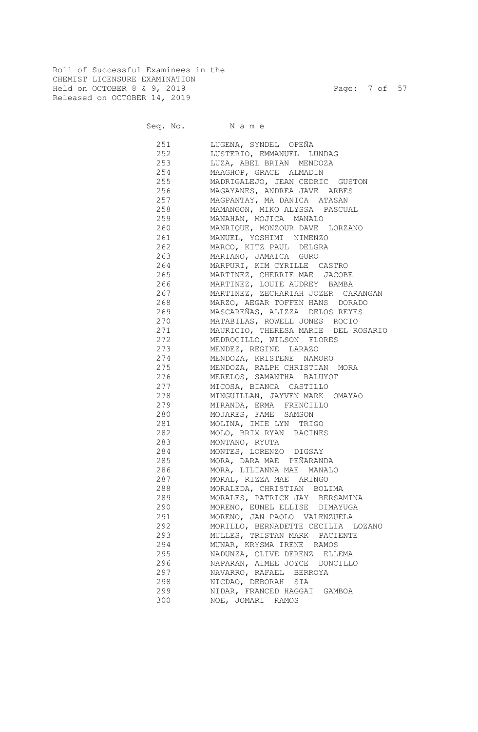Roll of Successful Examinees in the
CHEMIST LICENSURE EXAMINATION
Held on OCTOBER 8 & 9, 2019
Released on OCTOBER 14, 2019

| Seq. No. | N a m e |
|---|---|
| 251 | LUGENA, SYNDEL OPEÑA |
| 252 | LUSTERIO, EMMANUEL LUNDAG |
| 253 | LUZA, ABEL BRIAN MENDOZA |
| 254 | MAAGHOP, GRACE ALMADIN |
| 255 | MADRIGALEJO, JEAN CEDRIC GUSTON |
| 256 | MAGAYANES, ANDREA JAVE ARBES |
| 257 | MAGPANTAY, MA DANICA ATASAN |
| 258 | MAMANGON, MIKO ALYSSA PASCUAL |
| 259 | MANAHAN, MOJICA MANALO |
| 260 | MANRIQUE, MONZOUR DAVE LORZANO |
| 261 | MANUEL, YOSHIMI NIMENZO |
| 262 | MARCO, KITZ PAUL DELGRA |
| 263 | MARIANO, JAMAICA GURO |
| 264 | MARPURI, KIM CYRILLE CASTRO |
| 265 | MARTINEZ, CHERRIE MAE JACOBE |
| 266 | MARTINEZ, LOUIE AUDREY BAMBA |
| 267 | MARTINEZ, ZECHARIAH JOZER CARANGAN |
| 268 | MARZO, AEGAR TOFFEN HANS DORADO |
| 269 | MASCAREÑAS, ALIZZA DELOS REYES |
| 270 | MATABILAS, ROWELL JONES ROCIO |
| 271 | MAURICIO, THERESA MARIE DEL ROSARIO |
| 272 | MEDROCILLO, WILSON FLORES |
| 273 | MENDEZ, REGINE LARAZO |
| 274 | MENDOZA, KRISTENE NAMORO |
| 275 | MENDOZA, RALPH CHRISTIAN MORA |
| 276 | MERELOS, SAMANTHA BALUYOT |
| 277 | MICOSA, BIANCA CASTILLO |
| 278 | MINGUILLAN, JAYVEN MARK OMAYAO |
| 279 | MIRANDA, ERMA FRENCILLO |
| 280 | MOJARES, FAME SAMSON |
| 281 | MOLINA, IMIE LYN TRIGO |
| 282 | MOLO, BRIX RYAN RACINES |
| 283 | MONTANO, RYUTA |
| 284 | MONTES, LORENZO DIGSAY |
| 285 | MORA, DARA MAE PEÑARANDA |
| 286 | MORA, LILIANNA MAE MANALO |
| 287 | MORAL, RIZZA MAE ARINGO |
| 288 | MORALEDA, CHRISTIAN BOLIMA |
| 289 | MORALES, PATRICK JAY BERSAMINA |
| 290 | MORENO, EUNEL ELLISE DIMAYUGA |
| 291 | MORENO, JAN PAOLO VALENZUELA |
| 292 | MORILLO, BERNADETTE CECILIA LOZANO |
| 293 | MULLES, TRISTAN MARK PACIENTE |
| 294 | MUNAR, KRYSMA IRENE RAMOS |
| 295 | NADUNZA, CLIVE DERENZ ELLEMA |
| 296 | NAPARAN, AIMEE JOYCE DONCILLO |
| 297 | NAVARRO, RAFAEL BERROYA |
| 298 | NICDAO, DEBORAH SIA |
| 299 | NIDAR, FRANCED HAGGAI GAMBOA |
| 300 | NOE, JOMARI RAMOS |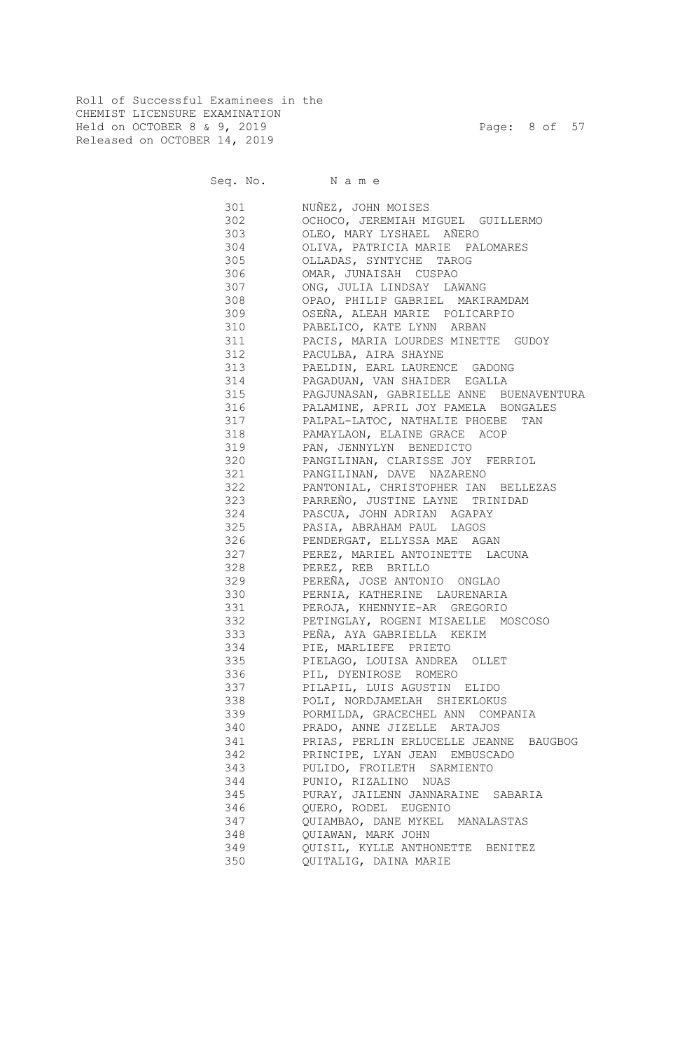Roll of Successful Examinees in the
CHEMIST LICENSURE EXAMINATION
Held on OCTOBER 8 & 9, 2019
Released on OCTOBER 14, 2019

| Seq. No. | N a m e |
|---|---|
| 301 | NUÑEZ, JOHN MOISES |
| 302 | OCHOCO, JEREMIAH MIGUEL GUILLERMO |
| 303 | OLEO, MARY LYSHAEL AÑERO |
| 304 | OLIVA, PATRICIA MARIE PALOMARES |
| 305 | OLLADAS, SYNTYCHE TAROG |
| 306 | OMAR, JUNAISAH CUSPAO |
| 307 | ONG, JULIA LINDSAY LAWANG |
| 308 | OPAO, PHILIP GABRIEL MAKIRAMDAM |
| 309 | OSEÑA, ALEAH MARIE POLICARPIO |
| 310 | PABELICO, KATE LYNN ARBAN |
| 311 | PACIS, MARIA LOURDES MINETTE GUDOY |
| 312 | PACULBA, AIRA SHAYNE |
| 313 | PAELDIN, EARL LAURENCE GADONG |
| 314 | PAGADUAN, VAN SHAIDER EGALLA |
| 315 | PAGJUNASAN, GABRIELLE ANNE BUENAVENTURA |
| 316 | PALAMINE, APRIL JOY PAMELA BONGALES |
| 317 | PALPAL-LATOC, NATHALIE PHOEBE TAN |
| 318 | PAMAYLAON, ELAINE GRACE ACOP |
| 319 | PAN, JENNYLYN BENEDICTO |
| 320 | PANGILINAN, CLARISSE JOY FERRIOL |
| 321 | PANGILINAN, DAVE NAZARENO |
| 322 | PANTONIAL, CHRISTOPHER IAN BELLEZAS |
| 323 | PARREÑO, JUSTINE LAYNE TRINIDAD |
| 324 | PASCUA, JOHN ADRIAN AGAPAY |
| 325 | PASIA, ABRAHAM PAUL LAGOS |
| 326 | PENDERGAT, ELLYSSA MAE AGAN |
| 327 | PEREZ, MARIEL ANTOINETTE LACUNA |
| 328 | PEREZ, REB BRILLO |
| 329 | PEREÑA, JOSE ANTONIO ONGLAO |
| 330 | PERNIA, KATHERINE LAURENARIA |
| 331 | PEROJA, KHENNYIE-AR GREGORIO |
| 332 | PETINGLAY, ROGENI MISAELLE MOSCOSO |
| 333 | PEÑA, AYA GABRIELLA KEKIM |
| 334 | PIE, MARLIEFE PRIETO |
| 335 | PIELAGO, LOUISA ANDREA OLLET |
| 336 | PIL, DYENIROSE ROMERO |
| 337 | PILAPIL, LUIS AGUSTIN ELIDO |
| 338 | POLI, NORDJAMELAH SHIEKLOKUS |
| 339 | PORMILDA, GRACECHEL ANN COMPANIA |
| 340 | PRADO, ANNE JIZELLE ARTAJOS |
| 341 | PRIAS, PERLIN ERLUCELLE JEANNE BAUGBOG |
| 342 | PRINCIPE, LYAN JEAN EMBUSCADO |
| 343 | PULIDO, FROILETH SARMIENTO |
| 344 | PUNIO, RIZALINO NUAS |
| 345 | PURAY, JAILENN JANNARAINE SABARIA |
| 346 | QUERO, RODEL EUGENIO |
| 347 | QUIAMBAO, DANE MYKEL MANALASTAS |
| 348 | QUIAWAN, MARK JOHN |
| 349 | QUISIL, KYLLE ANTHONETTE BENITEZ |
| 350 | QUITALIG, DAINA MARIE |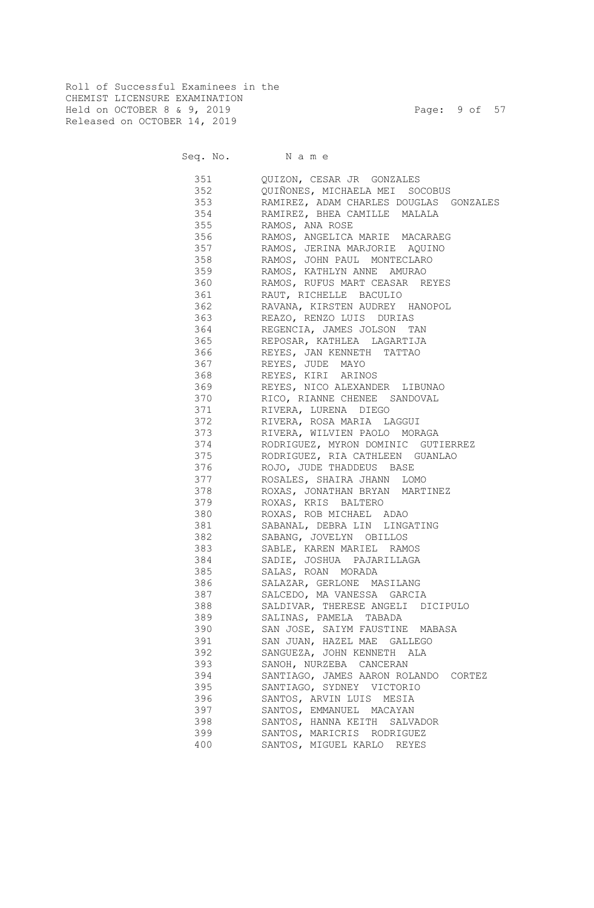Roll of Successful Examinees in the
CHEMIST LICENSURE EXAMINATION
Held on OCTOBER 8 & 9, 2019
Released on OCTOBER 14, 2019

| Seq. No. | N a m e |
|---|---|
| 351 | QUIZON, CESAR JR GONZALES |
| 352 | QUIÑONES, MICHAELA MEI SOCOBUS |
| 353 | RAMIREZ, ADAM CHARLES DOUGLAS GONZALES |
| 354 | RAMIREZ, BHEA CAMILLE MALALA |
| 355 | RAMOS, ANA ROSE |
| 356 | RAMOS, ANGELICA MARIE MACARAEG |
| 357 | RAMOS, JERINA MARJORIE AQUINO |
| 358 | RAMOS, JOHN PAUL MONTECLARO |
| 359 | RAMOS, KATHLYN ANNE AMURAO |
| 360 | RAMOS, RUFUS MART CEASAR REYES |
| 361 | RAUT, RICHELLE BACULIO |
| 362 | RAVANA, KIRSTEN AUDREY HANOPOL |
| 363 | REAZO, RENZO LUIS DURIAS |
| 364 | REGENCIA, JAMES JOLSON TAN |
| 365 | REPOSAR, KATHLEA LAGARTIJA |
| 366 | REYES, JAN KENNETH TATTAO |
| 367 | REYES, JUDE MAYO |
| 368 | REYES, KIRI ARINOS |
| 369 | REYES, NICO ALEXANDER LIBUNAO |
| 370 | RICO, RIANNE CHENEE SANDOVAL |
| 371 | RIVERA, LURENA DIEGO |
| 372 | RIVERA, ROSA MARIA LAGGUI |
| 373 | RIVERA, WILVIEN PAOLO MORAGA |
| 374 | RODRIGUEZ, MYRON DOMINIC GUTIERREZ |
| 375 | RODRIGUEZ, RIA CATHLEEN GUANLAO |
| 376 | ROJO, JUDE THADDEUS BASE |
| 377 | ROSALES, SHAIRA JHANN LOMO |
| 378 | ROXAS, JONATHAN BRYAN MARTINEZ |
| 379 | ROXAS, KRIS BALTERO |
| 380 | ROXAS, ROB MICHAEL ADAO |
| 381 | SABANAL, DEBRA LIN LINGATING |
| 382 | SABANG, JOVELYN OBILLOS |
| 383 | SABLE, KAREN MARIEL RAMOS |
| 384 | SADIE, JOSHUA PAJARILLAGA |
| 385 | SALAS, ROAN MORADA |
| 386 | SALAZAR, GERLONE MASILANG |
| 387 | SALCEDO, MA VANESSA GARCIA |
| 388 | SALDIVAR, THERESE ANGELI DICIPULO |
| 389 | SALINAS, PAMELA TABADA |
| 390 | SAN JOSE, SAIYM FAUSTINE MABASA |
| 391 | SAN JUAN, HAZEL MAE GALLEGO |
| 392 | SANGUEZA, JOHN KENNETH ALA |
| 393 | SANOH, NURZEBA CANCERAN |
| 394 | SANTIAGO, JAMES AARON ROLANDO CORTEZ |
| 395 | SANTIAGO, SYDNEY VICTORIO |
| 396 | SANTOS, ARVIN LUIS MESIA |
| 397 | SANTOS, EMMANUEL MACAYAN |
| 398 | SANTOS, HANNA KEITH SALVADOR |
| 399 | SANTOS, MARICRIS RODRIGUEZ |
| 400 | SANTOS, MIGUEL KARLO REYES |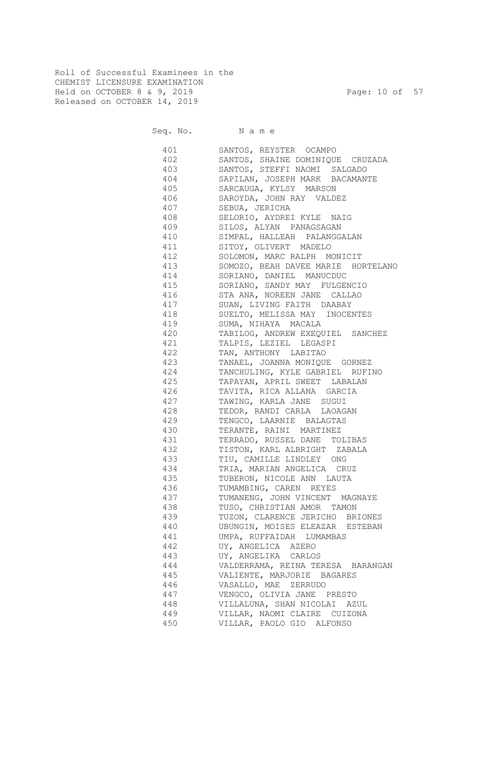Roll of Successful Examinees in the
CHEMIST LICENSURE EXAMINATION
Held on OCTOBER 8 & 9, 2019
Released on OCTOBER 14, 2019

| Seq. No. | Name |
|---|---|
| 401 | SANTOS, REYSTER OCAMPO |
| 402 | SANTOS, SHAINE DOMINIQUE CRUZADA |
| 403 | SANTOS, STEFFI NAOMI SALGADO |
| 404 | SAPILAN, JOSEPH MARK BACAMANTE |
| 405 | SARCAUGA, KYLSY MARSON |
| 406 | SAROYDA, JOHN RAY VALDEZ |
| 407 | SEBUA, JERICHA |
| 408 | SELORIO, AYDREI KYLE NAIG |
| 409 | SILOS, ALYAN PANAGSAGAN |
| 410 | SIMPAL, HALLEAH PALANGGALAN |
| 411 | SITOY, OLIVERT MADELO |
| 412 | SOLOMON, MARC RALPH MONICIT |
| 413 | SOMOZO, BEAH DAVEE MARIE HORTELANO |
| 414 | SORIANO, DANIEL MANUCDUC |
| 415 | SORIANO, SANDY MAY FULGENCIO |
| 416 | STA ANA, NOREEN JANE CALLAO |
| 417 | SUAN, LIVING FAITH DAABAY |
| 418 | SUELTO, MELISSA MAY INOCENTES |
| 419 | SUMA, NIHAYA MACALA |
| 420 | TABILOG, ANDREW EXEQUIEL SANCHEZ |
| 421 | TALPIS, LEZIEL LEGASPI |
| 422 | TAN, ANTHONY LABITAO |
| 423 | TANAEL, JOANNA MONIQUE GORNEZ |
| 424 | TANCHULING, KYLE GABRIEL RUFINO |
| 425 | TAPAYAN, APRIL SWEET LABALAN |
| 426 | TAVITA, RICA ALLANA GARCIA |
| 427 | TAWING, KARLA JANE SUGUI |
| 428 | TEDOR, RANDI CARLA LAOAGAN |
| 429 | TENGCO, LAARNIE BALAGTAS |
| 430 | TERANTE, RAINI MARTINEZ |
| 431 | TERRADO, RUSSEL DANE TOLIBAS |
| 432 | TISTON, KARL ALBRIGHT ZABALA |
| 433 | TIU, CAMILLE LINDLEY ONG |
| 434 | TRIA, MARIAN ANGELICA CRUZ |
| 435 | TUBERON, NICOLE ANN LAUTA |
| 436 | TUMAMBING, CAREN REYES |
| 437 | TUMANENG, JOHN VINCENT MAGNAYE |
| 438 | TUSO, CHRISTIAN AMOR TAMON |
| 439 | TUZON, CLARENCE JERICHO BRIONES |
| 440 | UBUNGIN, MOISES ELEAZAR ESTEBAN |
| 441 | UMPA, RUFFAIDAH LUMAMBAS |
| 442 | UY, ANGELICA AZERO |
| 443 | UY, ANGELIKA CARLOS |
| 444 | VALDERRAMA, REINA TERESA BARANGAN |
| 445 | VALIENTE, MARJORIE BAGARES |
| 446 | VASALLO, MAE ZERRUDO |
| 447 | VENGCO, OLIVIA JANE PRESTO |
| 448 | VILLALUNA, SHAN NICOLAI AZUL |
| 449 | VILLAR, NAOMI CLAIRE CUIZONA |
| 450 | VILLAR, PAOLO GIO ALFONSO |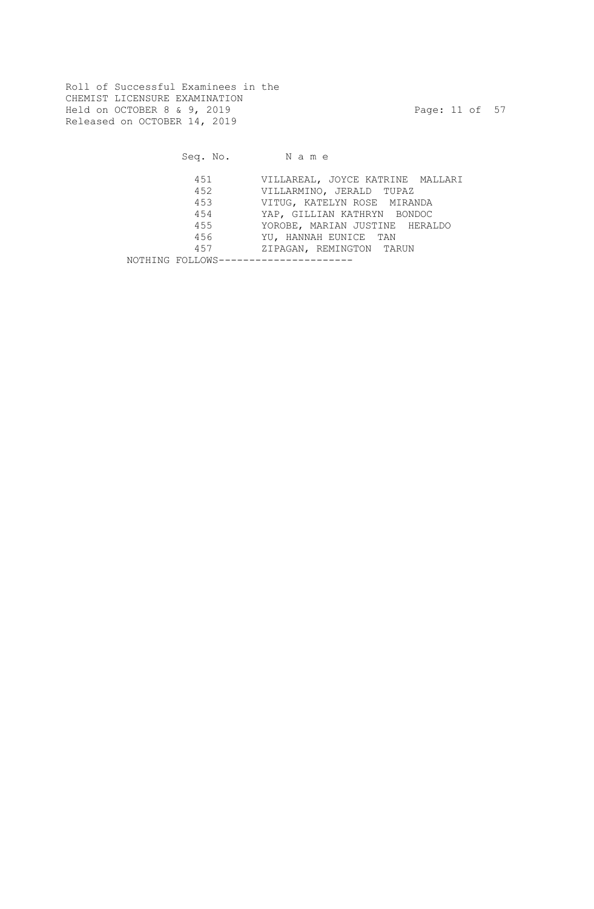Roll of Successful Examinees in the
CHEMIST LICENSURE EXAMINATION
Held on OCTOBER 8 & 9, 2019
Released on OCTOBER 14, 2019

| Seq. No. | N a m e |
|---|---|
| 451 | VILLAREAL, JOYCE KATRINE MALLARI |
| 452 | VILLARMINO, JERALD TUPAZ |
| 453 | VITUG, KATELYN ROSE MIRANDA |
| 454 | YAP, GILLIAN KATHRYN BONDOC |
| 455 | YOROBE, MARIAN JUSTINE HERALDO |
| 456 | YU, HANNAH EUNICE TAN |
| 457 | ZIPAGAN, REMINGTON TARUN |

NOTHING FOLLOWS----------------------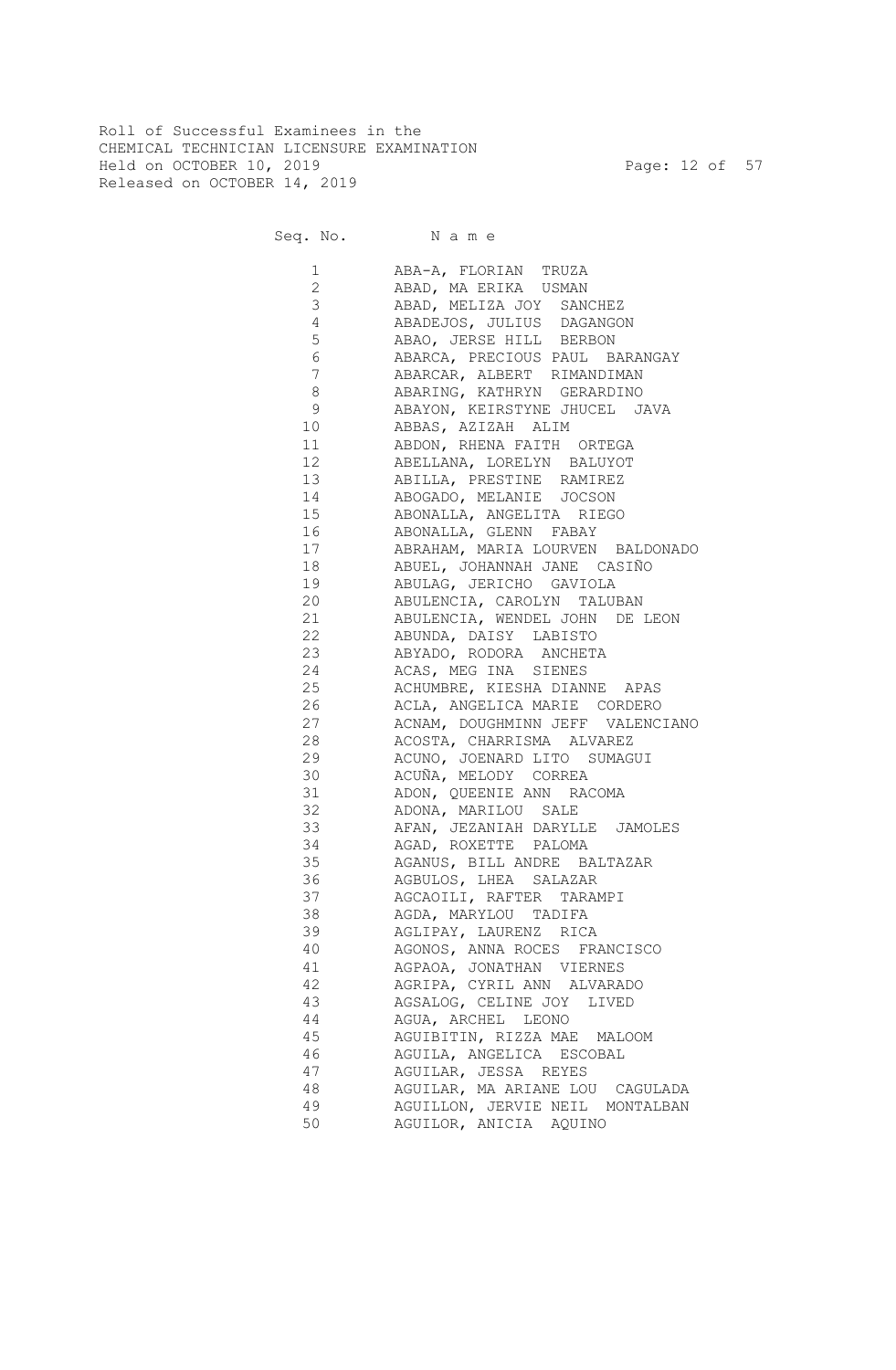Roll of Successful Examinees in the
CHEMICAL TECHNICIAN LICENSURE EXAMINATION
Held on OCTOBER 10, 2019
Released on OCTOBER 14, 2019

| Seq. No. | N a m e |
|---|---|
| 1 | ABA-A, FLORIAN TRUZA |
| 2 | ABAD, MA ERIKA USMAN |
| 3 | ABAD, MELIZA JOY SANCHEZ |
| 4 | ABADEJOS, JULIUS DAGANGON |
| 5 | ABAO, JERSE HILL BERBON |
| 6 | ABARCA, PRECIOUS PAUL BARANGAY |
| 7 | ABARCAR, ALBERT RIMANDIMAN |
| 8 | ABARING, KATHRYN GERARDINO |
| 9 | ABAYON, KEIRSTYNE JHUCEL JAVA |
| 10 | ABBAS, AZIZAH ALIM |
| 11 | ABDON, RHENA FAITH ORTEGA |
| 12 | ABELLANA, LORELYN BALUYOT |
| 13 | ABILLA, PRESTINE RAMIREZ |
| 14 | ABOGADO, MELANIE JOCSON |
| 15 | ABONALLA, ANGELITA RIEGO |
| 16 | ABONALLA, GLENN FABAY |
| 17 | ABRAHAM, MARIA LOURVEN BALDONADO |
| 18 | ABUEL, JOHANNAH JANE CASIÑO |
| 19 | ABULAG, JERICHO GAVIOLA |
| 20 | ABULENCIA, CAROLYN TALUBAN |
| 21 | ABULENCIA, WENDEL JOHN DE LEON |
| 22 | ABUNDA, DAISY LABISTO |
| 23 | ABYADO, RODORA ANCHETA |
| 24 | ACAS, MEG INA SIENES |
| 25 | ACHUMBRE, KIESHA DIANNE APAS |
| 26 | ACLA, ANGELICA MARIE CORDERO |
| 27 | ACNAM, DOUGHMINN JEFF VALENCIANO |
| 28 | ACOSTA, CHARRISMA ALVAREZ |
| 29 | ACUNO, JOENARD LITO SUMAGUI |
| 30 | ACUÑA, MELODY CORREA |
| 31 | ADON, QUEENIE ANN RACOMA |
| 32 | ADONA, MARILOU SALE |
| 33 | AFAN, JEZANIAH DARYLLE JAMOLES |
| 34 | AGAD, ROXETTE PALOMA |
| 35 | AGANUS, BILL ANDRE BALTAZAR |
| 36 | AGBULOS, LHEA SALAZAR |
| 37 | AGCAOILI, RAFTER TARAMPI |
| 38 | AGDA, MARYLOU TADIFA |
| 39 | AGLIPAY, LAURENZ RICA |
| 40 | AGONOS, ANNA ROCES FRANCISCO |
| 41 | AGPAOA, JONATHAN VIERNES |
| 42 | AGRIPA, CYRIL ANN ALVARADO |
| 43 | AGSALOG, CELINE JOY LIVED |
| 44 | AGUA, ARCHEL LEONO |
| 45 | AGUIBITIN, RIZZA MAE MALOOM |
| 46 | AGUILA, ANGELICA ESCOBAL |
| 47 | AGUILAR, JESSA REYES |
| 48 | AGUILAR, MA ARIANE LOU CAGULADA |
| 49 | AGUILLON, JERVIE NEIL MONTALBAN |
| 50 | AGUILOR, ANICIA AQUINO |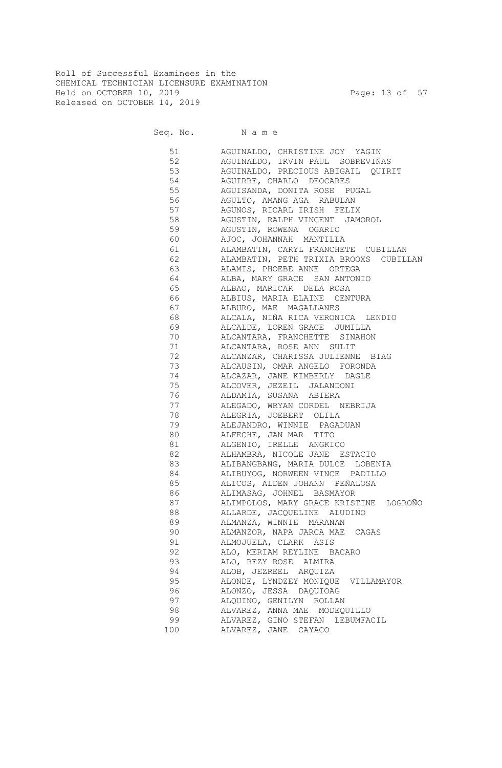Roll of Successful Examinees in the
CHEMICAL TECHNICIAN LICENSURE EXAMINATION
Held on OCTOBER 10, 2019
Released on OCTOBER 14, 2019

| Seq. No. | N a m e |
|---|---|
| 51 | AGUINALDO, CHRISTINE JOY YAGIN |
| 52 | AGUINALDO, IRVIN PAUL SOBREVIÑAS |
| 53 | AGUINALDO, PRECIOUS ABIGAIL QUIRIT |
| 54 | AGUIRRE, CHARLO DEOCARES |
| 55 | AGUISANDA, DONITA ROSE PUGAL |
| 56 | AGULTO, AMANG AGA RABULAN |
| 57 | AGUNOS, RICARL IRISH FELIX |
| 58 | AGUSTIN, RALPH VINCENT JAMOROL |
| 59 | AGUSTIN, ROWENA OGARIO |
| 60 | AJOC, JOHANNAH MANTILLA |
| 61 | ALAMBATIN, CARYL FRANCHETE CUBILLAN |
| 62 | ALAMBATIN, PETH TRIXIA BROOXS CUBILLAN |
| 63 | ALAMIS, PHOEBE ANNE ORTEGA |
| 64 | ALBA, MARY GRACE SAN ANTONIO |
| 65 | ALBAO, MARICAR DELA ROSA |
| 66 | ALBIUS, MARIA ELAINE CENTURA |
| 67 | ALBURO, MAE MAGALLANES |
| 68 | ALCALA, NIÑA RICA VERONICA LENDIO |
| 69 | ALCALDE, LOREN GRACE JUMILLA |
| 70 | ALCANTARA, FRANCHETTE SINAHON |
| 71 | ALCANTARA, ROSE ANN SULIT |
| 72 | ALCANZAR, CHARISSA JULIENNE BIAG |
| 73 | ALCAUSIN, OMAR ANGELO FORONDA |
| 74 | ALCAZAR, JANE KIMBERLY DAGLE |
| 75 | ALCOVER, JEZEIL JALANDONI |
| 76 | ALDAMIA, SUSANA ABIERA |
| 77 | ALEGADO, WRYAN CORDEL NEBRIJA |
| 78 | ALEGRIA, JOEBERT OLILA |
| 79 | ALEJANDRO, WINNIE PAGADUAN |
| 80 | ALFECHE, JAN MAR TITO |
| 81 | ALGENIO, IRELLE ANGKICO |
| 82 | ALHAMBRA, NICOLE JANE ESTACIO |
| 83 | ALIBANGBANG, MARIA DULCE LOBENIA |
| 84 | ALIBUYOG, NORWEEN VINCE PADILLO |
| 85 | ALICOS, ALDEN JOHANN PEÑALOSA |
| 86 | ALIMASAG, JOHNEL BASMAYOR |
| 87 | ALIMPOLOS, MARY GRACE KRISTINE LOGROÑO |
| 88 | ALLARDE, JACQUELINE ALUDINO |
| 89 | ALMANZA, WINNIE MARANAN |
| 90 | ALMANZOR, NAPA JARCA MAE CAGAS |
| 91 | ALMOJUELA, CLARK ASIS |
| 92 | ALO, MERIAM REYLINE BACARO |
| 93 | ALO, REZY ROSE ALMIRA |
| 94 | ALOB, JEZREEL ARQUIZA |
| 95 | ALONDE, LYNDZEY MONIQUE VILLAMAYOR |
| 96 | ALONZO, JESSA DAQUIOAG |
| 97 | ALQUINO, GENILYN ROLLAN |
| 98 | ALVAREZ, ANNA MAE MODEQUILLO |
| 99 | ALVAREZ, GINO STEFAN LEBUMFACIL |
| 100 | ALVAREZ, JANE CAYACO |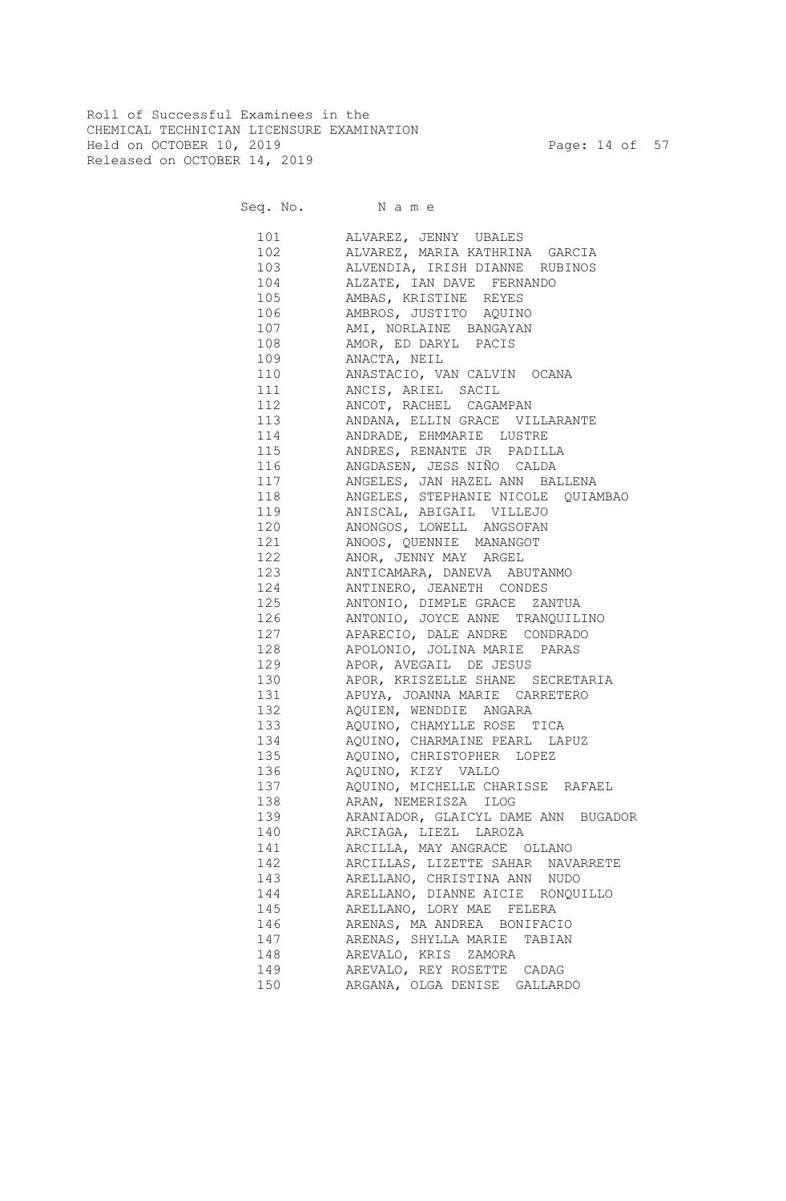Roll of Successful Examinees in the
CHEMICAL TECHNICIAN LICENSURE EXAMINATION
Held on OCTOBER 10, 2019
Released on OCTOBER 14, 2019

| Seq. No. | N a m e |
|---|---|
| 101 | ALVAREZ, JENNY UBALES |
| 102 | ALVAREZ, MARIA KATHRINA GARCIA |
| 103 | ALVENDIA, IRISH DIANNE RUBINOS |
| 104 | ALZATE, IAN DAVE FERNANDO |
| 105 | AMBAS, KRISTINE REYES |
| 106 | AMBROS, JUSTITO AQUINO |
| 107 | AMI, NORLAINE BANGAYAN |
| 108 | AMOR, ED DARYL PACIS |
| 109 | ANACTA, NEIL |
| 110 | ANASTACIO, VAN CALVIN OCANA |
| 111 | ANCIS, ARIEL SACIL |
| 112 | ANCOT, RACHEL CAGAMPAN |
| 113 | ANDANA, ELLIN GRACE VILLARANTE |
| 114 | ANDRADE, EHMMARIE LUSTRE |
| 115 | ANDRES, RENANTE JR PADILLA |
| 116 | ANGDASEN, JESS NIÑO CALDA |
| 117 | ANGELES, JAN HAZEL ANN BALLENA |
| 118 | ANGELES, STEPHANIE NICOLE QUIAMBAO |
| 119 | ANISCAL, ABIGAIL VILLEJO |
| 120 | ANONGOS, LOWELL ANGSOFAN |
| 121 | ANOOS, QUENNIE MANANGOT |
| 122 | ANOR, JENNY MAY ARGEL |
| 123 | ANTICAMARA, DANEVA ABUTANMO |
| 124 | ANTINERO, JEANETH CONDES |
| 125 | ANTONIO, DIMPLE GRACE ZANTUA |
| 126 | ANTONIO, JOYCE ANNE TRANQUILINO |
| 127 | APARECIO, DALE ANDRE CONDRADO |
| 128 | APOLONIO, JOLINA MARIE PARAS |
| 129 | APOR, AVEGAIL DE JESUS |
| 130 | APOR, KRISZELLE SHANE SECRETARIA |
| 131 | APUYA, JOANNA MARIE CARRETERO |
| 132 | AQUIEN, WENDDIE ANGARA |
| 133 | AQUINO, CHAMYLLE ROSE TICA |
| 134 | AQUINO, CHARMAINE PEARL LAPUZ |
| 135 | AQUINO, CHRISTOPHER LOPEZ |
| 136 | AQUINO, KIZY VALLO |
| 137 | AQUINO, MICHELLE CHARISSE RAFAEL |
| 138 | ARAN, NEMERISZA ILOG |
| 139 | ARANIADOR, GLAICYL DAME ANN BUGADOR |
| 140 | ARCIAGA, LIEZL LAROZA |
| 141 | ARCILLA, MAY ANGRACE OLLANO |
| 142 | ARCILLAS, LIZETTE SAHAR NAVARRETE |
| 143 | ARELLANO, CHRISTINA ANN NUDO |
| 144 | ARELLANO, DIANNE AICIE RONQUILLO |
| 145 | ARELLANO, LORY MAE FELERA |
| 146 | ARENAS, MA ANDREA BONIFACIO |
| 147 | ARENAS, SHYLLA MARIE TABIAN |
| 148 | AREVALO, KRIS ZAMORA |
| 149 | AREVALO, REY ROSETTE CADAG |
| 150 | ARGANA, OLGA DENISE GALLARDO |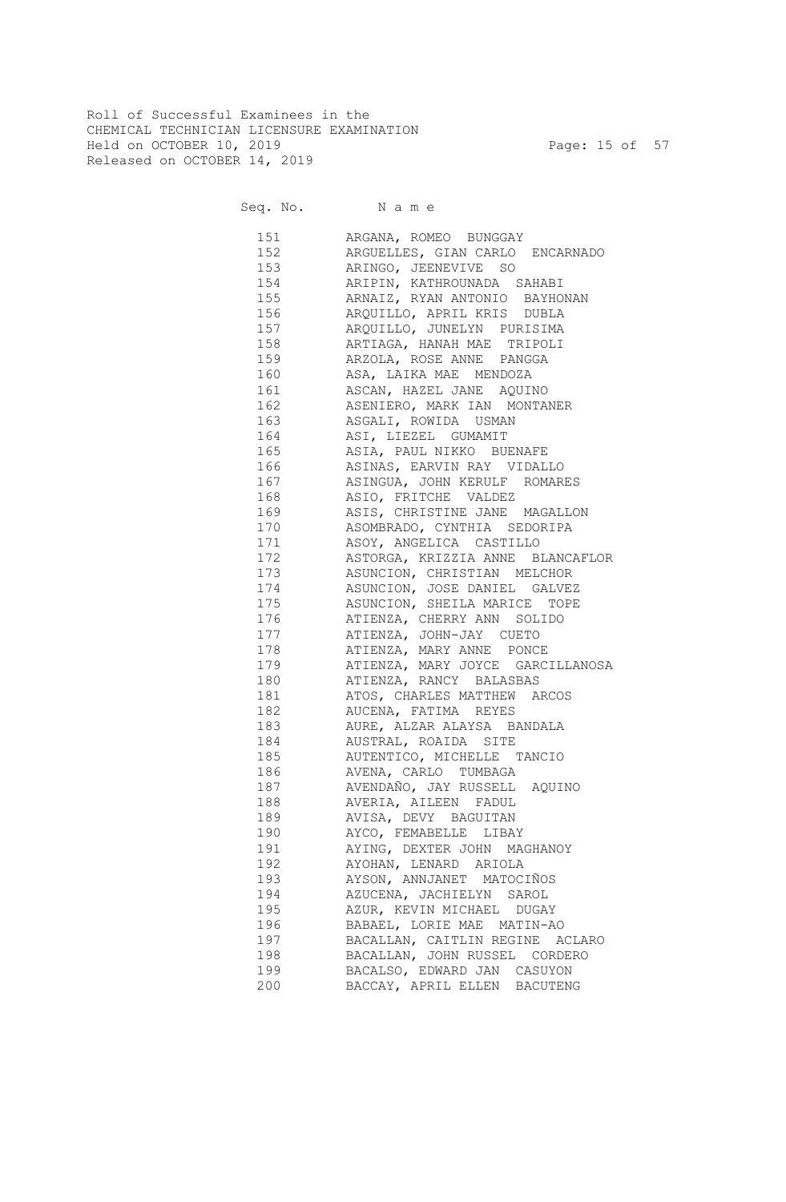Roll of Successful Examinees in the
CHEMICAL TECHNICIAN LICENSURE EXAMINATION
Held on OCTOBER 10, 2019
Released on OCTOBER 14, 2019

| Seq. No. | Name |
|---|---|
| 151 | ARGANA, ROMEO BUNGGAY |
| 152 | ARGUELLES, GIAN CARLO ENCARNADO |
| 153 | ARINGO, JEENEVIVE SO |
| 154 | ARIPIN, KATHROUNADA SAHABI |
| 155 | ARNAIZ, RYAN ANTONIO BAYHONAN |
| 156 | ARQUILLO, APRIL KRIS DUBLA |
| 157 | ARQUILLO, JUNELYN PURISIMA |
| 158 | ARTIAGA, HANAH MAE TRIPOLI |
| 159 | ARZOLA, ROSE ANNE PANGGA |
| 160 | ASA, LAIKA MAE MENDOZA |
| 161 | ASCAN, HAZEL JANE AQUINO |
| 162 | ASENIERO, MARK IAN MONTANER |
| 163 | ASGALI, ROWIDA USMAN |
| 164 | ASI, LIEZEL GUMAMIT |
| 165 | ASIA, PAUL NIKKO BUENAFE |
| 166 | ASINAS, EARVIN RAY VIDALLO |
| 167 | ASINGUA, JOHN KERULF ROMARES |
| 168 | ASIO, FRITCHE VALDEZ |
| 169 | ASIS, CHRISTINE JANE MAGALLON |
| 170 | ASOMBRADO, CYNTHIA SEDORIPA |
| 171 | ASOY, ANGELICA CASTILLO |
| 172 | ASTORGA, KRIZZIA ANNE BLANCAFLOR |
| 173 | ASUNCION, CHRISTIAN MELCHOR |
| 174 | ASUNCION, JOSE DANIEL GALVEZ |
| 175 | ASUNCION, SHEILA MARICE TOPE |
| 176 | ATIENZA, CHERRY ANN SOLIDO |
| 177 | ATIENZA, JOHN-JAY CUETO |
| 178 | ATIENZA, MARY ANNE PONCE |
| 179 | ATIENZA, MARY JOYCE GARCILLANOSA |
| 180 | ATIENZA, RANCY BALASBAS |
| 181 | ATOS, CHARLES MATTHEW ARCOS |
| 182 | AUCENA, FATIMA REYES |
| 183 | AURE, ALZAR ALAYSA BANDALA |
| 184 | AUSTRAL, ROAIDA SITE |
| 185 | AUTENTICO, MICHELLE TANCIO |
| 186 | AVENA, CARLO TUMBAGA |
| 187 | AVENDAÑO, JAY RUSSELL AQUINO |
| 188 | AVERIA, AILEEN FADUL |
| 189 | AVISA, DEVY BAGUITAN |
| 190 | AYCO, FEMABELLE LIBAY |
| 191 | AYING, DEXTER JOHN MAGHANOY |
| 192 | AYOHAN, LENARD ARIOLA |
| 193 | AYSON, ANNJANET MATOCIÑOS |
| 194 | AZUCENA, JACHIELYN SAROL |
| 195 | AZUR, KEVIN MICHAEL DUGAY |
| 196 | BABAEL, LORIE MAE MATIN-AO |
| 197 | BACALLAN, CAITLIN REGINE ACLARO |
| 198 | BACALLAN, JOHN RUSSEL CORDERO |
| 199 | BACALSO, EDWARD JAN CASUYON |
| 200 | BACCAY, APRIL ELLEN BACUTENG |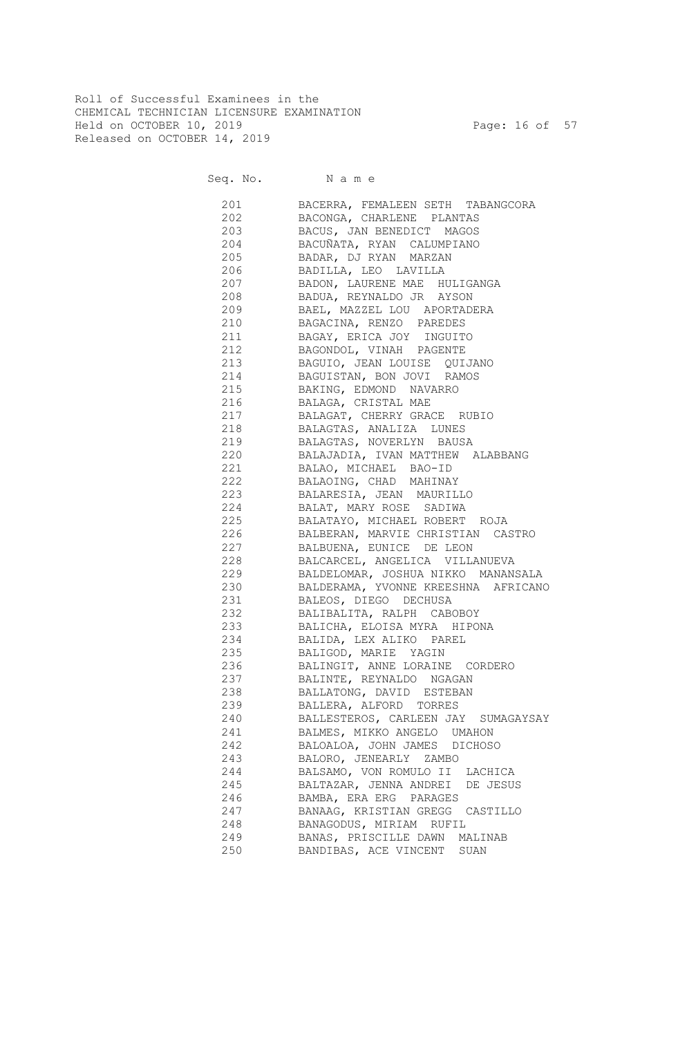Roll of Successful Examinees in the
CHEMICAL TECHNICIAN LICENSURE EXAMINATION
Held on OCTOBER 10, 2019
Released on OCTOBER 14, 2019

| Seq. No. | N a m e |
|---|---|
| 201 | BACERRA, FEMALEEN SETH TABANGCORA |
| 202 | BACONGA, CHARLENE PLANTAS |
| 203 | BACUS, JAN BENEDICT MAGOS |
| 204 | BACUÑATA, RYAN CALUMPIANO |
| 205 | BADAR, DJ RYAN MARZAN |
| 206 | BADILLA, LEO LAVILLA |
| 207 | BADON, LAURENE MAE HULIGANGA |
| 208 | BADUA, REYNALDO JR AYSON |
| 209 | BAEL, MAZZEL LOU APORTADERA |
| 210 | BAGACINA, RENZO PAREDES |
| 211 | BAGAY, ERICA JOY INGUITO |
| 212 | BAGONDOL, VINAH PAGENTE |
| 213 | BAGUIO, JEAN LOUISE QUIJANO |
| 214 | BAGUISTAN, BON JOVI RAMOS |
| 215 | BAKING, EDMOND NAVARRO |
| 216 | BALAGA, CRISTAL MAE |
| 217 | BALAGAT, CHERRY GRACE RUBIO |
| 218 | BALAGTAS, ANALIZA LUNES |
| 219 | BALAGTAS, NOVERLYN BAUSA |
| 220 | BALAJADIA, IVAN MATTHEW ALABBANG |
| 221 | BALAO, MICHAEL BAO-ID |
| 222 | BALAOING, CHAD MAHINAY |
| 223 | BALARESIA, JEAN MAURILLO |
| 224 | BALAT, MARY ROSE SADIWA |
| 225 | BALATAYO, MICHAEL ROBERT ROJA |
| 226 | BALBERAN, MARVIE CHRISTIAN CASTRO |
| 227 | BALBUENA, EUNICE DE LEON |
| 228 | BALCARCEL, ANGELICA VILLANUEVA |
| 229 | BALDELOMAR, JOSHUA NIKKO MANANSALA |
| 230 | BALDERAMA, YVONNE KREESHNA AFRICANO |
| 231 | BALEOS, DIEGO DECHUSA |
| 232 | BALIBALITA, RALPH CABOBOY |
| 233 | BALICHA, ELOISA MYRA HIPONA |
| 234 | BALIDA, LEX ALIKO PAREL |
| 235 | BALIGOD, MARIE YAGIN |
| 236 | BALINGIT, ANNE LORAINE CORDERO |
| 237 | BALINTE, REYNALDO NGAGAN |
| 238 | BALLATONG, DAVID ESTEBAN |
| 239 | BALLERA, ALFORD TORRES |
| 240 | BALLESTEROS, CARLEEN JAY SUMAGAYSAY |
| 241 | BALMES, MIKKO ANGELO UMAHON |
| 242 | BALOALOA, JOHN JAMES DICHOSO |
| 243 | BALORO, JENEARLY ZAMBO |
| 244 | BALSAMO, VON ROMULO II LACHICA |
| 245 | BALTAZAR, JENNA ANDREI DE JESUS |
| 246 | BAMBA, ERA ERG PARAGES |
| 247 | BANAAG, KRISTIAN GREGG CASTILLO |
| 248 | BANAGODUS, MIRIAM RUFIL |
| 249 | BANAS, PRISCILLE DAWN MALINAB |
| 250 | BANDIBAS, ACE VINCENT SUAN |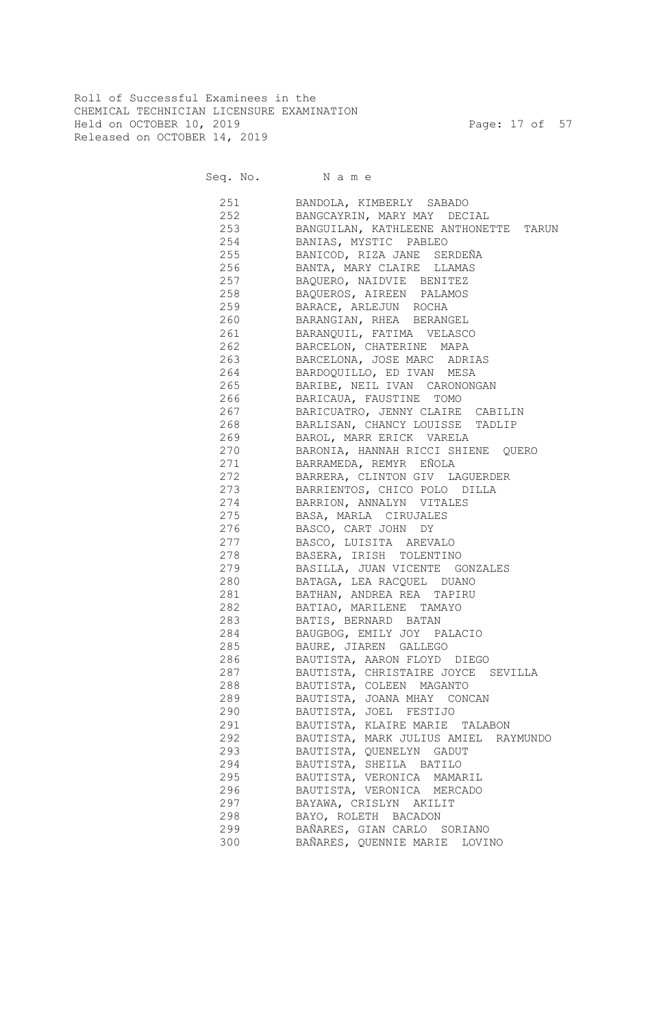Roll of Successful Examinees in the
CHEMICAL TECHNICIAN LICENSURE EXAMINATION
Held on OCTOBER 10, 2019
Released on OCTOBER 14, 2019

| Seq. No. | N a m e |
|---|---|
| 251 | BANDOLA, KIMBERLY SABADO |
| 252 | BANGCAYRIN, MARY MAY DECIAL |
| 253 | BANGUILAN, KATHLEENE ANTHONETTE TARUN |
| 254 | BANIAS, MYSTIC PABLEO |
| 255 | BANICOD, RIZA JANE SERDEÑA |
| 256 | BANTA, MARY CLAIRE LLAMAS |
| 257 | BAQUERO, NAIDVIE BENITEZ |
| 258 | BAQUEROS, AIREEN PALAMOS |
| 259 | BARACE, ARLEJUN ROCHA |
| 260 | BARANGIAN, RHEA BERANGEL |
| 261 | BARANQUIL, FATIMA VELASCO |
| 262 | BARCELON, CHATERINE MAPA |
| 263 | BARCELONA, JOSE MARC ADRIAS |
| 264 | BARDOQUILLO, ED IVAN MESA |
| 265 | BARIBE, NEIL IVAN CARONONGAN |
| 266 | BARICAUA, FAUSTINE TOMO |
| 267 | BARICUATRO, JENNY CLAIRE CABILIN |
| 268 | BARLISAN, CHANCY LOUISSE TADLIP |
| 269 | BAROL, MARR ERICK VARELA |
| 270 | BARONIA, HANNAH RICCI SHIENE QUERO |
| 271 | BARRAMEDA, REMYR EÑOLA |
| 272 | BARRERA, CLINTON GIV LAGUERDER |
| 273 | BARRIENTOS, CHICO POLO DILLA |
| 274 | BARRION, ANNALYN VITALES |
| 275 | BASA, MARLA CIRUJALES |
| 276 | BASCO, CART JOHN DY |
| 277 | BASCO, LUISITA AREVALO |
| 278 | BASERA, IRISH TOLENTINO |
| 279 | BASILLA, JUAN VICENTE GONZALES |
| 280 | BATAGA, LEA RACQUEL DUANO |
| 281 | BATHAN, ANDREA REA TAPIRU |
| 282 | BATIAO, MARILENE TAMAYO |
| 283 | BATIS, BERNARD BATAN |
| 284 | BAUGBOG, EMILY JOY PALACIO |
| 285 | BAURE, JIAREN GALLEGO |
| 286 | BAUTISTA, AARON FLOYD DIEGO |
| 287 | BAUTISTA, CHRISTAIRE JOYCE SEVILLA |
| 288 | BAUTISTA, COLEEN MAGANTO |
| 289 | BAUTISTA, JOANA MHAY CONCAN |
| 290 | BAUTISTA, JOEL FESTIJO |
| 291 | BAUTISTA, KLAIRE MARIE TALABON |
| 292 | BAUTISTA, MARK JULIUS AMIEL RAYMUNDO |
| 293 | BAUTISTA, QUENELYN GADUT |
| 294 | BAUTISTA, SHEILA BATILO |
| 295 | BAUTISTA, VERONICA MAMARIL |
| 296 | BAUTISTA, VERONICA MERCADO |
| 297 | BAYAWA, CRISLYN AKILIT |
| 298 | BAYO, ROLETH BACADON |
| 299 | BAÑARES, GIAN CARLO SORIANO |
| 300 | BAÑARES, QUENNIE MARIE LOVINO |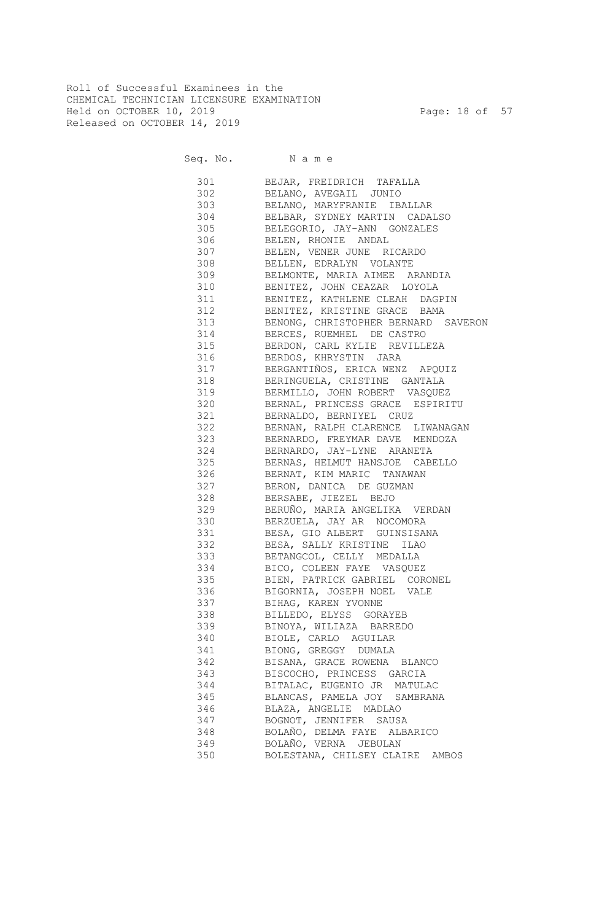Roll of Successful Examinees in the
CHEMICAL TECHNICIAN LICENSURE EXAMINATION
Held on OCTOBER 10, 2019
Released on OCTOBER 14, 2019

| Seq. No. | N a m e |
|---|---|
| 301 | BEJAR, FREIDRICH TAFALLA |
| 302 | BELANO, AVEGAIL JUNIO |
| 303 | BELANO, MARYFRANIE IBALLAR |
| 304 | BELBAR, SYDNEY MARTIN CADALSO |
| 305 | BELEGORIO, JAY-ANN GONZALES |
| 306 | BELEN, RHONIE ANDAL |
| 307 | BELEN, VENER JUNE RICARDO |
| 308 | BELLEN, EDRALYN VOLANTE |
| 309 | BELMONTE, MARIA AIMEE ARANDIA |
| 310 | BENITEZ, JOHN CEAZAR LOYOLA |
| 311 | BENITEZ, KATHLENE CLEAH DAGPIN |
| 312 | BENITEZ, KRISTINE GRACE BAMA |
| 313 | BENONG, CHRISTOPHER BERNARD SAVERON |
| 314 | BERCES, RUEMHEL DE CASTRO |
| 315 | BERDON, CARL KYLIE REVILLEZA |
| 316 | BERDOS, KHRYSTIN JARA |
| 317 | BERGANTIÑOS, ERICA WENZ APQUIZ |
| 318 | BERINGUELA, CRISTINE GANTALA |
| 319 | BERMILLO, JOHN ROBERT VASQUEZ |
| 320 | BERNAL, PRINCESS GRACE ESPIRITU |
| 321 | BERNALDO, BERNIYEL CRUZ |
| 322 | BERNAN, RALPH CLARENCE LIWANAGAN |
| 323 | BERNARDO, FREYMAR DAVE MENDOZA |
| 324 | BERNARDO, JAY-LYNE ARANETA |
| 325 | BERNAS, HELMUT HANSJOE CABELLO |
| 326 | BERNAT, KIM MARIC TANAWAN |
| 327 | BERON, DANICA DE GUZMAN |
| 328 | BERSABE, JIEZEL BEJO |
| 329 | BERUÑO, MARIA ANGELIKA VERDAN |
| 330 | BERZUELA, JAY AR NOCOMORA |
| 331 | BESA, GIO ALBERT GUINSISANA |
| 332 | BESA, SALLY KRISTINE ILAO |
| 333 | BETANGCOL, CELLY MEDALLA |
| 334 | BICO, COLEEN FAYE VASQUEZ |
| 335 | BIEN, PATRICK GABRIEL CORONEL |
| 336 | BIGORNIA, JOSEPH NOEL VALE |
| 337 | BIHAG, KAREN YVONNE |
| 338 | BILLEDO, ELYSS GORAYEB |
| 339 | BINOYA, WILIAZA BARREDO |
| 340 | BIOLE, CARLO AGUILAR |
| 341 | BIONG, GREGGY DUMALA |
| 342 | BISANA, GRACE ROWENA BLANCO |
| 343 | BISCOCHO, PRINCESS GARCIA |
| 344 | BITALAC, EUGENIO JR MATULAC |
| 345 | BLANCAS, PAMELA JOY SAMBRANA |
| 346 | BLAZA, ANGELIE MADLAO |
| 347 | BOGNOT, JENNIFER SAUSA |
| 348 | BOLAÑO, DELMA FAYE ALBARICO |
| 349 | BOLAÑO, VERNA JEBULAN |
| 350 | BOLESTANA, CHILSEY CLAIRE AMBOS |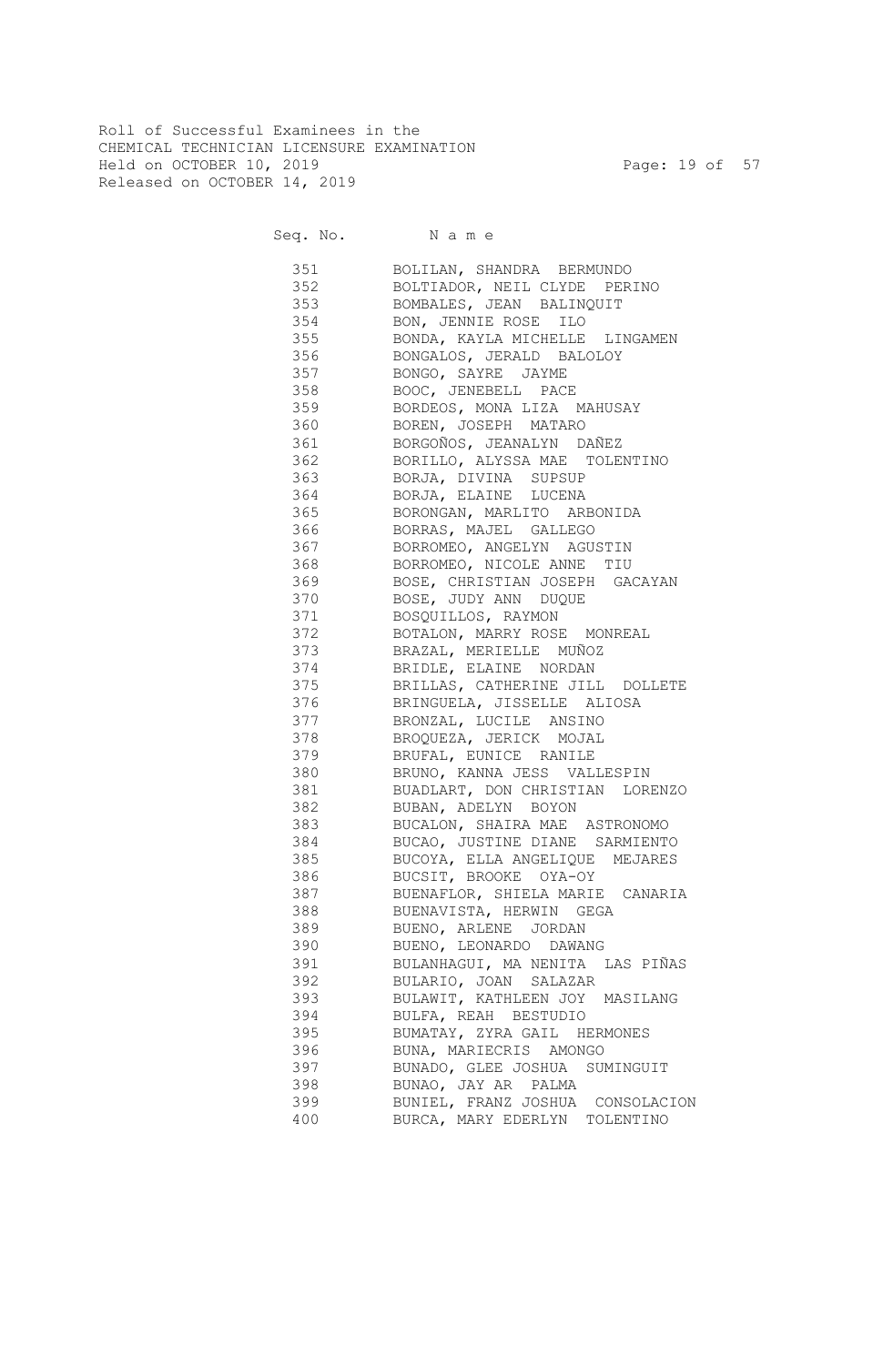Roll of Successful Examinees in the
CHEMICAL TECHNICIAN LICENSURE EXAMINATION
Held on OCTOBER 10, 2019
Released on OCTOBER 14, 2019

| Seq. No. | N a m e |
|---|---|
| 351 | BOLILAN, SHANDRA BERMUNDO |
| 352 | BOLTIADOR, NEIL CLYDE PERINO |
| 353 | BOMBALES, JEAN BALINQUIT |
| 354 | BON, JENNIE ROSE ILO |
| 355 | BONDA, KAYLA MICHELLE LINGAMEN |
| 356 | BONGALOS, JERALD BALOLOY |
| 357 | BONGO, SAYRE JAYME |
| 358 | BOOC, JENEBELL PACE |
| 359 | BORDEOS, MONA LIZA MAHUSAY |
| 360 | BOREN, JOSEPH MATARO |
| 361 | BORGOÑOS, JEANALYN DAÑEZ |
| 362 | BORILLO, ALYSSA MAE TOLENTINO |
| 363 | BORJA, DIVINA SUPSUP |
| 364 | BORJA, ELAINE LUCENA |
| 365 | BORONGAN, MARLITO ARBONIDA |
| 366 | BORRAS, MAJEL GALLEGO |
| 367 | BORROMEO, ANGELYN AGUSTIN |
| 368 | BORROMEO, NICOLE ANNE TIU |
| 369 | BOSE, CHRISTIAN JOSEPH GACAYAN |
| 370 | BOSE, JUDY ANN DUQUE |
| 371 | BOSQUILLOS, RAYMON |
| 372 | BOTALON, MARRY ROSE MONREAL |
| 373 | BRAZAL, MERIELLE MUÑOZ |
| 374 | BRIDLE, ELAINE NORDAN |
| 375 | BRILLAS, CATHERINE JILL DOLLETE |
| 376 | BRINGUELA, JISSELLE ALIOSA |
| 377 | BRONZAL, LUCILE ANSINO |
| 378 | BROQUEZA, JERICK MOJAL |
| 379 | BRUFAL, EUNICE RANILE |
| 380 | BRUNO, KANNA JESS VALLESPIN |
| 381 | BUADLART, DON CHRISTIAN LORENZO |
| 382 | BUBAN, ADELYN BOYON |
| 383 | BUCALON, SHAIRA MAE ASTRONOMO |
| 384 | BUCAO, JUSTINE DIANE SARMIENTO |
| 385 | BUCOYA, ELLA ANGELIQUE MEJARES |
| 386 | BUCSIT, BROOKE OYA-OY |
| 387 | BUENAFLOR, SHIELA MARIE CANARIA |
| 388 | BUENAVISTA, HERWIN GEGA |
| 389 | BUENO, ARLENE JORDAN |
| 390 | BUENO, LEONARDO DAWANG |
| 391 | BULANHAGUI, MA NENITA LAS PIÑAS |
| 392 | BULARIO, JOAN SALAZAR |
| 393 | BULAWIT, KATHLEEN JOY MASILANG |
| 394 | BULFA, REAH BESTUDIO |
| 395 | BUMATAY, ZYRA GAIL HERMONES |
| 396 | BUNA, MARIECRIS AMONGO |
| 397 | BUNADO, GLEE JOSHUA SUMINGUIT |
| 398 | BUNAO, JAY AR PALMA |
| 399 | BUNIEL, FRANZ JOSHUA CONSOLACION |
| 400 | BURCA, MARY EDERLYN TOLENTINO |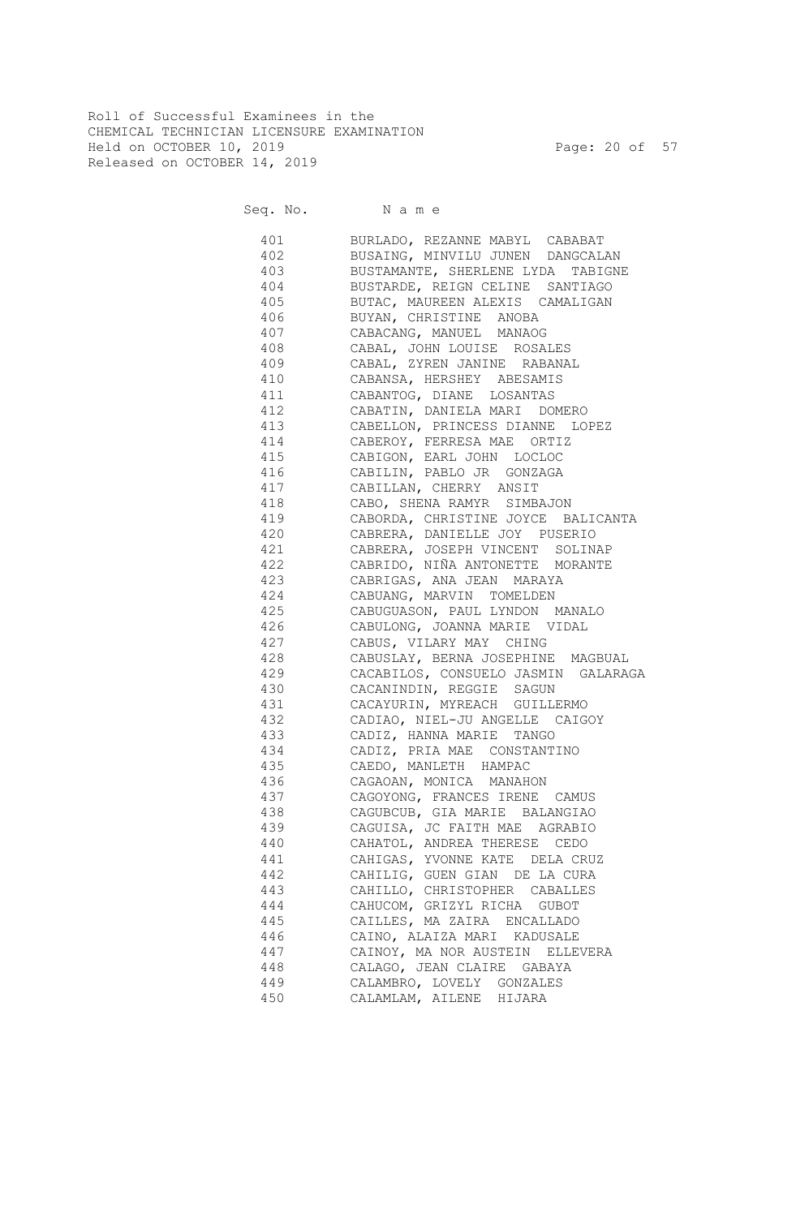Roll of Successful Examinees in the
CHEMICAL TECHNICIAN LICENSURE EXAMINATION
Held on OCTOBER 10, 2019
Released on OCTOBER 14, 2019

| Seq. No. | N a m e |
|---|---|
| 401 | BURLADO, REZANNE MABYL CABABAT |
| 402 | BUSAING, MINVILU JUNEN DANGCALAN |
| 403 | BUSTAMANTE, SHERLENE LYDA TABIGNE |
| 404 | BUSTARDE, REIGN CELINE SANTIAGO |
| 405 | BUTAC, MAUREEN ALEXIS CAMALIGAN |
| 406 | BUYAN, CHRISTINE ANOBA |
| 407 | CABACANG, MANUEL MANAOG |
| 408 | CABAL, JOHN LOUISE ROSALES |
| 409 | CABAL, ZYREN JANINE RABANAL |
| 410 | CABANSA, HERSHEY ABESAMIS |
| 411 | CABANTOG, DIANE LOSANTAS |
| 412 | CABATIN, DANIELA MARI DOMERO |
| 413 | CABELLON, PRINCESS DIANNE LOPEZ |
| 414 | CABEROY, FERRESA MAE ORTIZ |
| 415 | CABIGON, EARL JOHN LOCLOC |
| 416 | CABILIN, PABLO JR GONZAGA |
| 417 | CABILLAN, CHERRY ANSIT |
| 418 | CABO, SHENA RAMYR SIMBAJON |
| 419 | CABORDA, CHRISTINE JOYCE BALICANTA |
| 420 | CABRERA, DANIELLE JOY PUSERIO |
| 421 | CABRERA, JOSEPH VINCENT SOLINAP |
| 422 | CABRIDO, NIÑA ANTONETTE MORANTE |
| 423 | CABRIGAS, ANA JEAN MARAYA |
| 424 | CABUANG, MARVIN TOMELDEN |
| 425 | CABUGUASON, PAUL LYNDON MANALO |
| 426 | CABULONG, JOANNA MARIE VIDAL |
| 427 | CABUS, VILARY MAY CHING |
| 428 | CABUSLAY, BERNA JOSEPHINE MAGBUAL |
| 429 | CACABILOS, CONSUELO JASMIN GALARAGA |
| 430 | CACANINDIN, REGGIE SAGUN |
| 431 | CACAYURIN, MYREACH GUILLERMO |
| 432 | CADIAO, NIEL-JU ANGELLE CAIGOY |
| 433 | CADIZ, HANNA MARIE TANGO |
| 434 | CADIZ, PRIA MAE CONSTANTINO |
| 435 | CAEDO, MANLETH HAMPAC |
| 436 | CAGAOAN, MONICA MANAHON |
| 437 | CAGOYONG, FRANCES IRENE CAMUS |
| 438 | CAGUBCUB, GIA MARIE BALANGIAO |
| 439 | CAGUISA, JC FAITH MAE AGRABIO |
| 440 | CAHATOL, ANDREA THERESE CEDO |
| 441 | CAHIGAS, YVONNE KATE DELA CRUZ |
| 442 | CAHILIG, GUEN GIAN DE LA CURA |
| 443 | CAHILLO, CHRISTOPHER CABALLES |
| 444 | CAHUCOM, GRIZYL RICHA GUBOT |
| 445 | CAILLES, MA ZAIRA ENCALLADO |
| 446 | CAINO, ALAIZA MARI KADUSALE |
| 447 | CAINOY, MA NOR AUSTEIN ELLEVERA |
| 448 | CALAGO, JEAN CLAIRE GABAYA |
| 449 | CALAMBRO, LOVELY GONZALES |
| 450 | CALAMLAM, AILENE HIJARA |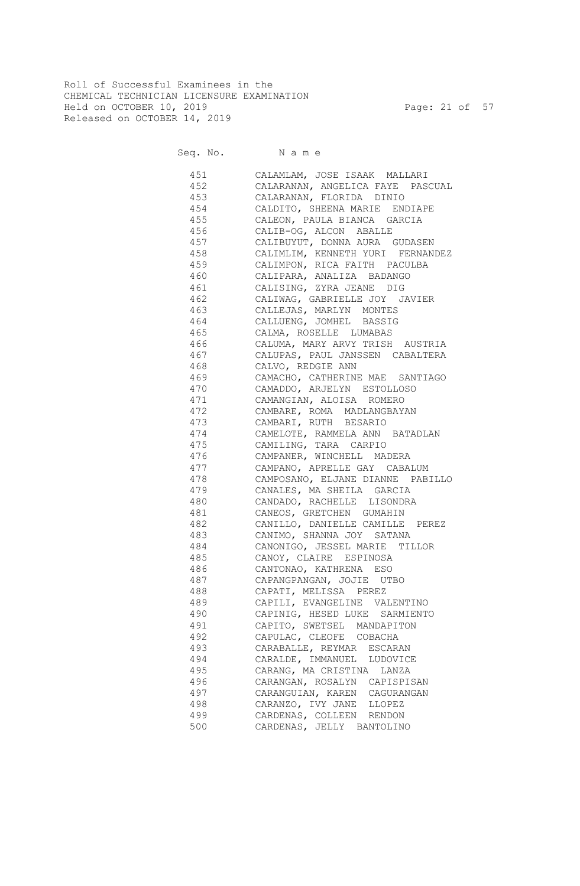Roll of Successful Examinees in the
CHEMICAL TECHNICIAN LICENSURE EXAMINATION
Held on OCTOBER 10, 2019
Released on OCTOBER 14, 2019

| Seq. No. | N a m e |
|---|---|
| 451 | CALAMLAM, JOSE ISAAK MALLARI |
| 452 | CALARANAN, ANGELICA FAYE PASCUAL |
| 453 | CALARANAN, FLORIDA DINIO |
| 454 | CALDITO, SHEENA MARIE ENDIAPE |
| 455 | CALEON, PAULA BIANCA GARCIA |
| 456 | CALIB-OG, ALCON ABALLE |
| 457 | CALIBUYUT, DONNA AURA GUDASEN |
| 458 | CALIMLIM, KENNETH YURI FERNANDEZ |
| 459 | CALIMPON, RICA FAITH PACULBA |
| 460 | CALIPARA, ANALIZA BADANGO |
| 461 | CALISING, ZYRA JEANE DIG |
| 462 | CALIWAG, GABRIELLE JOY JAVIER |
| 463 | CALLEJAS, MARLYN MONTES |
| 464 | CALLUENG, JOMHEL BASSIG |
| 465 | CALMA, ROSELLE LUMABAS |
| 466 | CALUMA, MARY ARVY TRISH AUSTRIA |
| 467 | CALUPAS, PAUL JANSSEN CABALTERA |
| 468 | CALVO, REDGIE ANN |
| 469 | CAMACHO, CATHERINE MAE SANTIAGO |
| 470 | CAMADDO, ARJELYN ESTOLLOSO |
| 471 | CAMANGIAN, ALOISA ROMERO |
| 472 | CAMBARE, ROMA MADLANGBAYAN |
| 473 | CAMBARI, RUTH BESARIO |
| 474 | CAMELOTE, RAMMELA ANN BATADLAN |
| 475 | CAMILING, TARA CARPIO |
| 476 | CAMPANER, WINCHELL MADERA |
| 477 | CAMPANO, APRELLE GAY CABALUM |
| 478 | CAMPOSANO, ELJANE DIANNE PABILLO |
| 479 | CANALES, MA SHEILA GARCIA |
| 480 | CANDADO, RACHELLE LISONDRA |
| 481 | CANEOS, GRETCHEN GUMAHIN |
| 482 | CANILLO, DANIELLE CAMILLE PEREZ |
| 483 | CANIMO, SHANNA JOY SATANA |
| 484 | CANONIGO, JESSEL MARIE TILLOR |
| 485 | CANOY, CLAIRE ESPINOSA |
| 486 | CANTONAO, KATHRENA ESO |
| 487 | CAPANGPANGAN, JOJIE UTBO |
| 488 | CAPATI, MELISSA PEREZ |
| 489 | CAPILI, EVANGELINE VALENTINO |
| 490 | CAPINIG, HESED LUKE SARMIENTO |
| 491 | CAPITO, SWETSEL MANDAPITON |
| 492 | CAPULAC, CLEOFE COBACHA |
| 493 | CARABALLE, REYMAR ESCARAN |
| 494 | CARALDE, IMMANUEL LUDOVICE |
| 495 | CARANG, MA CRISTINA LANZA |
| 496 | CARANGAN, ROSALYN CAPISPISAN |
| 497 | CARANGUIAN, KAREN CAGURANGAN |
| 498 | CARANZO, IVY JANE LLOPEZ |
| 499 | CARDENAS, COLLEEN RENDON |
| 500 | CARDENAS, JELLY BANTOLINO |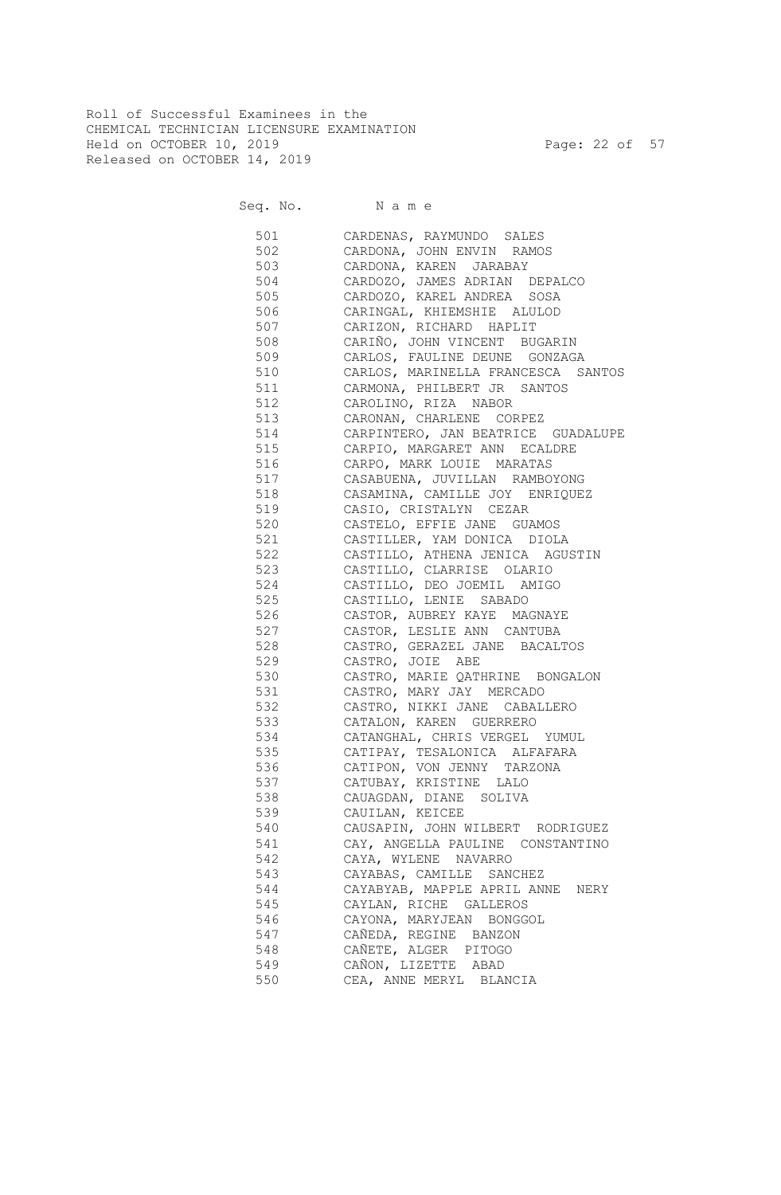Roll of Successful Examinees in the
CHEMICAL TECHNICIAN LICENSURE EXAMINATION
Held on OCTOBER 10, 2019
Released on OCTOBER 14, 2019

| Seq. No. | Name |
|---|---|
| 501 | CARDENAS, RAYMUNDO SALES |
| 502 | CARDONA, JOHN ENVIN RAMOS |
| 503 | CARDONA, KAREN JARABAY |
| 504 | CARDOZO, JAMES ADRIAN DEPALCO |
| 505 | CARDOZO, KAREL ANDREA SOSA |
| 506 | CARINGAL, KHIEMSHIE ALULOD |
| 507 | CARIZON, RICHARD HAPLIT |
| 508 | CARIÑO, JOHN VINCENT BUGARIN |
| 509 | CARLOS, FAULINE DEUNE GONZAGA |
| 510 | CARLOS, MARINELLA FRANCESCA SANTOS |
| 511 | CARMONA, PHILBERT JR SANTOS |
| 512 | CAROLINO, RIZA NABOR |
| 513 | CARONAN, CHARLENE CORPEZ |
| 514 | CARPINTERO, JAN BEATRICE GUADALUPE |
| 515 | CARPIO, MARGARET ANN ECALDRE |
| 516 | CARPO, MARK LOUIE MARATAS |
| 517 | CASABUENA, JUVILLAN RAMBOYONG |
| 518 | CASAMINA, CAMILLE JOY ENRIQUEZ |
| 519 | CASIO, CRISTALYN CEZAR |
| 520 | CASTELO, EFFIE JANE GUAMOS |
| 521 | CASTILLER, YAM DONICA DIOLA |
| 522 | CASTILLO, ATHENA JENICA AGUSTIN |
| 523 | CASTILLO, CLARRISE OLARIO |
| 524 | CASTILLO, DEO JOEMIL AMIGO |
| 525 | CASTILLO, LENIE SABADO |
| 526 | CASTOR, AUBREY KAYE MAGNAYE |
| 527 | CASTOR, LESLIE ANN CANTUBA |
| 528 | CASTRO, GERAZEL JANE BACALTOS |
| 529 | CASTRO, JOIE ABE |
| 530 | CASTRO, MARIE QATHRINE BONGALON |
| 531 | CASTRO, MARY JAY MERCADO |
| 532 | CASTRO, NIKKI JANE CABALLERO |
| 533 | CATALON, KAREN GUERRERO |
| 534 | CATANGHAL, CHRIS VERGEL YUMUL |
| 535 | CATIPAY, TESALONICA ALFAFARA |
| 536 | CATIPON, VON JENNY TARZONA |
| 537 | CATUBAY, KRISTINE LALO |
| 538 | CAUAGDAN, DIANE SOLIVA |
| 539 | CAUILAN, KEICEE |
| 540 | CAUSAPIN, JOHN WILBERT RODRIGUEZ |
| 541 | CAY, ANGELLA PAULINE CONSTANTINO |
| 542 | CAYA, WYLENE NAVARRO |
| 543 | CAYABAS, CAMILLE SANCHEZ |
| 544 | CAYABYAB, MAPPLE APRIL ANNE NERY |
| 545 | CAYLAN, RICHE GALLEROS |
| 546 | CAYONA, MARYJEAN BONGGOL |
| 547 | CAÑEDA, REGINE BANZON |
| 548 | CAÑETE, ALGER PITOGO |
| 549 | CAÑON, LIZETTE ABAD |
| 550 | CEA, ANNE MERYL BLANCIA |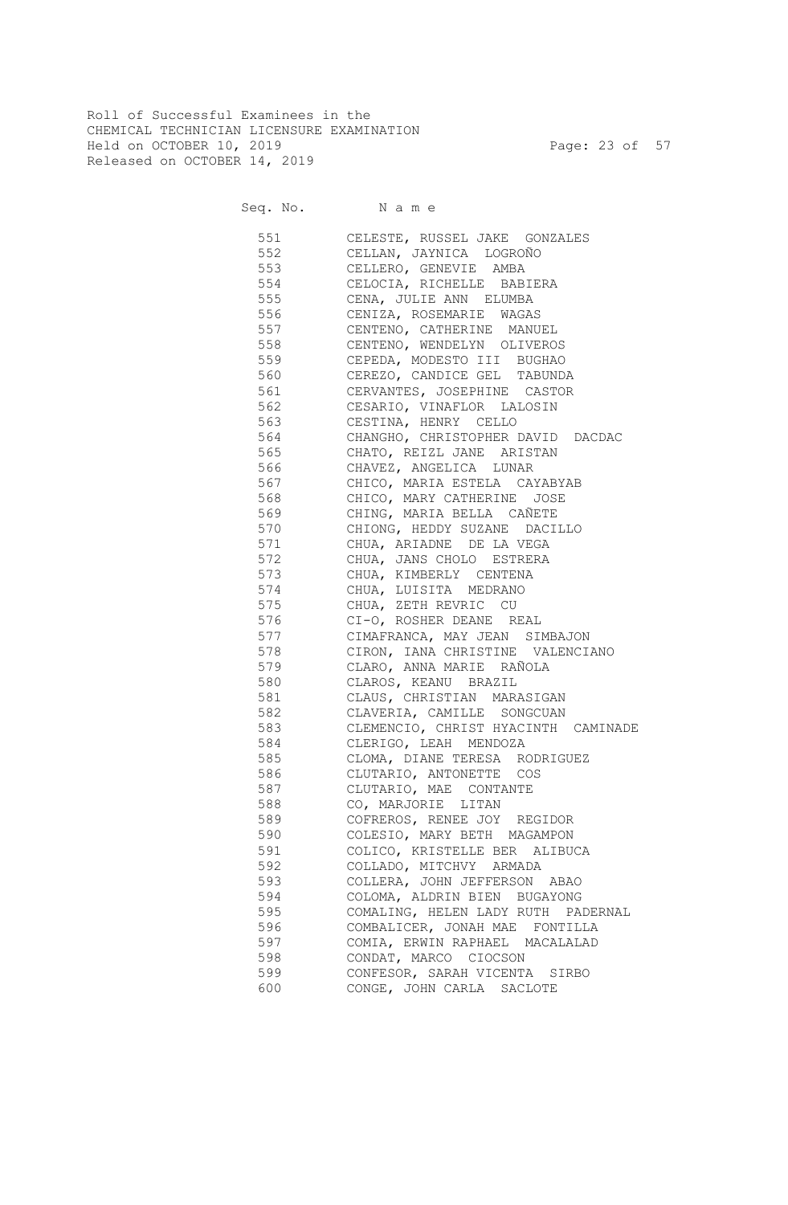Roll of Successful Examinees in the
CHEMICAL TECHNICIAN LICENSURE EXAMINATION
Held on OCTOBER 10, 2019
Released on OCTOBER 14, 2019

| Seq. No. | N a m e |
|---|---|
| 551 | CELESTE, RUSSEL JAKE GONZALES |
| 552 | CELLAN, JAYNICA LOGROÑO |
| 553 | CELLERO, GENEVIE AMBA |
| 554 | CELOCIA, RICHELLE BABIERA |
| 555 | CENA, JULIE ANN ELUMBA |
| 556 | CENIZA, ROSEMARIE WAGAS |
| 557 | CENTENO, CATHERINE MANUEL |
| 558 | CENTENO, WENDELYN OLIVEROS |
| 559 | CEPEDA, MODESTO III BUGHAO |
| 560 | CEREZO, CANDICE GEL TABUNDA |
| 561 | CERVANTES, JOSEPHINE CASTOR |
| 562 | CESARIO, VINAFLOR LALOSIN |
| 563 | CESTINA, HENRY CELLO |
| 564 | CHANGHO, CHRISTOPHER DAVID DACDAC |
| 565 | CHATO, REIZL JANE ARISTAN |
| 566 | CHAVEZ, ANGELICA LUNAR |
| 567 | CHICO, MARIA ESTELA CAYABYAB |
| 568 | CHICO, MARY CATHERINE JOSE |
| 569 | CHING, MARIA BELLA CAÑETE |
| 570 | CHIONG, HEDDY SUZANE DACILLO |
| 571 | CHUA, ARIADNE DE LA VEGA |
| 572 | CHUA, JANS CHOLO ESTRERA |
| 573 | CHUA, KIMBERLY CENTENA |
| 574 | CHUA, LUISITA MEDRANO |
| 575 | CHUA, ZETH REVRIC CU |
| 576 | CI-O, ROSHER DEANE REAL |
| 577 | CIMAFRANCA, MAY JEAN SIMBAJON |
| 578 | CIRON, IANA CHRISTINE VALENCIANO |
| 579 | CLARO, ANNA MARIE RAÑOLA |
| 580 | CLAROS, KEANU BRAZIL |
| 581 | CLAUS, CHRISTIAN MARASIGAN |
| 582 | CLAVERIA, CAMILLE SONGCUAN |
| 583 | CLEMENCIO, CHRIST HYACINTH CAMINADE |
| 584 | CLERIGO, LEAH MENDOZA |
| 585 | CLOMA, DIANE TERESA RODRIGUEZ |
| 586 | CLUTARIO, ANTONETTE COS |
| 587 | CLUTARIO, MAE CONTANTE |
| 588 | CO, MARJORIE LITAN |
| 589 | COFREROS, RENEE JOY REGIDOR |
| 590 | COLESIO, MARY BETH MAGAMPON |
| 591 | COLICO, KRISTELLE BER ALIBUCA |
| 592 | COLLADO, MITCHVY ARMADA |
| 593 | COLLERA, JOHN JEFFERSON ABAO |
| 594 | COLOMA, ALDRIN BIEN BUGAYONG |
| 595 | COMALING, HELEN LADY RUTH PADERNAL |
| 596 | COMBALICER, JONAH MAE FONTILLA |
| 597 | COMIA, ERWIN RAPHAEL MACALALAD |
| 598 | CONDAT, MARCO CIOCSON |
| 599 | CONFESOR, SARAH VICENTA SIRBO |
| 600 | CONGE, JOHN CARLA SACLOTE |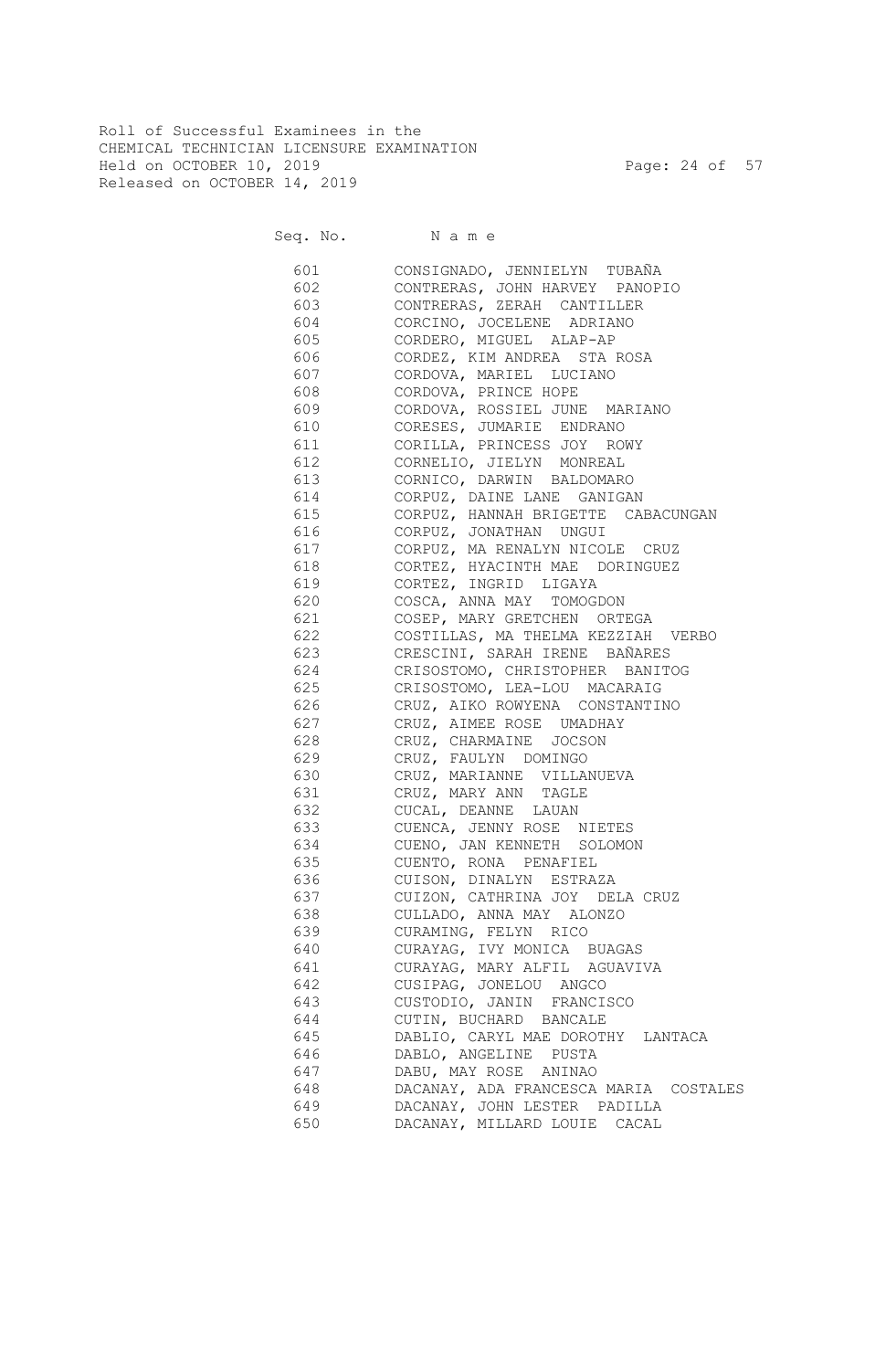Roll of Successful Examinees in the
CHEMICAL TECHNICIAN LICENSURE EXAMINATION
Held on OCTOBER 10, 2019
Released on OCTOBER 14, 2019

| Seq. No. | N a m e |
|---|---|
| 601 | CONSIGNADO, JENNIELYN TUBAÑA |
| 602 | CONTRERAS, JOHN HARVEY PANOPIO |
| 603 | CONTRERAS, ZERAH CANTILLER |
| 604 | CORCINO, JOCELENE ADRIANO |
| 605 | CORDERO, MIGUEL ALAP-AP |
| 606 | CORDEZ, KIM ANDREA STA ROSA |
| 607 | CORDOVA, MARIEL LUCIANO |
| 608 | CORDOVA, PRINCE HOPE |
| 609 | CORDOVA, ROSSIEL JUNE MARIANO |
| 610 | CORESES, JUMARIE ENDRANO |
| 611 | CORILLA, PRINCESS JOY ROWY |
| 612 | CORNELIO, JIELYN MONREAL |
| 613 | CORNICO, DARWIN BALDOMARO |
| 614 | CORPUZ, DAINE LANE GANIGAN |
| 615 | CORPUZ, HANNAH BRIGETTE CABACUNGAN |
| 616 | CORPUZ, JONATHAN UNGUI |
| 617 | CORPUZ, MA RENALYN NICOLE CRUZ |
| 618 | CORTEZ, HYACINTH MAE DORINGUEZ |
| 619 | CORTEZ, INGRID LIGAYA |
| 620 | COSCA, ANNA MAY TOMOGDON |
| 621 | COSEP, MARY GRETCHEN ORTEGA |
| 622 | COSTILLAS, MA THELMA KEZZIAH VERBO |
| 623 | CRESCINI, SARAH IRENE BAÑARES |
| 624 | CRISOSTOMO, CHRISTOPHER BANITOG |
| 625 | CRISOSTOMO, LEA-LOU MACARAIG |
| 626 | CRUZ, AIKO ROWYENA CONSTANTINO |
| 627 | CRUZ, AIMEE ROSE UMADHAY |
| 628 | CRUZ, CHARMAINE JOCSON |
| 629 | CRUZ, FAULYN DOMINGO |
| 630 | CRUZ, MARIANNE VILLANUEVA |
| 631 | CRUZ, MARY ANN TAGLE |
| 632 | CUCAL, DEANNE LAUAN |
| 633 | CUENCA, JENNY ROSE NIETES |
| 634 | CUENO, JAN KENNETH SOLOMON |
| 635 | CUENTO, RONA PENAFIEL |
| 636 | CUISON, DINALYN ESTRAZA |
| 637 | CUIZON, CATHRINA JOY DELA CRUZ |
| 638 | CULLADO, ANNA MAY ALONZO |
| 639 | CURAMING, FELYN RICO |
| 640 | CURAYAG, IVY MONICA BUAGAS |
| 641 | CURAYAG, MARY ALFIL AGUAVIVA |
| 642 | CUSIPAG, JONELOU ANGCO |
| 643 | CUSTODIO, JANIN FRANCISCO |
| 644 | CUTIN, BUCHARD BANCALE |
| 645 | DABLIO, CARYL MAE DOROTHY LANTACA |
| 646 | DABLO, ANGELINE PUSTA |
| 647 | DABU, MAY ROSE ANINAO |
| 648 | DACANAY, ADA FRANCESCA MARIA COSTALES |
| 649 | DACANAY, JOHN LESTER PADILLA |
| 650 | DACANAY, MILLARD LOUIE CACAL |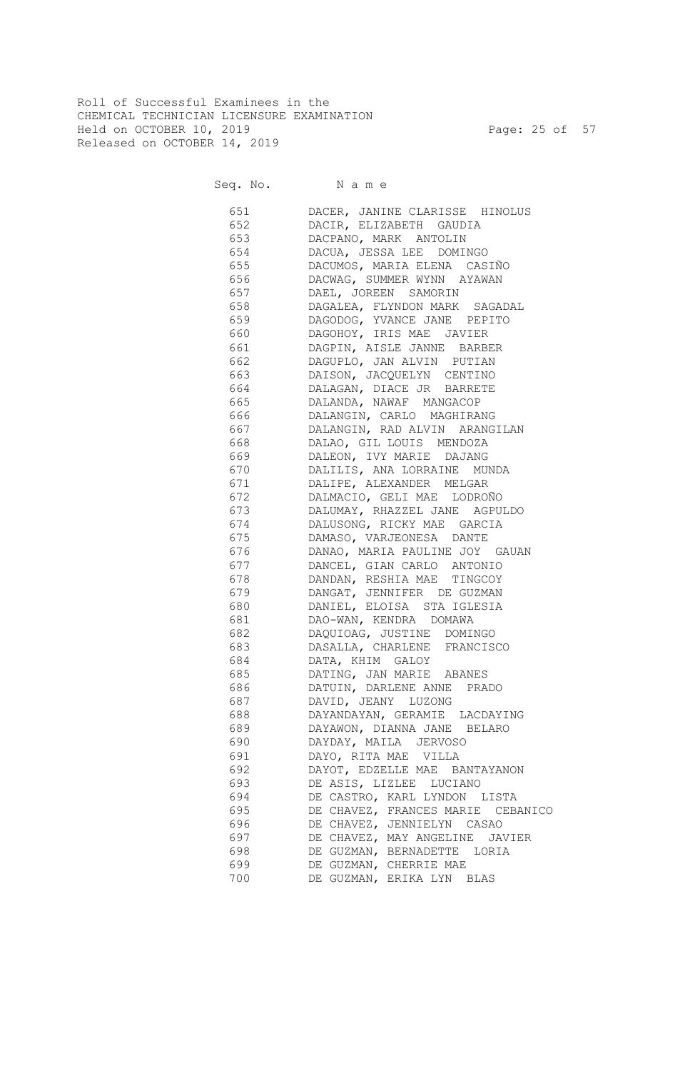Roll of Successful Examinees in the
CHEMICAL TECHNICIAN LICENSURE EXAMINATION
Held on OCTOBER 10, 2019
Released on OCTOBER 14, 2019

| Seq. No. | N a m e |
|---|---|
| 651 | DACER, JANINE CLARISSE HINOLUS |
| 652 | DACIR, ELIZABETH GAUDIA |
| 653 | DACPANO, MARK ANTOLIN |
| 654 | DACUA, JESSA LEE DOMINGO |
| 655 | DACUMOS, MARIA ELENA CASIÑO |
| 656 | DACWAG, SUMMER WYNN AYAWAN |
| 657 | DAEL, JOREEN SAMORIN |
| 658 | DAGALEA, FLYNDON MARK SAGADAL |
| 659 | DAGODOG, YVANCE JANE PEPITO |
| 660 | DAGOHOY, IRIS MAE JAVIER |
| 661 | DAGPIN, AISLE JANNE BARBER |
| 662 | DAGUPLO, JAN ALVIN PUTIAN |
| 663 | DAISON, JACQUELYN CENTINO |
| 664 | DALAGAN, DIACE JR BARRETE |
| 665 | DALANDA, NAWAF MANGACOP |
| 666 | DALANGIN, CARLO MAGHIRANG |
| 667 | DALANGIN, RAD ALVIN ARANGILAN |
| 668 | DALAO, GIL LOUIS MENDOZA |
| 669 | DALEON, IVY MARIE DAJANG |
| 670 | DALILIS, ANA LORRAINE MUNDA |
| 671 | DALIPE, ALEXANDER MELGAR |
| 672 | DALMACIO, GELI MAE LODROÑO |
| 673 | DALUMAY, RHAZZEL JANE AGPULDO |
| 674 | DALUSONG, RICKY MAE GARCIA |
| 675 | DAMASO, VARJEONESA DANTE |
| 676 | DANAO, MARIA PAULINE JOY GAUAN |
| 677 | DANCEL, GIAN CARLO ANTONIO |
| 678 | DANDAN, RESHIA MAE TINGCOY |
| 679 | DANGAT, JENNIFER DE GUZMAN |
| 680 | DANIEL, ELOISA STA IGLESIA |
| 681 | DAO-WAN, KENDRA DOMAWA |
| 682 | DAQUIOAG, JUSTINE DOMINGO |
| 683 | DASALLA, CHARLENE FRANCISCO |
| 684 | DATA, KHIM GALOY |
| 685 | DATING, JAN MARIE ABANES |
| 686 | DATUIN, DARLENE ANNE PRADO |
| 687 | DAVID, JEANY LUZONG |
| 688 | DAYANDAYAN, GERAMIE LACDAYING |
| 689 | DAYAWON, DIANNA JANE BELARO |
| 690 | DAYDAY, MAILA JERVOSO |
| 691 | DAYO, RITA MAE VILLA |
| 692 | DAYOT, EDZELLE MAE BANTAYANON |
| 693 | DE ASIS, LIZLEE LUCIANO |
| 694 | DE CASTRO, KARL LYNDON LISTA |
| 695 | DE CHAVEZ, FRANCES MARIE CEBANICO |
| 696 | DE CHAVEZ, JENNIELYN CASAO |
| 697 | DE CHAVEZ, MAY ANGELINE JAVIER |
| 698 | DE GUZMAN, BERNADETTE LORIA |
| 699 | DE GUZMAN, CHERRIE MAE |
| 700 | DE GUZMAN, ERIKA LYN BLAS |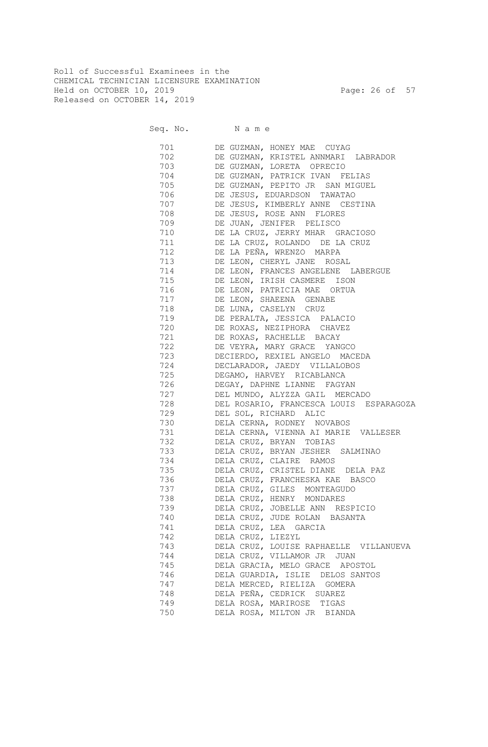Roll of Successful Examinees in the
CHEMICAL TECHNICIAN LICENSURE EXAMINATION
Held on OCTOBER 10, 2019
Released on OCTOBER 14, 2019

| Seq. No. | N a m e |
|---|---|
| 701 | DE GUZMAN, HONEY MAE CUYAG |
| 702 | DE GUZMAN, KRISTEL ANNMARI LABRADOR |
| 703 | DE GUZMAN, LORETA OPRECIO |
| 704 | DE GUZMAN, PATRICK IVAN FELIAS |
| 705 | DE GUZMAN, PEPITO JR SAN MIGUEL |
| 706 | DE JESUS, EDUARDSON TAWATAO |
| 707 | DE JESUS, KIMBERLY ANNE CESTINA |
| 708 | DE JESUS, ROSE ANN FLORES |
| 709 | DE JUAN, JENIFER PELISCO |
| 710 | DE LA CRUZ, JERRY MHAR GRACIOSO |
| 711 | DE LA CRUZ, ROLANDO DE LA CRUZ |
| 712 | DE LA PEÑA, WRENZO MARPA |
| 713 | DE LEON, CHERYL JANE ROSAL |
| 714 | DE LEON, FRANCES ANGELENE LABERGUE |
| 715 | DE LEON, IRISH CASMERE ISON |
| 716 | DE LEON, PATRICIA MAE ORTUA |
| 717 | DE LEON, SHAEENA GENABE |
| 718 | DE LUNA, CASELYN CRUZ |
| 719 | DE PERALTA, JESSICA PALACIO |
| 720 | DE ROXAS, NEZIPHORA CHAVEZ |
| 721 | DE ROXAS, RACHELLE BACAY |
| 722 | DE VEYRA, MARY GRACE YANGCO |
| 723 | DECIERDO, REXIEL ANGELO MACEDA |
| 724 | DECLARADOR, JAEDY VILLALOBOS |
| 725 | DEGAMO, HARVEY RICABLANCA |
| 726 | DEGAY, DAPHNE LIANNE FAGYAN |
| 727 | DEL MUNDO, ALYZZA GAIL MERCADO |
| 728 | DEL ROSARIO, FRANCESCA LOUIS ESPARAGOZA |
| 729 | DEL SOL, RICHARD ALIC |
| 730 | DELA CERNA, RODNEY NOVABOS |
| 731 | DELA CERNA, VIENNA AI MARIE VALLESER |
| 732 | DELA CRUZ, BRYAN TOBIAS |
| 733 | DELA CRUZ, BRYAN JESHER SALMINAO |
| 734 | DELA CRUZ, CLAIRE RAMOS |
| 735 | DELA CRUZ, CRISTEL DIANE DELA PAZ |
| 736 | DELA CRUZ, FRANCHESKA KAE BASCO |
| 737 | DELA CRUZ, GILES MONTEAGUDO |
| 738 | DELA CRUZ, HENRY MONDARES |
| 739 | DELA CRUZ, JOBELLE ANN RESPICIO |
| 740 | DELA CRUZ, JUDE ROLAN BASANTA |
| 741 | DELA CRUZ, LEA GARCIA |
| 742 | DELA CRUZ, LIEZYL |
| 743 | DELA CRUZ, LOUISE RAPHAELLE VILLANUEVA |
| 744 | DELA CRUZ, VILLAMOR JR JUAN |
| 745 | DELA GRACIA, MELO GRACE APOSTOL |
| 746 | DELA GUARDIA, ISLIE DELOS SANTOS |
| 747 | DELA MERCED, RIELIZA GOMERA |
| 748 | DELA PEÑA, CEDRICK SUAREZ |
| 749 | DELA ROSA, MARIROSE TIGAS |
| 750 | DELA ROSA, MILTON JR BIANDA |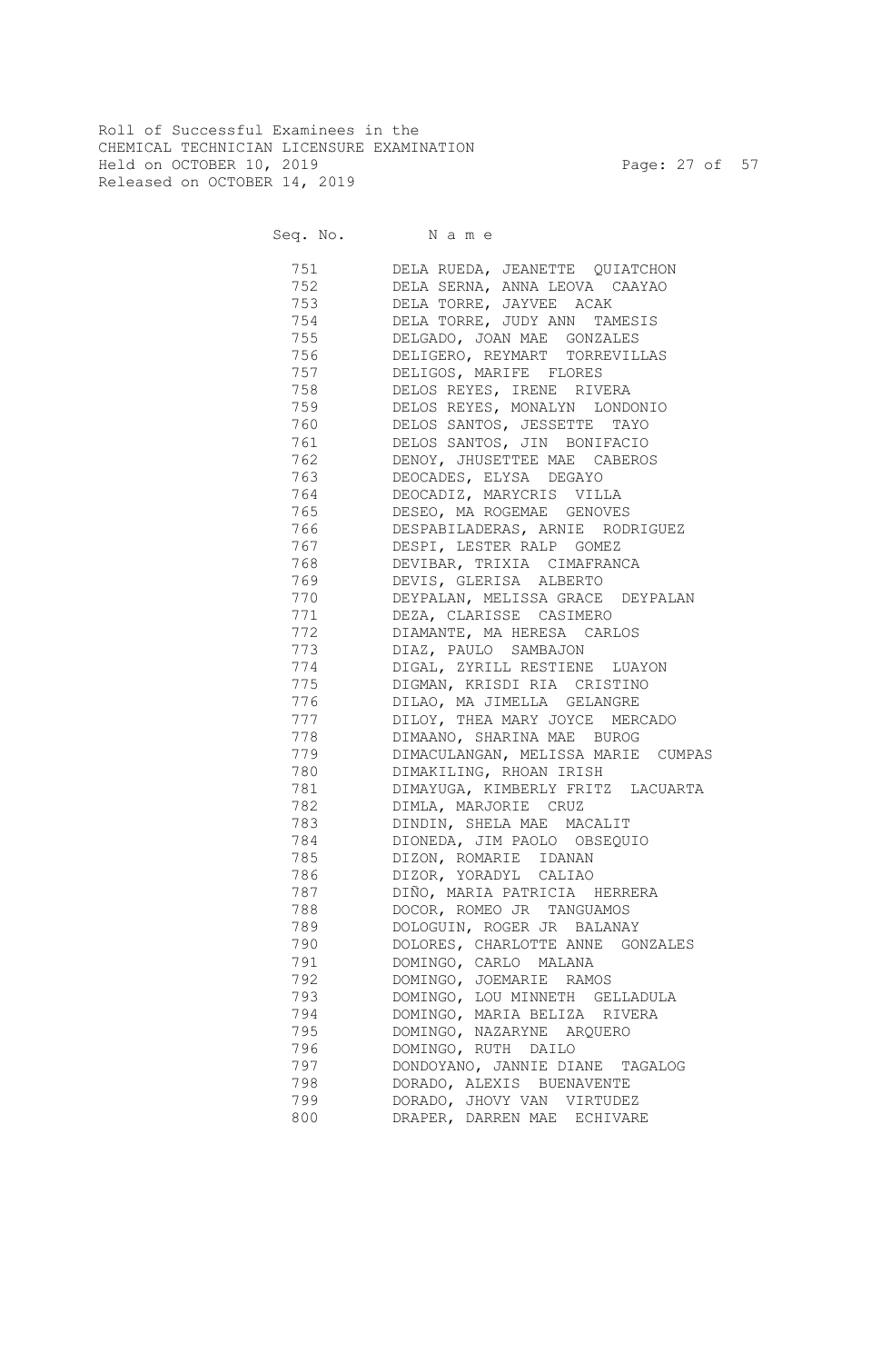Roll of Successful Examinees in the
CHEMICAL TECHNICIAN LICENSURE EXAMINATION
Held on OCTOBER 10, 2019
Released on OCTOBER 14, 2019

| Seq. No. | Name |
|---|---|
| 751 | DELA RUEDA, JEANETTE QUIATCHON |
| 752 | DELA SERNA, ANNA LEOVA CAAYAO |
| 753 | DELA TORRE, JAYVEE ACAK |
| 754 | DELA TORRE, JUDY ANN TAMESIS |
| 755 | DELGADO, JOAN MAE GONZALES |
| 756 | DELIGERO, REYMART TORREVILLAS |
| 757 | DELIGOS, MARIFE FLORES |
| 758 | DELOS REYES, IRENE RIVERA |
| 759 | DELOS REYES, MONALYN LONDONIO |
| 760 | DELOS SANTOS, JESSETTE TAYO |
| 761 | DELOS SANTOS, JIN BONIFACIO |
| 762 | DENOY, JHUSETTEE MAE CABEROS |
| 763 | DEOCADES, ELYSA DEGAYO |
| 764 | DEOCADIZ, MARYCRIS VILLA |
| 765 | DESEO, MA ROGEMAE GENOVES |
| 766 | DESPABILADERAS, ARNIE RODRIGUEZ |
| 767 | DESPI, LESTER RALP GOMEZ |
| 768 | DEVIBAR, TRIXIA CIMAFRANCA |
| 769 | DEVIS, GLERISA ALBERTO |
| 770 | DEYPALAN, MELISSA GRACE DEYPALAN |
| 771 | DEZA, CLARISSE CASIMERO |
| 772 | DIAMANTE, MA HERESA CARLOS |
| 773 | DIAZ, PAULO SAMBAJON |
| 774 | DIGAL, ZYRILL RESTIENE LUAYON |
| 775 | DIGMAN, KRISDI RIA CRISTINO |
| 776 | DILAO, MA JIMELLA GELANGRE |
| 777 | DILOY, THEA MARY JOYCE MERCADO |
| 778 | DIMAANO, SHARINA MAE BUROG |
| 779 | DIMACULANGAN, MELISSA MARIE CUMPAS |
| 780 | DIMAKILING, RHOAN IRISH |
| 781 | DIMAYUGA, KIMBERLY FRITZ LACUARTA |
| 782 | DIMLA, MARJORIE CRUZ |
| 783 | DINDIN, SHELA MAE MACALIT |
| 784 | DIONEDA, JIM PAOLO OBSEQUIO |
| 785 | DIZON, ROMARIE IDANAN |
| 786 | DIZOR, YORADYL CALIAO |
| 787 | DIÑO, MARIA PATRICIA HERRERA |
| 788 | DOCOR, ROMEO JR TANGUAMOS |
| 789 | DOLOGUIN, ROGER JR BALANAY |
| 790 | DOLORES, CHARLOTTE ANNE GONZALES |
| 791 | DOMINGO, CARLO MALANA |
| 792 | DOMINGO, JOEMARIE RAMOS |
| 793 | DOMINGO, LOU MINNETH GELLADULA |
| 794 | DOMINGO, MARIA BELIZA RIVERA |
| 795 | DOMINGO, NAZARYNE ARQUERO |
| 796 | DOMINGO, RUTH DAILO |
| 797 | DONDOYANO, JANNIE DIANE TAGALOG |
| 798 | DORADO, ALEXIS BUENAVENTE |
| 799 | DORADO, JHOVY VAN VIRTUDEZ |
| 800 | DRAPER, DARREN MAE ECHIVARE |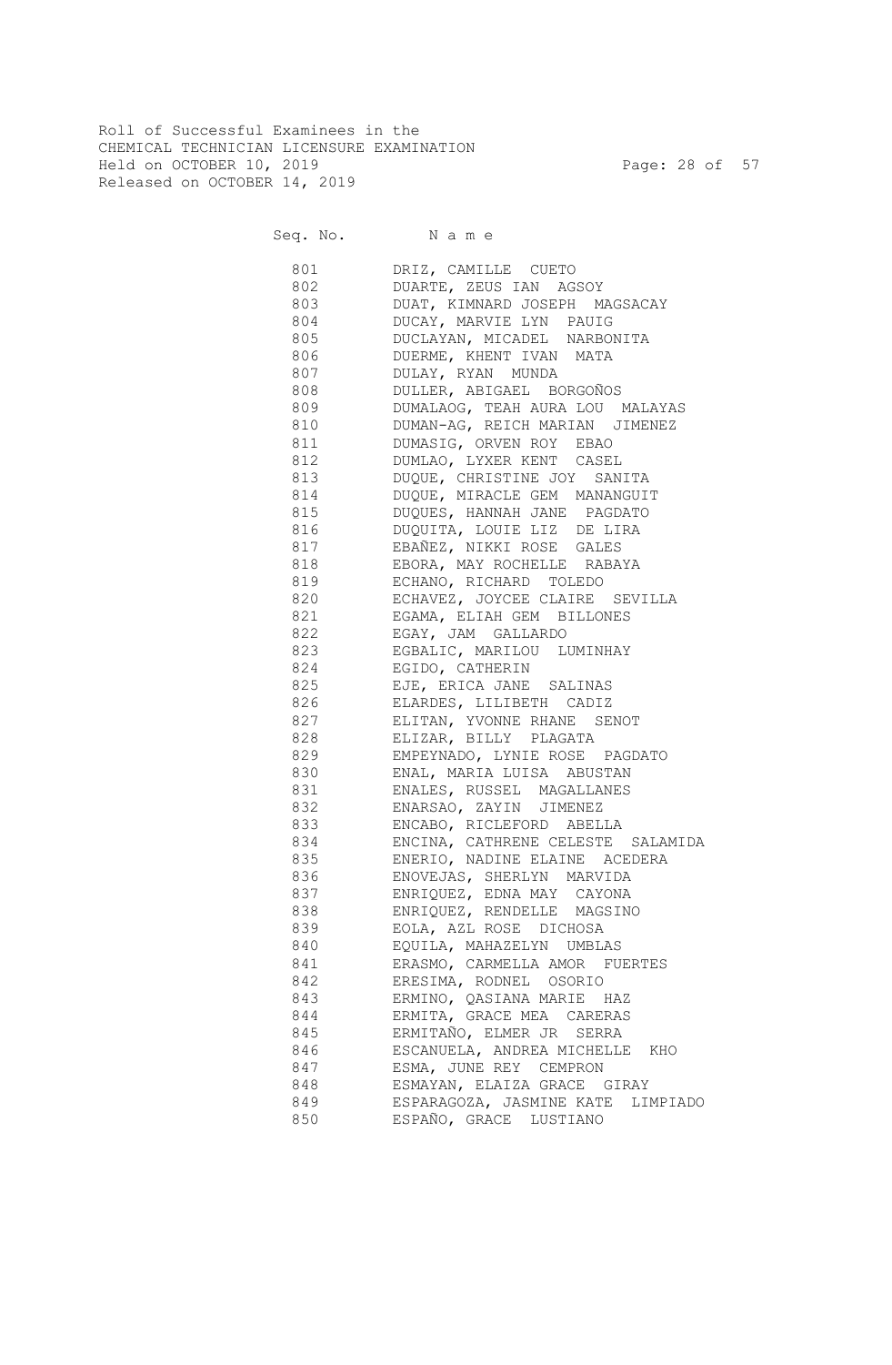Roll of Successful Examinees in the
CHEMICAL TECHNICIAN LICENSURE EXAMINATION
Held on OCTOBER 10, 2019
Released on OCTOBER 14, 2019

| Seq. No. | N a m e |
|---|---|
| 801 | DRIZ, CAMILLE CUETO |
| 802 | DUARTE, ZEUS IAN AGSOY |
| 803 | DUAT, KIMNARD JOSEPH MAGSACAY |
| 804 | DUCAY, MARVIE LYN PAUIG |
| 805 | DUCLAYAN, MICADEL NARBONITA |
| 806 | DUERME, KHENT IVAN MATA |
| 807 | DULAY, RYAN MUNDA |
| 808 | DULLER, ABIGAEL BORGOÑOS |
| 809 | DUMALAOG, TEAH AURA LOU MALAYAS |
| 810 | DUMAN-AG, REICH MARIAN JIMENEZ |
| 811 | DUMASIG, ORVEN ROY EBAO |
| 812 | DUMLAO, LYXER KENT CASEL |
| 813 | DUQUE, CHRISTINE JOY SANITA |
| 814 | DUQUE, MIRACLE GEM MANANGUIT |
| 815 | DUQUES, HANNAH JANE PAGDATO |
| 816 | DUQUITA, LOUIE LIZ DE LIRA |
| 817 | EBAÑEZ, NIKKI ROSE GALES |
| 818 | EBORA, MAY ROCHELLE RABAYA |
| 819 | ECHANO, RICHARD TOLEDO |
| 820 | ECHAVEZ, JOYCEE CLAIRE SEVILLA |
| 821 | EGAMA, ELIAH GEM BILLONES |
| 822 | EGAY, JAM GALLARDO |
| 823 | EGBALIC, MARILOU LUMINHAY |
| 824 | EGIDO, CATHERIN |
| 825 | EJE, ERICA JANE SALINAS |
| 826 | ELARDES, LILIBETH CADIZ |
| 827 | ELITAN, YVONNE RHANE SENOT |
| 828 | ELIZAR, BILLY PLAGATA |
| 829 | EMPEYNADO, LYNIE ROSE PAGDATO |
| 830 | ENAL, MARIA LUISA ABUSTAN |
| 831 | ENALES, RUSSEL MAGALLANES |
| 832 | ENARSAO, ZAYIN JIMENEZ |
| 833 | ENCABO, RICLEFORD ABELLA |
| 834 | ENCINA, CATHRENE CELESTE SALAMIDA |
| 835 | ENERIO, NADINE ELAINE ACEDERA |
| 836 | ENOVEJAS, SHERLYN MARVIDA |
| 837 | ENRIQUEZ, EDNA MAY CAYONA |
| 838 | ENRIQUEZ, RENDELLE MAGSINO |
| 839 | EOLA, AZL ROSE DICHOSA |
| 840 | EQUILA, MAHAZELYN UMBLAS |
| 841 | ERASMO, CARMELLA AMOR FUERTES |
| 842 | ERESIMA, RODNEL OSORIO |
| 843 | ERMINO, QASIANA MARIE HAZ |
| 844 | ERMITA, GRACE MEA CARERAS |
| 845 | ERMITAÑO, ELMER JR SERRA |
| 846 | ESCANUELA, ANDREA MICHELLE KHO |
| 847 | ESMA, JUNE REY CEMPRON |
| 848 | ESMAYAN, ELAIZA GRACE GIRAY |
| 849 | ESPARAGOZA, JASMINE KATE LIMPIADO |
| 850 | ESPAÑO, GRACE LUSTIANO |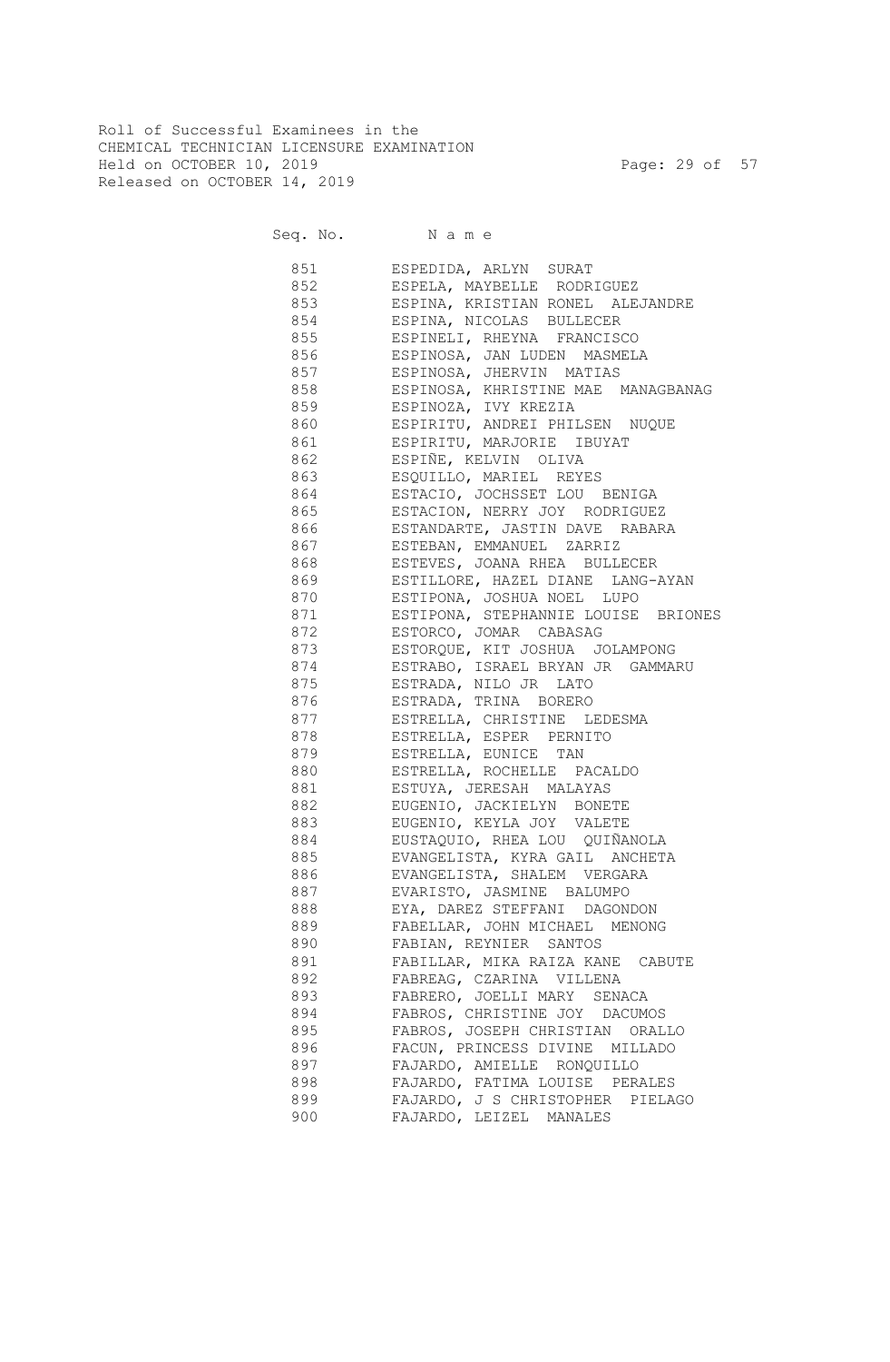Roll of Successful Examinees in the
CHEMICAL TECHNICIAN LICENSURE EXAMINATION
Held on OCTOBER 10, 2019
Released on OCTOBER 14, 2019

| Seq. No. | N a m e |
|---|---|
| 851 | ESPEDIDA, ARLYN SURAT |
| 852 | ESPELA, MAYBELLE RODRIGUEZ |
| 853 | ESPINA, KRISTIAN RONEL ALEJANDRE |
| 854 | ESPINA, NICOLAS BULLECER |
| 855 | ESPINELI, RHEYNA FRANCISCO |
| 856 | ESPINOSA, JAN LUDEN MASMELA |
| 857 | ESPINOSA, JHERVIN MATIAS |
| 858 | ESPINOSA, KHRISTINE MAE MANAGBANAG |
| 859 | ESPINOZA, IVY KREZIA |
| 860 | ESPIRITU, ANDREI PHILSEN NUQUE |
| 861 | ESPIRITU, MARJORIE IBUYAT |
| 862 | ESPIÑE, KELVIN OLIVA |
| 863 | ESQUILLO, MARIEL REYES |
| 864 | ESTACIO, JOCHSSET LOU BENIGA |
| 865 | ESTACION, NERRY JOY RODRIGUEZ |
| 866 | ESTANDARTE, JASTIN DAVE RABARA |
| 867 | ESTEBAN, EMMANUEL ZARRIZ |
| 868 | ESTEVES, JOANA RHEA BULLECER |
| 869 | ESTILLORE, HAZEL DIANE LANG-AYAN |
| 870 | ESTIPONA, JOSHUA NOEL LUPO |
| 871 | ESTIPONA, STEPHANNIE LOUISE BRIONES |
| 872 | ESTORCO, JOMAR CABASAG |
| 873 | ESTORQUE, KIT JOSHUA JOLAMPONG |
| 874 | ESTRABO, ISRAEL BRYAN JR GAMMARU |
| 875 | ESTRADA, NILO JR LATO |
| 876 | ESTRADA, TRINA BORERO |
| 877 | ESTRELLA, CHRISTINE LEDESMA |
| 878 | ESTRELLA, ESPER PERNITO |
| 879 | ESTRELLA, EUNICE TAN |
| 880 | ESTRELLA, ROCHELLE PACALDO |
| 881 | ESTUYA, JERESAH MALAYAS |
| 882 | EUGENIO, JACKIELYN BONETE |
| 883 | EUGENIO, KEYLA JOY VALETE |
| 884 | EUSTAQUIO, RHEA LOU QUIÑANOLA |
| 885 | EVANGELISTA, KYRA GAIL ANCHETA |
| 886 | EVANGELISTA, SHALEM VERGARA |
| 887 | EVARISTO, JASMINE BALUMPO |
| 888 | EYA, DAREZ STEFFANI DAGONDON |
| 889 | FABELLAR, JOHN MICHAEL MENONG |
| 890 | FABIAN, REYNIER SANTOS |
| 891 | FABILLAR, MIKA RAIZA KANE CABUTE |
| 892 | FABREAG, CZARINA VILLENA |
| 893 | FABRERO, JOELLI MARY SENACA |
| 894 | FABROS, CHRISTINE JOY DACUMOS |
| 895 | FABROS, JOSEPH CHRISTIAN ORALLO |
| 896 | FACUN, PRINCESS DIVINE MILLADO |
| 897 | FAJARDO, AMIELLE RONQUILLO |
| 898 | FAJARDO, FATIMA LOUISE PERALES |
| 899 | FAJARDO, J S CHRISTOPHER PIELAGO |
| 900 | FAJARDO, LEIZEL MANALES |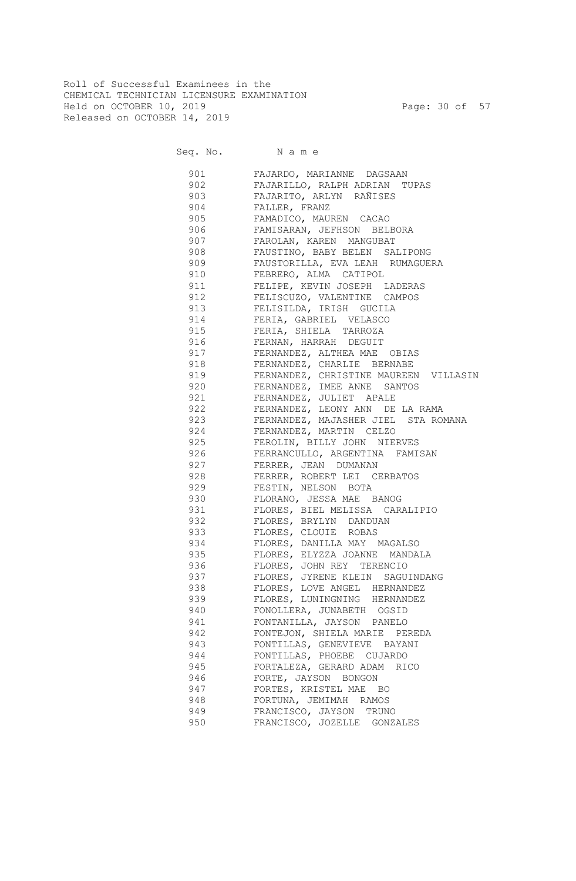Roll of Successful Examinees in the
CHEMICAL TECHNICIAN LICENSURE EXAMINATION
Held on OCTOBER 10, 2019
Released on OCTOBER 14, 2019

| Seq. No. | N a m e |
|---|---|
| 901 | FAJARDO, MARIANNE DAGSAAN |
| 902 | FAJARILLO, RALPH ADRIAN TUPAS |
| 903 | FAJARITO, ARLYN RAÑISES |
| 904 | FALLER, FRANZ |
| 905 | FAMADICO, MAUREN CACAO |
| 906 | FAMISARAN, JEFHSON BELBORA |
| 907 | FAROLAN, KAREN MANGUBAT |
| 908 | FAUSTINO, BABY BELEN SALIPONG |
| 909 | FAUSTORILLA, EVA LEAH RUMAGUERA |
| 910 | FEBRERO, ALMA CATIPOL |
| 911 | FELIPE, KEVIN JOSEPH LADERAS |
| 912 | FELISCUZO, VALENTINE CAMPOS |
| 913 | FELISILDA, IRISH GUCILA |
| 914 | FERIA, GABRIEL VELASCO |
| 915 | FERIA, SHIELA TARROZA |
| 916 | FERNAN, HARRAH DEGUIT |
| 917 | FERNANDEZ, ALTHEA MAE OBIAS |
| 918 | FERNANDEZ, CHARLIE BERNABE |
| 919 | FERNANDEZ, CHRISTINE MAUREEN VILLASIN |
| 920 | FERNANDEZ, IMEE ANNE SANTOS |
| 921 | FERNANDEZ, JULIET APALE |
| 922 | FERNANDEZ, LEONY ANN DE LA RAMA |
| 923 | FERNANDEZ, MAJASHER JIEL STA ROMANA |
| 924 | FERNANDEZ, MARTIN CELZO |
| 925 | FEROLIN, BILLY JOHN NIERVES |
| 926 | FERRANCULLO, ARGENTINA FAMISAN |
| 927 | FERRER, JEAN DUMANAN |
| 928 | FERRER, ROBERT LEI CERBATOS |
| 929 | FESTIN, NELSON BOTA |
| 930 | FLORANO, JESSA MAE BANOG |
| 931 | FLORES, BIEL MELISSA CARALIPIO |
| 932 | FLORES, BRYLYN DANDUAN |
| 933 | FLORES, CLOUIE ROBAS |
| 934 | FLORES, DANILLA MAY MAGALSO |
| 935 | FLORES, ELYZZA JOANNE MANDALA |
| 936 | FLORES, JOHN REY TERENCIO |
| 937 | FLORES, JYRENE KLEIN SAGUINDANG |
| 938 | FLORES, LOVE ANGEL HERNANDEZ |
| 939 | FLORES, LUNINGNING HERNANDEZ |
| 940 | FONOLLERA, JUNABETH OGSID |
| 941 | FONTANILLA, JAYSON PANELO |
| 942 | FONTEJON, SHIELA MARIE PEREDA |
| 943 | FONTILLAS, GENEVIEVE BAYANI |
| 944 | FONTILLAS, PHOEBE CUJARDO |
| 945 | FORTALEZA, GERARD ADAM RICO |
| 946 | FORTE, JAYSON BONGON |
| 947 | FORTES, KRISTEL MAE BO |
| 948 | FORTUNA, JEMIMAH RAMOS |
| 949 | FRANCISCO, JAYSON TRUNO |
| 950 | FRANCISCO, JOZELLE GONZALES |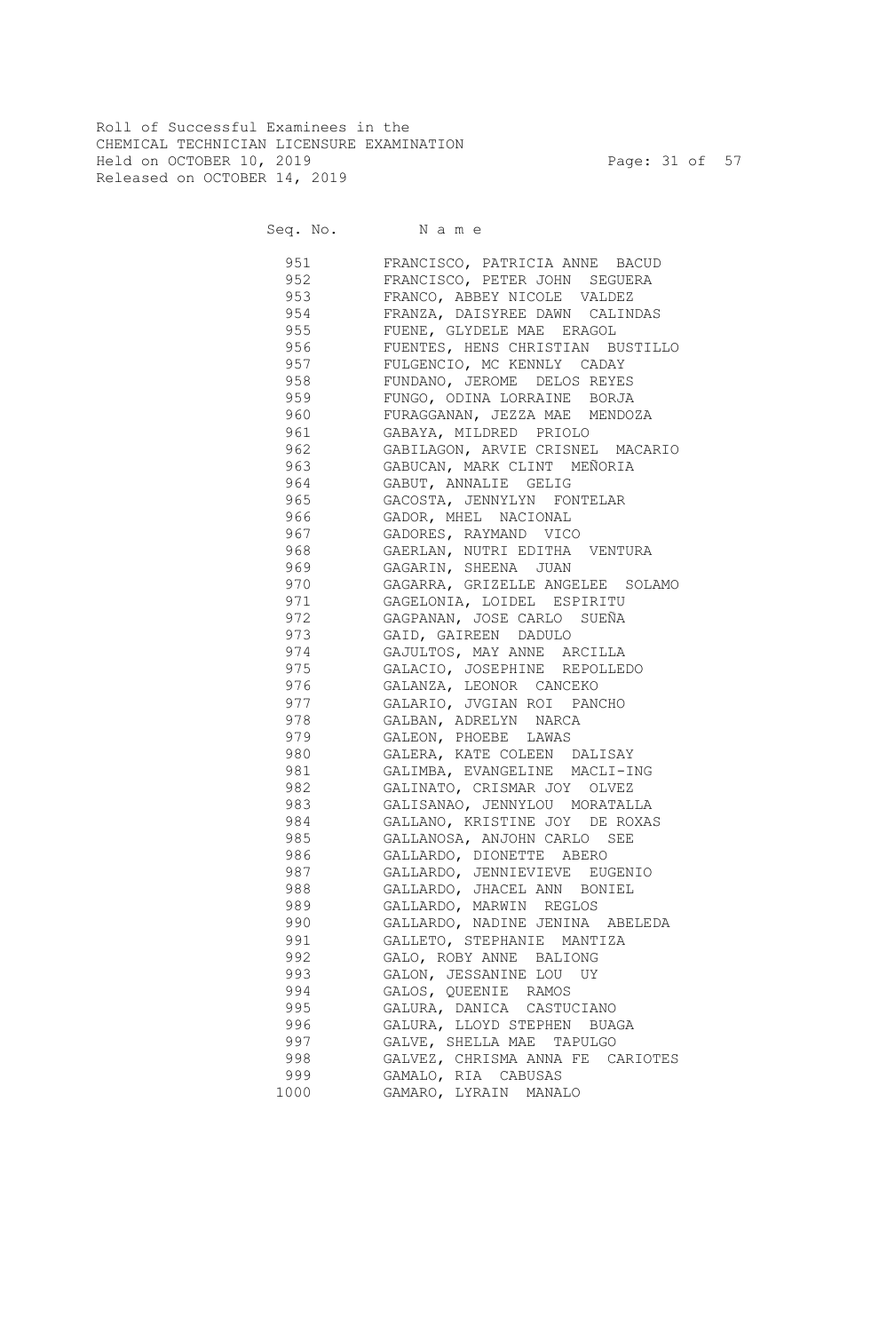Roll of Successful Examinees in the
CHEMICAL TECHNICIAN LICENSURE EXAMINATION
Held on OCTOBER 10, 2019
Released on OCTOBER 14, 2019

| Seq. No. | N a m e |
|---|---|
| 951 | FRANCISCO, PATRICIA ANNE BACUD |
| 952 | FRANCISCO, PETER JOHN SEGUERA |
| 953 | FRANCO, ABBEY NICOLE VALDEZ |
| 954 | FRANZA, DAISYREE DAWN CALINDAS |
| 955 | FUENE, GLYDELE MAE ERAGOL |
| 956 | FUENTES, HENS CHRISTIAN BUSTILLO |
| 957 | FULGENCIO, MC KENNLY CADAY |
| 958 | FUNDANO, JEROME DELOS REYES |
| 959 | FUNGO, ODINA LORRAINE BORJA |
| 960 | FURAGGANAN, JEZZA MAE MENDOZA |
| 961 | GABAYA, MILDRED PRIOLO |
| 962 | GABILAGON, ARVIE CRISNEL MACARIO |
| 963 | GABUCAN, MARK CLINT MEÑORIA |
| 964 | GABUT, ANNALIE GELIG |
| 965 | GACOSTA, JENNYLYN FONTELAR |
| 966 | GADOR, MHEL NACIONAL |
| 967 | GADORES, RAYMAND VICO |
| 968 | GAERLAN, NUTRI EDITHA VENTURA |
| 969 | GAGARIN, SHEENA JUAN |
| 970 | GAGARRA, GRIZELLE ANGELEE SOLAMO |
| 971 | GAGELONIA, LOIDEL ESPIRITU |
| 972 | GAGPANAN, JOSE CARLO SUEÑA |
| 973 | GAID, GAIREEN DADULO |
| 974 | GAJULTOS, MAY ANNE ARCILLA |
| 975 | GALACIO, JOSEPHINE REPOLLEDO |
| 976 | GALANZA, LEONOR CANCEKO |
| 977 | GALARIO, JVGIAN ROI PANCHO |
| 978 | GALBAN, ADRELYN NARCA |
| 979 | GALEON, PHOEBE LAWAS |
| 980 | GALERA, KATE COLEEN DALISAY |
| 981 | GALIMBA, EVANGELINE MACLI-ING |
| 982 | GALINATO, CRISMAR JOY OLVEZ |
| 983 | GALISANAO, JENNYLOU MORATALLA |
| 984 | GALLANO, KRISTINE JOY DE ROXAS |
| 985 | GALLANOSA, ANJOHN CARLO SEE |
| 986 | GALLARDO, DIONETTE ABERO |
| 987 | GALLARDO, JENNIEVIEVE EUGENIO |
| 988 | GALLARDO, JHACEL ANN BONIEL |
| 989 | GALLARDO, MARWIN REGLOS |
| 990 | GALLARDO, NADINE JENINA ABELEDA |
| 991 | GALLETO, STEPHANIE MANTIZA |
| 992 | GALO, ROBY ANNE BALIONG |
| 993 | GALON, JESSANINE LOU UY |
| 994 | GALOS, QUEENIE RAMOS |
| 995 | GALURA, DANICA CASTUCIANO |
| 996 | GALURA, LLOYD STEPHEN BUAGA |
| 997 | GALVE, SHELLA MAE TAPULGO |
| 998 | GALVEZ, CHRISMA ANNA FE CARIOTES |
| 999 | GAMALO, RIA CABUSAS |
| 1000 | GAMARO, LYRAIN MANALO |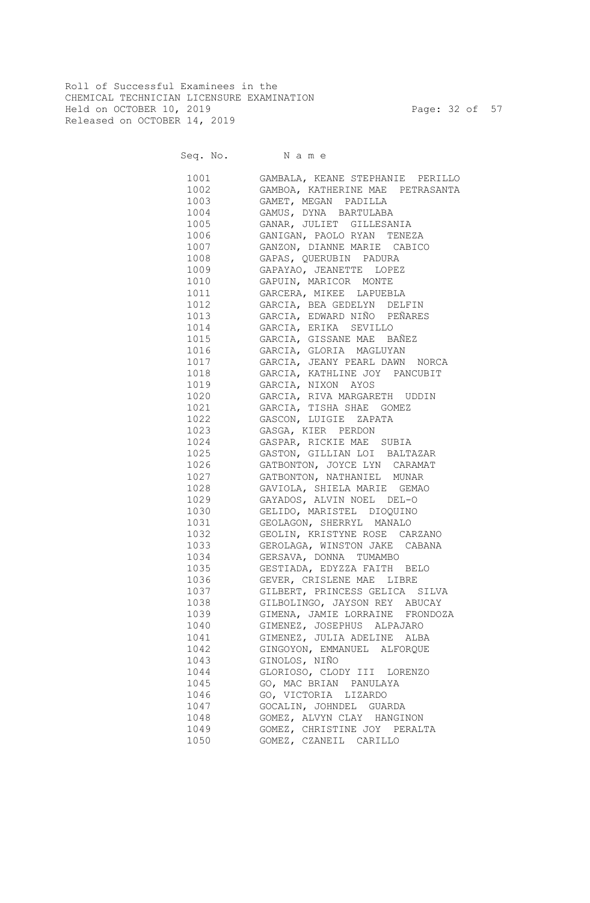Roll of Successful Examinees in the
CHEMICAL TECHNICIAN LICENSURE EXAMINATION
Held on OCTOBER 10, 2019
Released on OCTOBER 14, 2019

| Seq. No. | N a m e |
|---|---|
| 1001 | GAMBALA, KEANE STEPHANIE PERILLO |
| 1002 | GAMBOA, KATHERINE MAE PETRASANTA |
| 1003 | GAMET, MEGAN PADILLA |
| 1004 | GAMUS, DYNA BARTULABA |
| 1005 | GANAR, JULIET GILLESANIA |
| 1006 | GANIGAN, PAOLO RYAN TENEZA |
| 1007 | GANZON, DIANNE MARIE CABICO |
| 1008 | GAPAS, QUERUBIN PADURA |
| 1009 | GAPAYAO, JEANETTE LOPEZ |
| 1010 | GAPUIN, MARICOR MONTE |
| 1011 | GARCERA, MIKEE LAPUEBLA |
| 1012 | GARCIA, BEA GEDELYN DELFIN |
| 1013 | GARCIA, EDWARD NIÑO PEÑARES |
| 1014 | GARCIA, ERIKA SEVILLO |
| 1015 | GARCIA, GISSANE MAE BAÑEZ |
| 1016 | GARCIA, GLORIA MAGLUYAN |
| 1017 | GARCIA, JEANY PEARL DAWN NORCA |
| 1018 | GARCIA, KATHLINE JOY PANCUBIT |
| 1019 | GARCIA, NIXON AYOS |
| 1020 | GARCIA, RIVA MARGARETH UDDIN |
| 1021 | GARCIA, TISHA SHAE GOMEZ |
| 1022 | GASCON, LUIGIE ZAPATA |
| 1023 | GASGA, KIER PERDON |
| 1024 | GASPAR, RICKIE MAE SUBIA |
| 1025 | GASTON, GILLIAN LOI BALTAZAR |
| 1026 | GATBONTON, JOYCE LYN CARAMAT |
| 1027 | GATBONTON, NATHANIEL MUNAR |
| 1028 | GAVIOLA, SHIELA MARIE GEMAO |
| 1029 | GAYADOS, ALVIN NOEL DEL-O |
| 1030 | GELIDO, MARISTEL DIOQUINO |
| 1031 | GEOLAGON, SHERRYL MANALO |
| 1032 | GEOLIN, KRISTYNE ROSE CARZANO |
| 1033 | GEROLAGA, WINSTON JAKE CABANA |
| 1034 | GERSAVA, DONNA TUMAMBO |
| 1035 | GESTIADA, EDYZZA FAITH BELO |
| 1036 | GEVER, CRISLENE MAE LIBRE |
| 1037 | GILBERT, PRINCESS GELICA SILVA |
| 1038 | GILBOLINGO, JAYSON REY ABUCAY |
| 1039 | GIMENA, JAMIE LORRAINE FRONDOZA |
| 1040 | GIMENEZ, JOSEPHUS ALPAJARO |
| 1041 | GIMENEZ, JULIA ADELINE ALBA |
| 1042 | GINGOYON, EMMANUEL ALFORQUE |
| 1043 | GINOLOS, NIÑO |
| 1044 | GLORIOSO, CLODY III LORENZO |
| 1045 | GO, MAC BRIAN PANULAYA |
| 1046 | GO, VICTORIA LIZARDO |
| 1047 | GOCALIN, JOHNDEL GUARDA |
| 1048 | GOMEZ, ALVYN CLAY HANGINON |
| 1049 | GOMEZ, CHRISTINE JOY PERALTA |
| 1050 | GOMEZ, CZANEIL CARILLO |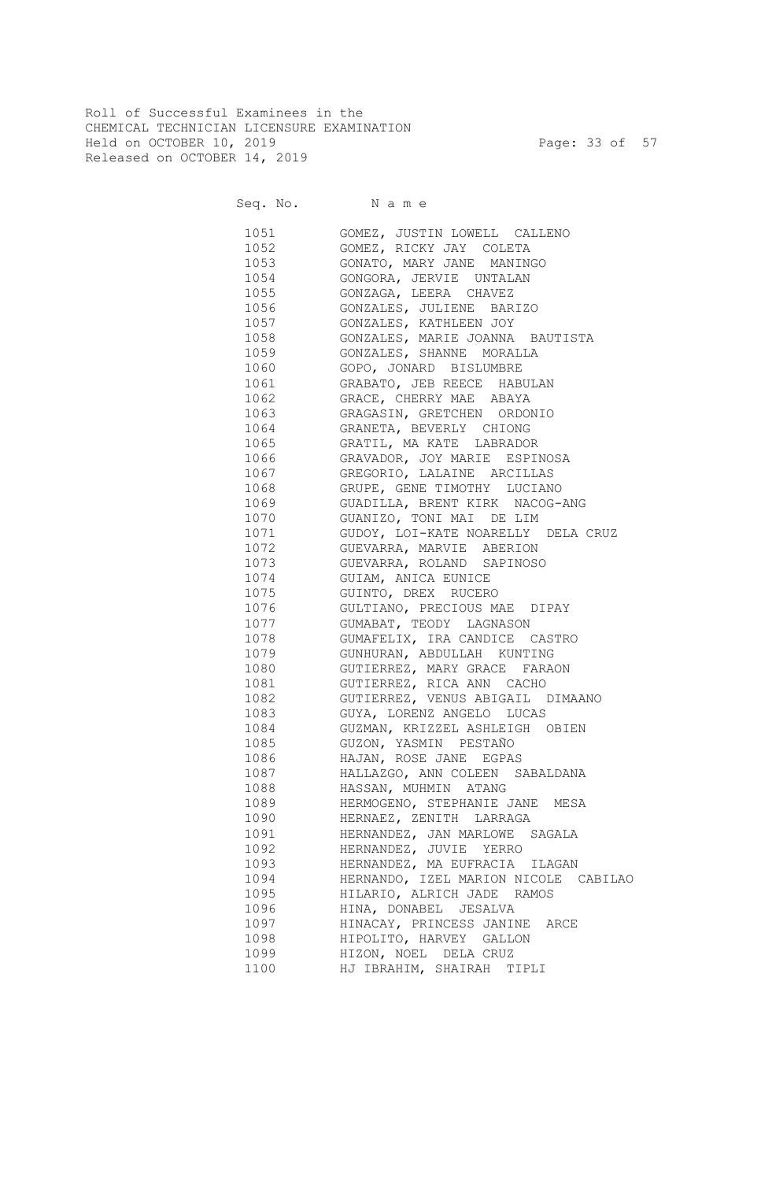Roll of Successful Examinees in the
CHEMICAL TECHNICIAN LICENSURE EXAMINATION
Held on OCTOBER 10, 2019
Released on OCTOBER 14, 2019

| Seq. No. | N a m e |
|---|---|
| 1051 | GOMEZ, JUSTIN LOWELL CALLENO |
| 1052 | GOMEZ, RICKY JAY COLETA |
| 1053 | GONATO, MARY JANE MANINGO |
| 1054 | GONGORA, JERVIE UNTALAN |
| 1055 | GONZAGA, LEERA CHAVEZ |
| 1056 | GONZALES, JULIENE BARIZO |
| 1057 | GONZALES, KATHLEEN JOY |
| 1058 | GONZALES, MARIE JOANNA BAUTISTA |
| 1059 | GONZALES, SHANNE MORALLA |
| 1060 | GOPO, JONARD BISLUMBRE |
| 1061 | GRABATO, JEB REECE HABULAN |
| 1062 | GRACE, CHERRY MAE ABAYA |
| 1063 | GRAGASIN, GRETCHEN ORDONIO |
| 1064 | GRANETA, BEVERLY CHIONG |
| 1065 | GRATIL, MA KATE LABRADOR |
| 1066 | GRAVADOR, JOY MARIE ESPINOSA |
| 1067 | GREGORIO, LALAINE ARCILLAS |
| 1068 | GRUPE, GENE TIMOTHY LUCIANO |
| 1069 | GUADILLA, BRENT KIRK NACOG-ANG |
| 1070 | GUANIZO, TONI MAI DE LIM |
| 1071 | GUDOY, LOI-KATE NOARELLY DELA CRUZ |
| 1072 | GUEVARRA, MARVIE ABERION |
| 1073 | GUEVARRA, ROLAND SAPINOSO |
| 1074 | GUIAM, ANICA EUNICE |
| 1075 | GUINTO, DREX RUCERO |
| 1076 | GULTIANO, PRECIOUS MAE DIPAY |
| 1077 | GUMABAT, TEODY LAGNASON |
| 1078 | GUMAFELIX, IRA CANDICE CASTRO |
| 1079 | GUNHURAN, ABDULLAH KUNTING |
| 1080 | GUTIERREZ, MARY GRACE FARAON |
| 1081 | GUTIERREZ, RICA ANN CACHO |
| 1082 | GUTIERREZ, VENUS ABIGAIL DIMAANO |
| 1083 | GUYA, LORENZ ANGELO LUCAS |
| 1084 | GUZMAN, KRIZZEL ASHLEIGH OBIEN |
| 1085 | GUZON, YASMIN PESTAÑO |
| 1086 | HAJAN, ROSE JANE EGPAS |
| 1087 | HALLAZGO, ANN COLEEN SABALDANA |
| 1088 | HASSAN, MUHMIN ATANG |
| 1089 | HERMOGENO, STEPHANIE JANE MESA |
| 1090 | HERNAEZ, ZENITH LARRAGA |
| 1091 | HERNANDEZ, JAN MARLOWE SAGALA |
| 1092 | HERNANDEZ, JUVIE YERRO |
| 1093 | HERNANDEZ, MA EUFRACIA ILAGAN |
| 1094 | HERNANDO, IZEL MARION NICOLE CABILAO |
| 1095 | HILARIO, ALRICH JADE RAMOS |
| 1096 | HINA, DONABEL JESALVA |
| 1097 | HINACAY, PRINCESS JANINE ARCE |
| 1098 | HIPOLITO, HARVEY GALLON |
| 1099 | HIZON, NOEL DELA CRUZ |
| 1100 | HJ IBRAHIM, SHAIRAH TIPLI |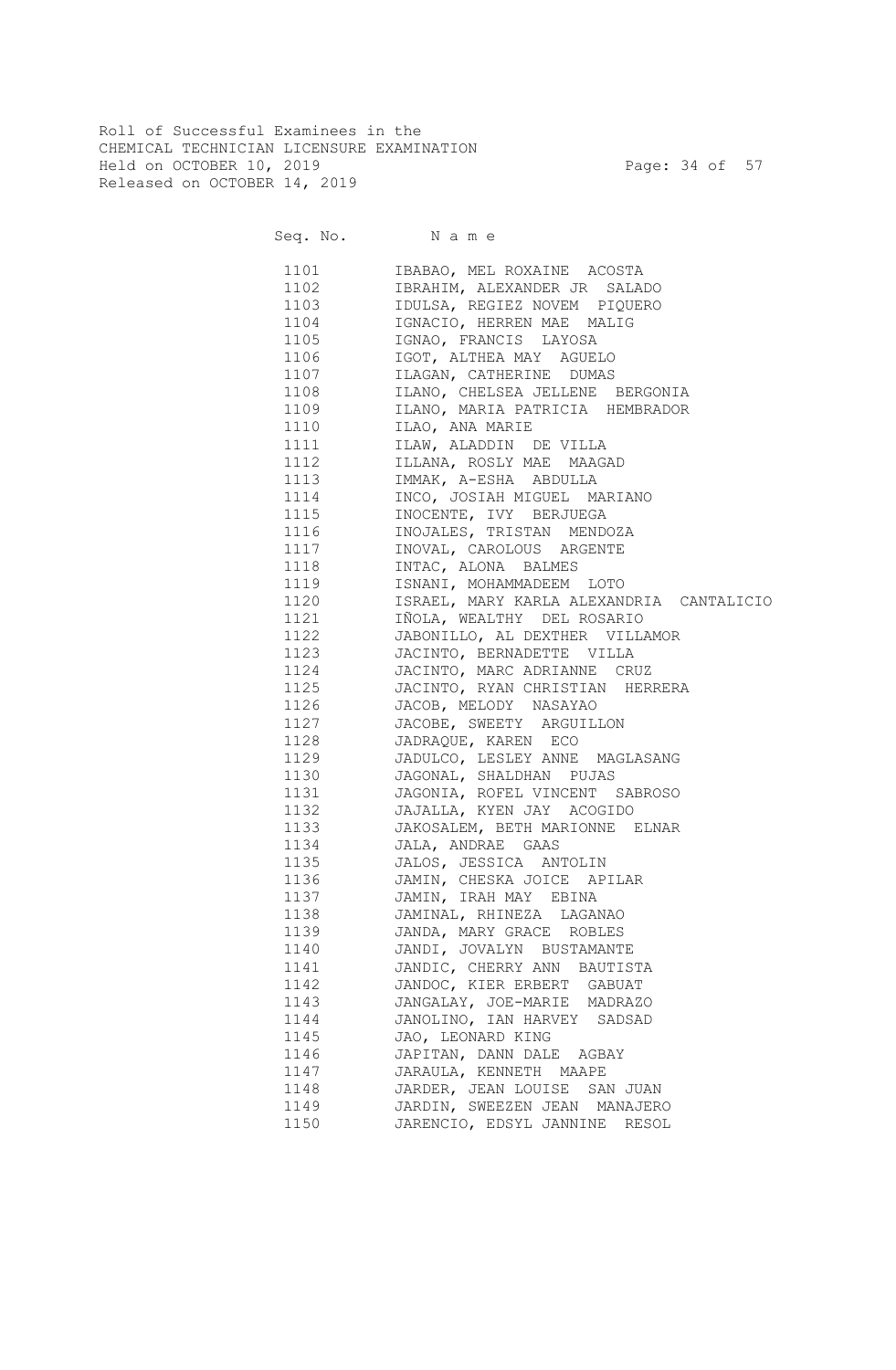Roll of Successful Examinees in the
CHEMICAL TECHNICIAN LICENSURE EXAMINATION
Held on OCTOBER 10, 2019
Released on OCTOBER 14, 2019

| Seq. No. | N a m e |
|---|---|
| 1101 | IBABAO, MEL ROXAINE ACOSTA |
| 1102 | IBRAHIM, ALEXANDER JR SALADO |
| 1103 | IDULSA, REGIEZ NOVEM PIQUERO |
| 1104 | IGNACIO, HERREN MAE MALIG |
| 1105 | IGNAO, FRANCIS LAYOSA |
| 1106 | IGOT, ALTHEA MAY AGUELO |
| 1107 | ILAGAN, CATHERINE DUMAS |
| 1108 | ILANO, CHELSEA JELLENE BERGONIA |
| 1109 | ILANO, MARIA PATRICIA HEMBRADOR |
| 1110 | ILAO, ANA MARIE |
| 1111 | ILAW, ALADDIN DE VILLA |
| 1112 | ILLANA, ROSLY MAE MAAGAD |
| 1113 | IMMAK, A-ESHA ABDULLA |
| 1114 | INCO, JOSIAH MIGUEL MARIANO |
| 1115 | INOCENTE, IVY BERJUEGA |
| 1116 | INOJALES, TRISTAN MENDOZA |
| 1117 | INOVAL, CAROLOUS ARGENTE |
| 1118 | INTAC, ALONA BALMES |
| 1119 | ISNANI, MOHAMMADEEM LOTO |
| 1120 | ISRAEL, MARY KARLA ALEXANDRIA CANTALICIO |
| 1121 | IÑOLA, WEALTHY DEL ROSARIO |
| 1122 | JABONILLO, AL DEXTHER VILLAMOR |
| 1123 | JACINTO, BERNADETTE VILLA |
| 1124 | JACINTO, MARC ADRIANNE CRUZ |
| 1125 | JACINTO, RYAN CHRISTIAN HERRERA |
| 1126 | JACOB, MELODY NASAYAO |
| 1127 | JACOBE, SWEETY ARGUILLON |
| 1128 | JADRAQUE, KAREN ECO |
| 1129 | JADULCO, LESLEY ANNE MAGLASANG |
| 1130 | JAGONAL, SHALDHAN PUJAS |
| 1131 | JAGONIA, ROFEL VINCENT SABROSO |
| 1132 | JAJALLA, KYEN JAY ACOGIDO |
| 1133 | JAKOSALEM, BETH MARIONNE ELNAR |
| 1134 | JALA, ANDRAE GAAS |
| 1135 | JALOS, JESSICA ANTOLIN |
| 1136 | JAMIN, CHESKA JOICE APILAR |
| 1137 | JAMIN, IRAH MAY EBINA |
| 1138 | JAMINAL, RHINEZA LAGANAO |
| 1139 | JANDA, MARY GRACE ROBLES |
| 1140 | JANDI, JOVALYN BUSTAMANTE |
| 1141 | JANDIC, CHERRY ANN BAUTISTA |
| 1142 | JANDOC, KIER ERBERT GABUAT |
| 1143 | JANGALAY, JOE-MARIE MADRAZO |
| 1144 | JANOLINO, IAN HARVEY SADSAD |
| 1145 | JAO, LEONARD KING |
| 1146 | JAPITAN, DANN DALE AGBAY |
| 1147 | JARAULA, KENNETH MAAPE |
| 1148 | JARDER, JEAN LOUISE SAN JUAN |
| 1149 | JARDIN, SWEEZEN JEAN MANAJERO |
| 1150 | JARENCIO, EDSYL JANNINE RESOL |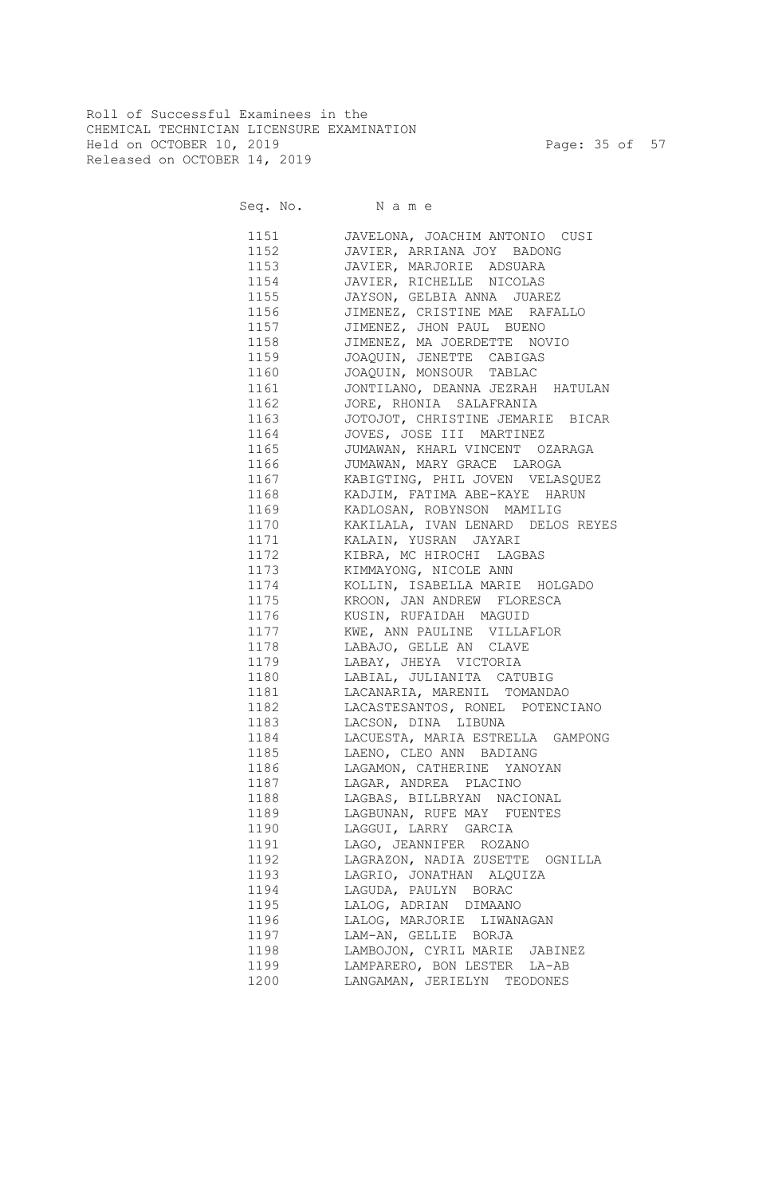Roll of Successful Examinees in the
CHEMICAL TECHNICIAN LICENSURE EXAMINATION
Held on OCTOBER 10, 2019
Released on OCTOBER 14, 2019

| Seq. No. | N a m e |
|---|---|
| 1151 | JAVELONA, JOACHIM ANTONIO CUSI |
| 1152 | JAVIER, ARRIANA JOY BADONG |
| 1153 | JAVIER, MARJORIE ADSUARA |
| 1154 | JAVIER, RICHELLE NICOLAS |
| 1155 | JAYSON, GELBIA ANNA JUAREZ |
| 1156 | JIMENEZ, CRISTINE MAE RAFALLO |
| 1157 | JIMENEZ, JHON PAUL BUENO |
| 1158 | JIMENEZ, MA JOERDETTE NOVIO |
| 1159 | JOAQUIN, JENETTE CABIGAS |
| 1160 | JOAQUIN, MONSOUR TABLAC |
| 1161 | JONTILANO, DEANNA JEZRAH HATULAN |
| 1162 | JORE, RHONIA SALAFRANIA |
| 1163 | JOTOJOT, CHRISTINE JEMARIE BICAR |
| 1164 | JOVES, JOSE III MARTINEZ |
| 1165 | JUMAWAN, KHARL VINCENT OZARAGA |
| 1166 | JUMAWAN, MARY GRACE LAROGA |
| 1167 | KABIGTING, PHIL JOVEN VELASQUEZ |
| 1168 | KADJIM, FATIMA ABE-KAYE HARUN |
| 1169 | KADLOSAN, ROBYNSON MAMILIG |
| 1170 | KAKILALA, IVAN LENARD DELOS REYES |
| 1171 | KALAIN, YUSRAN JAYARI |
| 1172 | KIBRA, MC HIROCHI LAGBAS |
| 1173 | KIMMAYONG, NICOLE ANN |
| 1174 | KOLLIN, ISABELLA MARIE HOLGADO |
| 1175 | KROON, JAN ANDREW FLORESCA |
| 1176 | KUSIN, RUFAIDAH MAGUID |
| 1177 | KWE, ANN PAULINE VILLAFLOR |
| 1178 | LABAJO, GELLE AN CLAVE |
| 1179 | LABAY, JHEYA VICTORIA |
| 1180 | LABIAL, JULIANITA CATUBIG |
| 1181 | LACANARIA, MARENIL TOMANDAO |
| 1182 | LACASTESANTOS, RONEL POTENCIANO |
| 1183 | LACSON, DINA LIBUNA |
| 1184 | LACUESTA, MARIA ESTRELLA GAMPONG |
| 1185 | LAENO, CLEO ANN BADIANG |
| 1186 | LAGAMON, CATHERINE YANOYAN |
| 1187 | LAGAR, ANDREA PLACINO |
| 1188 | LAGBAS, BILLBRYAN NACIONAL |
| 1189 | LAGBUNAN, RUFE MAY FUENTES |
| 1190 | LAGGUI, LARRY GARCIA |
| 1191 | LAGO, JEANNIFER ROZANO |
| 1192 | LAGRAZON, NADIA ZUSETTE OGNILLA |
| 1193 | LAGRIO, JONATHAN ALQUIZA |
| 1194 | LAGUDA, PAULYN BORAC |
| 1195 | LALOG, ADRIAN DIMAANO |
| 1196 | LALOG, MARJORIE LIWANAGAN |
| 1197 | LAM-AN, GELLIE BORJA |
| 1198 | LAMBOJON, CYRIL MARIE JABINEZ |
| 1199 | LAMPARERO, BON LESTER LA-AB |
| 1200 | LANGAMAN, JERIELYN TEODONES |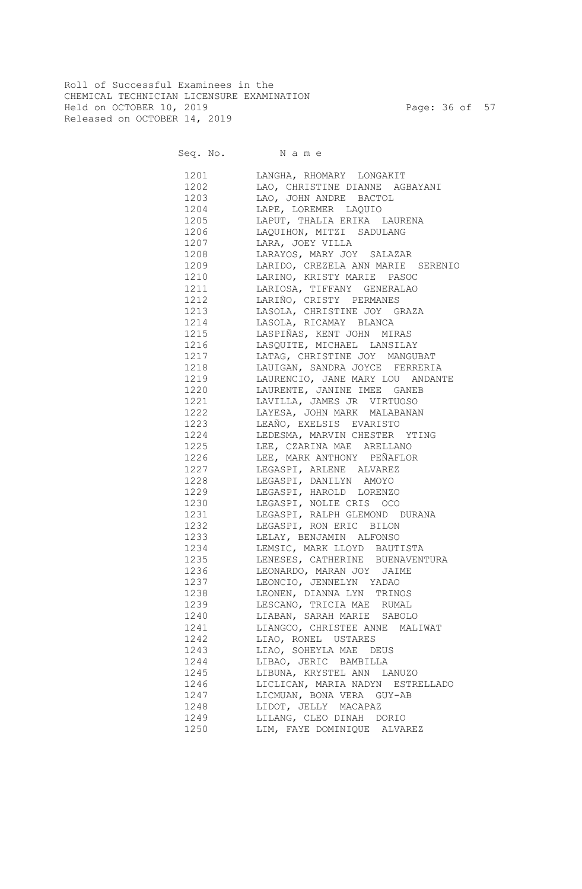Roll of Successful Examinees in the
CHEMICAL TECHNICIAN LICENSURE EXAMINATION
Held on OCTOBER 10, 2019
Released on OCTOBER 14, 2019

| Seq. No. | N a m e |
|---|---|
| 1201 | LANGHA, RHOMARY LONGAKIT |
| 1202 | LAO, CHRISTINE DIANNE AGBAYANI |
| 1203 | LAO, JOHN ANDRE BACTOL |
| 1204 | LAPE, LOREMER LAQUIO |
| 1205 | LAPUT, THALIA ERIKA LAURENA |
| 1206 | LAQUIHON, MITZI SADULANG |
| 1207 | LARA, JOEY VILLA |
| 1208 | LARAYOS, MARY JOY SALAZAR |
| 1209 | LARIDO, CREZELA ANN MARIE SERENIO |
| 1210 | LARINO, KRISTY MARIE PASOC |
| 1211 | LARIOSA, TIFFANY GENERALAO |
| 1212 | LARIÑO, CRISTY PERMANES |
| 1213 | LASOLA, CHRISTINE JOY GRAZA |
| 1214 | LASOLA, RICAMAY BLANCA |
| 1215 | LASPIÑAS, KENT JOHN MIRAS |
| 1216 | LASQUITE, MICHAEL LANSILAY |
| 1217 | LATAG, CHRISTINE JOY MANGUBAT |
| 1218 | LAUIGAN, SANDRA JOYCE FERRERIA |
| 1219 | LAURENCIO, JANE MARY LOU ANDANTE |
| 1220 | LAURENTE, JANINE IMEE GANEB |
| 1221 | LAVILLA, JAMES JR VIRTUOSO |
| 1222 | LAYESA, JOHN MARK MALABANAN |
| 1223 | LEAÑO, EXELSIS EVARISTO |
| 1224 | LEDESMA, MARVIN CHESTER YTING |
| 1225 | LEE, CZARINA MAE ARELLANO |
| 1226 | LEE, MARK ANTHONY PEÑAFLOR |
| 1227 | LEGASPI, ARLENE ALVAREZ |
| 1228 | LEGASPI, DANILYN AMOYO |
| 1229 | LEGASPI, HAROLD LORENZO |
| 1230 | LEGASPI, NOLIE CRIS OCO |
| 1231 | LEGASPI, RALPH GLEMOND DURANA |
| 1232 | LEGASPI, RON ERIC BILON |
| 1233 | LELAY, BENJAMIN ALFONSO |
| 1234 | LEMSIC, MARK LLOYD BAUTISTA |
| 1235 | LENESES, CATHERINE BUENAVENTURA |
| 1236 | LEONARDO, MARAN JOY JAIME |
| 1237 | LEONCIO, JENNELYN YADAO |
| 1238 | LEONEN, DIANNA LYN TRINOS |
| 1239 | LESCANO, TRICIA MAE RUMAL |
| 1240 | LIABAN, SARAH MARIE SABOLO |
| 1241 | LIANGCO, CHRISTEE ANNE MALIWAT |
| 1242 | LIAO, RONEL USTARES |
| 1243 | LIAO, SOHEYLA MAE DEUS |
| 1244 | LIBAO, JERIC BAMBILLA |
| 1245 | LIBUNA, KRYSTEL ANN LANUZO |
| 1246 | LICLICAN, MARIA NADYN ESTRELLADO |
| 1247 | LICMUAN, BONA VERA GUY-AB |
| 1248 | LIDOT, JELLY MACAPAZ |
| 1249 | LILANG, CLEO DINAH DORIO |
| 1250 | LIM, FAYE DOMINIQUE ALVAREZ |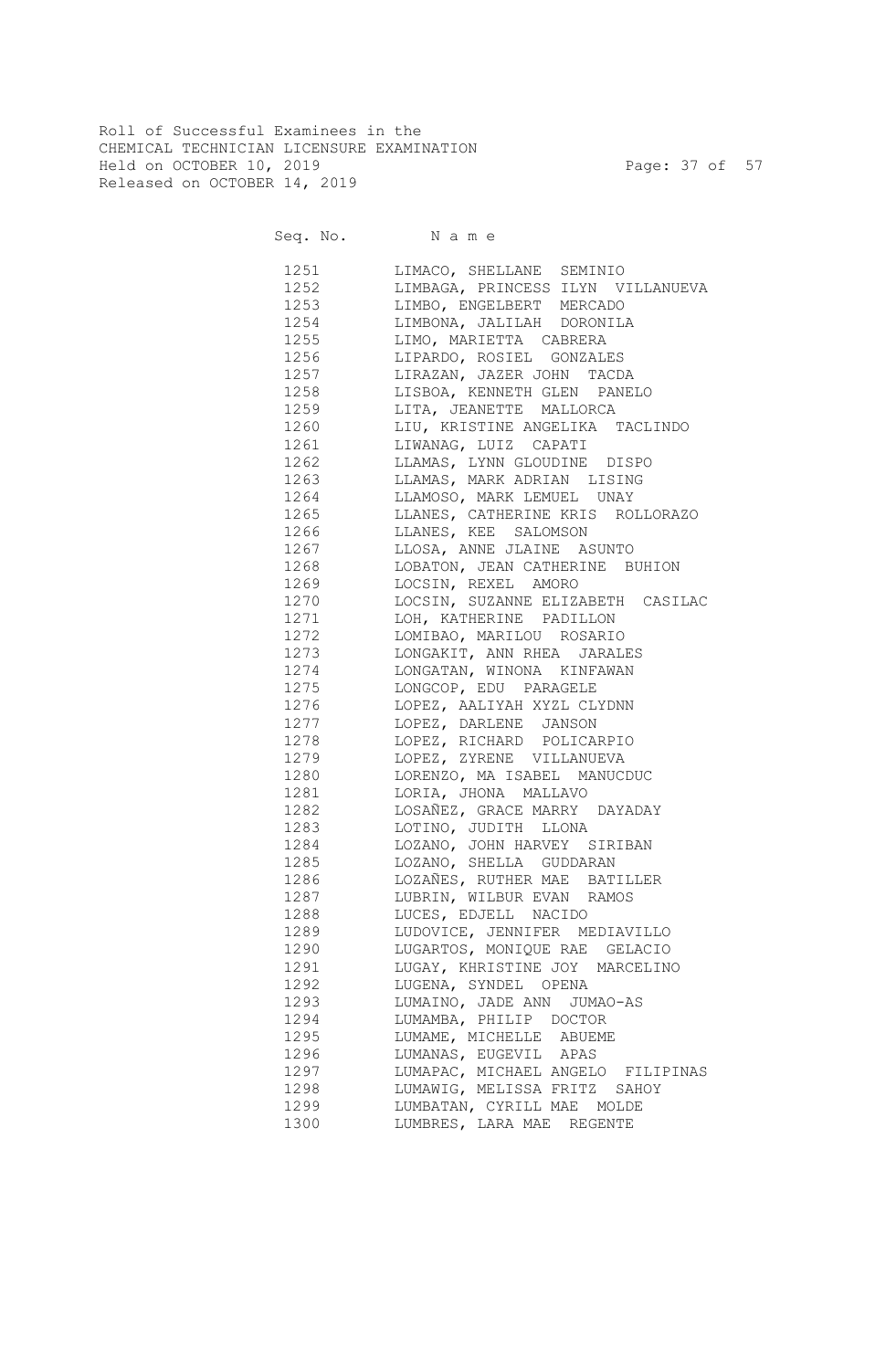Roll of Successful Examinees in the
CHEMICAL TECHNICIAN LICENSURE EXAMINATION
Held on OCTOBER 10, 2019
Released on OCTOBER 14, 2019

| Seq. No. | N a m e |
|---|---|
| 1251 | LIMACO, SHELLANE SEMINIO |
| 1252 | LIMBAGA, PRINCESS ILYN VILLANUEVA |
| 1253 | LIMBO, ENGELBERT MERCADO |
| 1254 | LIMBONA, JALILAH DORONILA |
| 1255 | LIMO, MARIETTA CABRERA |
| 1256 | LIPARDO, ROSIEL GONZALES |
| 1257 | LIRAZAN, JAZER JOHN TACDA |
| 1258 | LISBOA, KENNETH GLEN PANELO |
| 1259 | LITA, JEANETTE MALLORCA |
| 1260 | LIU, KRISTINE ANGELIKA TACLINDO |
| 1261 | LIWANAG, LUIZ CAPATI |
| 1262 | LLAMAS, LYNN GLOUDINE DISPO |
| 1263 | LLAMAS, MARK ADRIAN LISING |
| 1264 | LLAMOSO, MARK LEMUEL UNAY |
| 1265 | LLANES, CATHERINE KRIS ROLLORAZO |
| 1266 | LLANES, KEE SALOMSON |
| 1267 | LLOSA, ANNE JLAINE ASUNTO |
| 1268 | LOBATON, JEAN CATHERINE BUHION |
| 1269 | LOCSIN, REXEL AMORO |
| 1270 | LOCSIN, SUZANNE ELIZABETH CASILAC |
| 1271 | LOH, KATHERINE PADILLON |
| 1272 | LOMIBAO, MARILOU ROSARIO |
| 1273 | LONGAKIT, ANN RHEA JARALES |
| 1274 | LONGATAN, WINONA KINFAWAN |
| 1275 | LONGCOP, EDU PARAGELE |
| 1276 | LOPEZ, AALIYAH XYZL CLYDNN |
| 1277 | LOPEZ, DARLENE JANSON |
| 1278 | LOPEZ, RICHARD POLICARPIO |
| 1279 | LOPEZ, ZYRENE VILLANUEVA |
| 1280 | LORENZO, MA ISABEL MANUCDUC |
| 1281 | LORIA, JHONA MALLAVO |
| 1282 | LOSAÑEZ, GRACE MARRY DAYADAY |
| 1283 | LOTINO, JUDITH LLONA |
| 1284 | LOZANO, JOHN HARVEY SIRIBAN |
| 1285 | LOZANO, SHELLA GUDDARAN |
| 1286 | LOZAÑES, RUTHER MAE BATILLER |
| 1287 | LUBRIN, WILBUR EVAN RAMOS |
| 1288 | LUCES, EDJELL NACIDO |
| 1289 | LUDOVICE, JENNIFER MEDIAVILLO |
| 1290 | LUGARTOS, MONIQUE RAE GELACIO |
| 1291 | LUGAY, KHRISTINE JOY MARCELINO |
| 1292 | LUGENA, SYNDEL OPENA |
| 1293 | LUMAINO, JADE ANN JUMAO-AS |
| 1294 | LUMAMBA, PHILIP DOCTOR |
| 1295 | LUMAME, MICHELLE ABUEME |
| 1296 | LUMANAS, EUGEVIL APAS |
| 1297 | LUMAPAC, MICHAEL ANGELO FILIPINAS |
| 1298 | LUMAWIG, MELISSA FRITZ SAHOY |
| 1299 | LUMBATAN, CYRILL MAE MOLDE |
| 1300 | LUMBRES, LARA MAE REGENTE |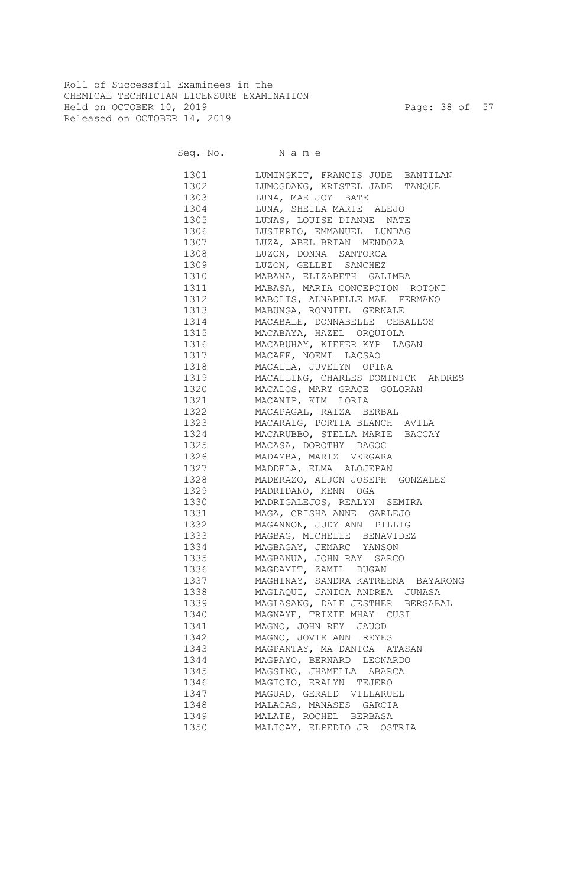Roll of Successful Examinees in the
CHEMICAL TECHNICIAN LICENSURE EXAMINATION
Held on OCTOBER 10, 2019
Released on OCTOBER 14, 2019

| Seq. No. | N a m e |
|---|---|
| 1301 | LUMINGKIT, FRANCIS JUDE BANTILAN |
| 1302 | LUMOGDANG, KRISTEL JADE TANQUE |
| 1303 | LUNA, MAE JOY BATE |
| 1304 | LUNA, SHEILA MARIE ALEJO |
| 1305 | LUNAS, LOUISE DIANNE NATE |
| 1306 | LUSTERIO, EMMANUEL LUNDAG |
| 1307 | LUZA, ABEL BRIAN MENDOZA |
| 1308 | LUZON, DONNA SANTORCA |
| 1309 | LUZON, GELLEI SANCHEZ |
| 1310 | MABANA, ELIZABETH GALIMBA |
| 1311 | MABASA, MARIA CONCEPCION ROTONI |
| 1312 | MABOLIS, ALNABELLE MAE FERMANO |
| 1313 | MABUNGA, RONNIEL GERNALE |
| 1314 | MACABALE, DONNABELLE CEBALLOS |
| 1315 | MACABAYA, HAZEL ORQUIOLA |
| 1316 | MACABUHAY, KIEFER KYP LAGAN |
| 1317 | MACAFE, NOEMI LACSAO |
| 1318 | MACALLA, JUVELYN OPINA |
| 1319 | MACALLING, CHARLES DOMINICK ANDRES |
| 1320 | MACALOS, MARY GRACE GOLORAN |
| 1321 | MACANIP, KIM LORIA |
| 1322 | MACAPAGAL, RAIZA BERBAL |
| 1323 | MACARAIG, PORTIA BLANCH AVILA |
| 1324 | MACARUBBO, STELLA MARIE BACCAY |
| 1325 | MACASA, DOROTHY DAGOC |
| 1326 | MADAMBA, MARIZ VERGARA |
| 1327 | MADDELA, ELMA ALOJEPAN |
| 1328 | MADERAZO, ALJON JOSEPH GONZALES |
| 1329 | MADRIDANO, KENN OGA |
| 1330 | MADRIGALEJOS, REALYN SEMIRA |
| 1331 | MAGA, CRISHA ANNE GARLEJO |
| 1332 | MAGANNON, JUDY ANN PILLIG |
| 1333 | MAGBAG, MICHELLE BENAVIDEZ |
| 1334 | MAGBAGAY, JEMARC YANSON |
| 1335 | MAGBANUA, JOHN RAY SARCO |
| 1336 | MAGDAMIT, ZAMIL DUGAN |
| 1337 | MAGHINAY, SANDRA KATREENA BAYARONG |
| 1338 | MAGLAQUI, JANICA ANDREA JUNASA |
| 1339 | MAGLASANG, DALE JESTHER BERSABAL |
| 1340 | MAGNAYE, TRIXIE MHAY CUSI |
| 1341 | MAGNO, JOHN REY JAUOD |
| 1342 | MAGNO, JOVIE ANN REYES |
| 1343 | MAGPANTAY, MA DANICA ATASAN |
| 1344 | MAGPAYO, BERNARD LEONARDO |
| 1345 | MAGSINO, JHAMELLA ABARCA |
| 1346 | MAGTOTO, ERALYN TEJERO |
| 1347 | MAGUAD, GERALD VILLARUEL |
| 1348 | MALACAS, MANASES GARCIA |
| 1349 | MALATE, ROCHEL BERBASA |
| 1350 | MALICAY, ELPEDIO JR OSTRIA |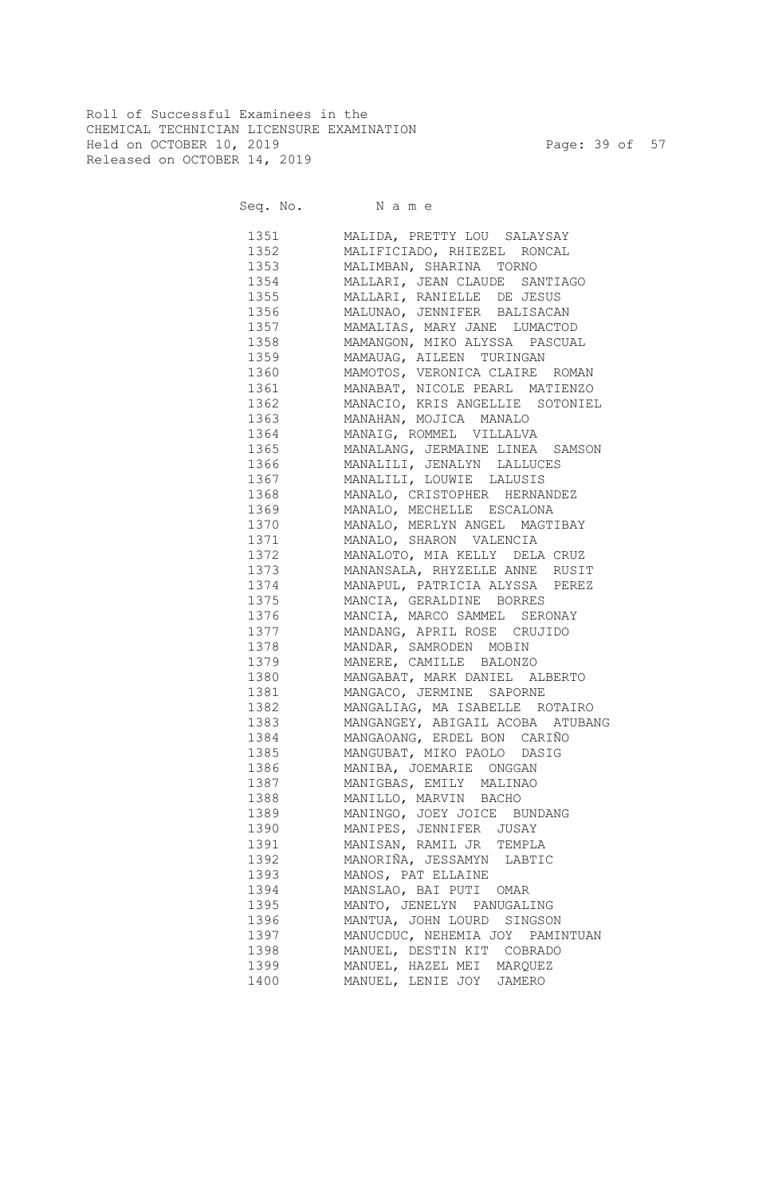Roll of Successful Examinees in the
CHEMICAL TECHNICIAN LICENSURE EXAMINATION
Held on OCTOBER 10, 2019
Released on OCTOBER 14, 2019

| Seq. No. | N a m e |
|---|---|
| 1351 | MALIDA, PRETTY LOU SALAYSAY |
| 1352 | MALIFICIADO, RHIEZEL RONCAL |
| 1353 | MALIMBAN, SHARINA TORNO |
| 1354 | MALLARI, JEAN CLAUDE SANTIAGO |
| 1355 | MALLARI, RANIELLE DE JESUS |
| 1356 | MALUNAO, JENNIFER BALISACAN |
| 1357 | MAMALIAS, MARY JANE LUMACTOD |
| 1358 | MAMANGON, MIKO ALYSSA PASCUAL |
| 1359 | MAMAUAG, AILEEN TURINGAN |
| 1360 | MAMOTOS, VERONICA CLAIRE ROMAN |
| 1361 | MANABAT, NICOLE PEARL MATIENZO |
| 1362 | MANACIO, KRIS ANGELLIE SOTONIEL |
| 1363 | MANAHAN, MOJICA MANALO |
| 1364 | MANAIG, ROMMEL VILLALVA |
| 1365 | MANALANG, JERMAINE LINEA SAMSON |
| 1366 | MANALILI, JENALYN LALLUCES |
| 1367 | MANALILI, LOUWIE LALUSIS |
| 1368 | MANALO, CRISTOPHER HERNANDEZ |
| 1369 | MANALO, MECHELLE ESCALONA |
| 1370 | MANALO, MERLYN ANGEL MAGTIBAY |
| 1371 | MANALO, SHARON VALENCIA |
| 1372 | MANALOTO, MIA KELLY DELA CRUZ |
| 1373 | MANANSALA, RHYZELLE ANNE RUSIT |
| 1374 | MANAPUL, PATRICIA ALYSSA PEREZ |
| 1375 | MANCIA, GERALDINE BORRES |
| 1376 | MANCIA, MARCO SAMMEL SERONAY |
| 1377 | MANDANG, APRIL ROSE CRUJIDO |
| 1378 | MANDAR, SAMRODEN MOBIN |
| 1379 | MANERE, CAMILLE BALONZO |
| 1380 | MANGABAT, MARK DANIEL ALBERTO |
| 1381 | MANGACO, JERMINE SAPORNE |
| 1382 | MANGALIAG, MA ISABELLE ROTAIRO |
| 1383 | MANGANGEY, ABIGAIL ACOBA ATUBANG |
| 1384 | MANGAOANG, ERDEL BON CARIÑO |
| 1385 | MANGUBAT, MIKO PAOLO DASIG |
| 1386 | MANIBA, JOEMARIE ONGGAN |
| 1387 | MANIGBAS, EMILY MALINAO |
| 1388 | MANILLO, MARVIN BACHO |
| 1389 | MANINGO, JOEY JOICE BUNDANG |
| 1390 | MANIPES, JENNIFER JUSAY |
| 1391 | MANISAN, RAMIL JR TEMPLA |
| 1392 | MANORIÑA, JESSAMYN LABTIC |
| 1393 | MANOS, PAT ELLAINE |
| 1394 | MANSLAO, BAI PUTI OMAR |
| 1395 | MANTO, JENELYN PANUGALING |
| 1396 | MANTUA, JOHN LOURD SINGSON |
| 1397 | MANUCDUC, NEHEMIA JOY PAMINTUAN |
| 1398 | MANUEL, DESTIN KIT COBRADO |
| 1399 | MANUEL, HAZEL MEI MARQUEZ |
| 1400 | MANUEL, LENIE JOY JAMERO |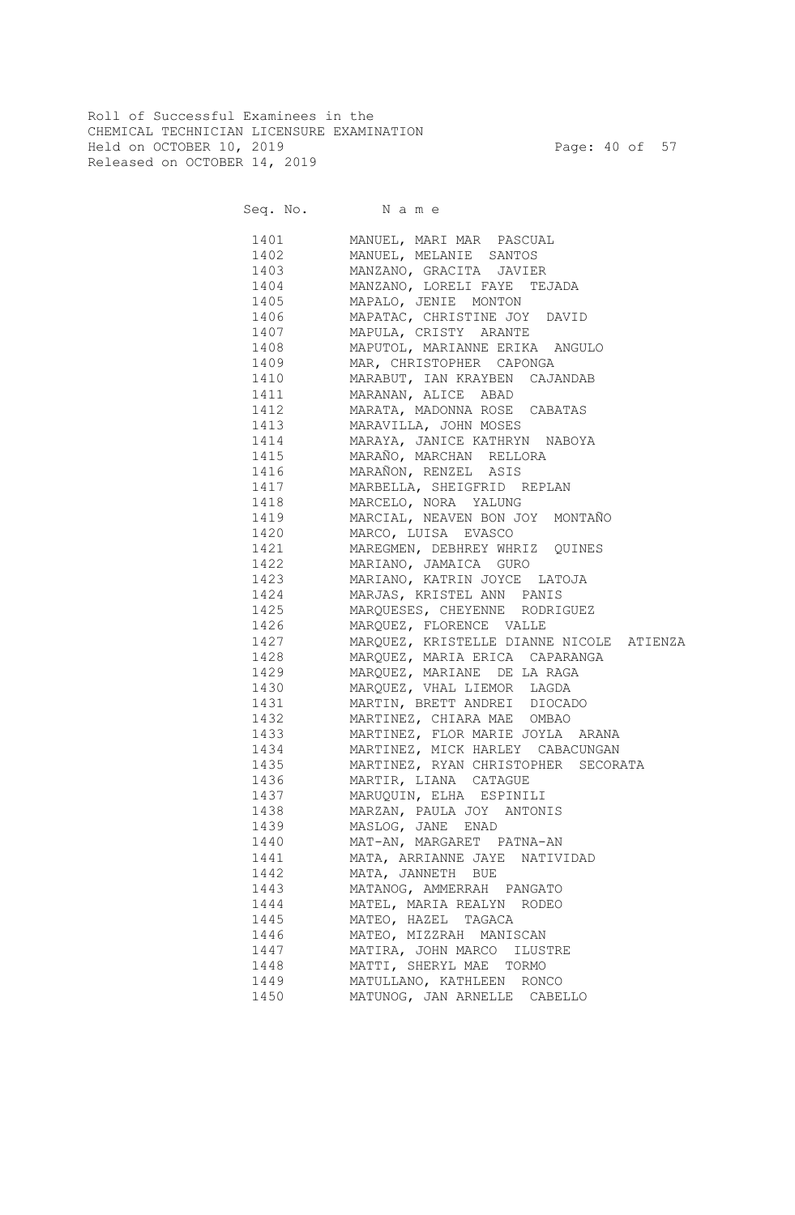Roll of Successful Examinees in the
CHEMICAL TECHNICIAN LICENSURE EXAMINATION
Held on OCTOBER 10, 2019
Released on OCTOBER 14, 2019

| Seq. No. | N a m e |
|---|---|
| 1401 | MANUEL, MARI MAR PASCUAL |
| 1402 | MANUEL, MELANIE SANTOS |
| 1403 | MANZANO, GRACITA JAVIER |
| 1404 | MANZANO, LORELI FAYE TEJADA |
| 1405 | MAPALO, JENIE MONTON |
| 1406 | MAPATAC, CHRISTINE JOY DAVID |
| 1407 | MAPULA, CRISTY ARANTE |
| 1408 | MAPUTOL, MARIANNE ERIKA ANGULO |
| 1409 | MAR, CHRISTOPHER CAPONGA |
| 1410 | MARABUT, IAN KRAYBEN CAJANDAB |
| 1411 | MARANAN, ALICE ABAD |
| 1412 | MARATA, MADONNA ROSE CABATAS |
| 1413 | MARAVILLA, JOHN MOSES |
| 1414 | MARAYA, JANICE KATHRYN NABOYA |
| 1415 | MARAÑO, MARCHAN RELLORA |
| 1416 | MARAÑON, RENZEL ASIS |
| 1417 | MARBELLA, SHEIGFRID REPLAN |
| 1418 | MARCELO, NORA YALUNG |
| 1419 | MARCIAL, NEAVEN BON JOY MONTAÑO |
| 1420 | MARCO, LUISA EVASCO |
| 1421 | MAREGMEN, DEBHREY WHRIZ QUINES |
| 1422 | MARIANO, JAMAICA GURO |
| 1423 | MARIANO, KATRIN JOYCE LATOJA |
| 1424 | MARJAS, KRISTEL ANN PANIS |
| 1425 | MARQUESES, CHEYENNE RODRIGUEZ |
| 1426 | MARQUEZ, FLORENCE VALLE |
| 1427 | MARQUEZ, KRISTELLE DIANNE NICOLE ATIENZA |
| 1428 | MARQUEZ, MARIA ERICA CAPARANGA |
| 1429 | MARQUEZ, MARIANE DE LA RAGA |
| 1430 | MARQUEZ, VHAL LIEMOR LAGDA |
| 1431 | MARTIN, BRETT ANDREI DIOCADO |
| 1432 | MARTINEZ, CHIARA MAE OMBAO |
| 1433 | MARTINEZ, FLOR MARIE JOYLA ARANA |
| 1434 | MARTINEZ, MICK HARLEY CABACUNGAN |
| 1435 | MARTINEZ, RYAN CHRISTOPHER SECORATA |
| 1436 | MARTIR, LIANA CATAGUE |
| 1437 | MARUQUIN, ELHA ESPINILI |
| 1438 | MARZAN, PAULA JOY ANTONIS |
| 1439 | MASLOG, JANE ENAD |
| 1440 | MAT-AN, MARGARET PATNA-AN |
| 1441 | MATA, ARRIANNE JAYE NATIVIDAD |
| 1442 | MATA, JANNETH BUE |
| 1443 | MATANOG, AMMERRAH PANGATO |
| 1444 | MATEL, MARIA REALYN RODEO |
| 1445 | MATEO, HAZEL TAGACA |
| 1446 | MATEO, MIZZRAH MANISCAN |
| 1447 | MATIRA, JOHN MARCO ILUSTRE |
| 1448 | MATTI, SHERYL MAE TORMO |
| 1449 | MATULLANO, KATHLEEN RONCO |
| 1450 | MATUNOG, JAN ARNELLE CABELLO |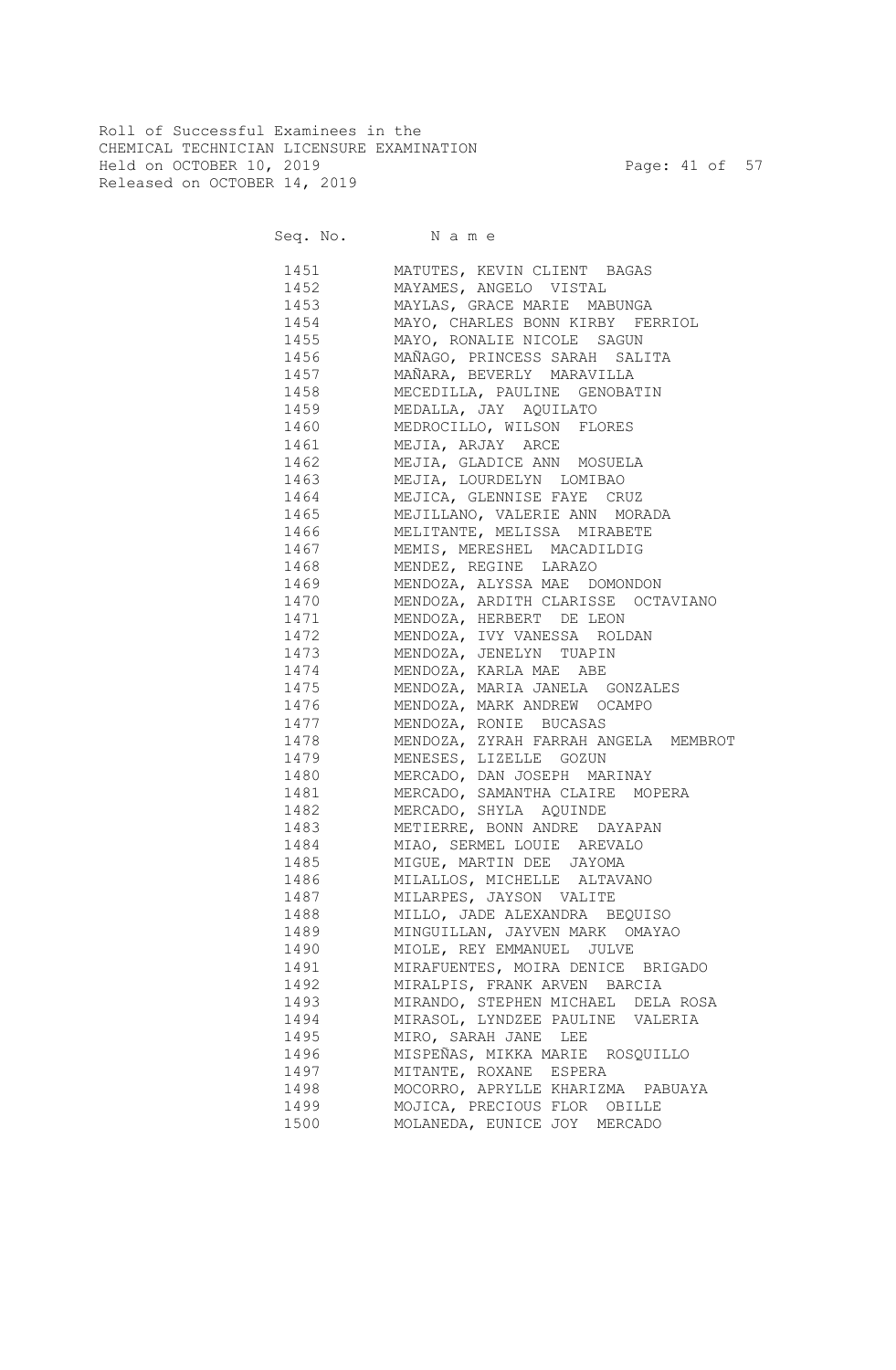Roll of Successful Examinees in the
CHEMICAL TECHNICIAN LICENSURE EXAMINATION
Held on OCTOBER 10, 2019
Released on OCTOBER 14, 2019

| Seq. No. | N a m e |
|---|---|
| 1451 | MATUTES, KEVIN CLIENT BAGAS |
| 1452 | MAYAMES, ANGELO VISTAL |
| 1453 | MAYLAS, GRACE MARIE MABUNGA |
| 1454 | MAYO, CHARLES BONN KIRBY FERRIOL |
| 1455 | MAYO, RONALIE NICOLE SAGUN |
| 1456 | MAÑAGO, PRINCESS SARAH SALITA |
| 1457 | MAÑARA, BEVERLY MARAVILLA |
| 1458 | MECEDILLA, PAULINE GENOBATIN |
| 1459 | MEDALLA, JAY AQUILATO |
| 1460 | MEDROCILLO, WILSON FLORES |
| 1461 | MEJIA, ARJAY ARCE |
| 1462 | MEJIA, GLADICE ANN MOSUELA |
| 1463 | MEJIA, LOURDELYN LOMIBAO |
| 1464 | MEJICA, GLENNISE FAYE CRUZ |
| 1465 | MEJILLANO, VALERIE ANN MORADA |
| 1466 | MELITANTE, MELISSA MIRABETE |
| 1467 | MEMIS, MERESHEL MACADILDIG |
| 1468 | MENDEZ, REGINE LARAZO |
| 1469 | MENDOZA, ALYSSA MAE DOMONDON |
| 1470 | MENDOZA, ARDITH CLARISSE OCTAVIANO |
| 1471 | MENDOZA, HERBERT DE LEON |
| 1472 | MENDOZA, IVY VANESSA ROLDAN |
| 1473 | MENDOZA, JENELYN TUAPIN |
| 1474 | MENDOZA, KARLA MAE ABE |
| 1475 | MENDOZA, MARIA JANELA GONZALES |
| 1476 | MENDOZA, MARK ANDREW OCAMPO |
| 1477 | MENDOZA, RONIE BUCASAS |
| 1478 | MENDOZA, ZYRAH FARRAH ANGELA MEMBROT |
| 1479 | MENESES, LIZELLE GOZUN |
| 1480 | MERCADO, DAN JOSEPH MARINAY |
| 1481 | MERCADO, SAMANTHA CLAIRE MOPERA |
| 1482 | MERCADO, SHYLA AQUINDE |
| 1483 | METIERRE, BONN ANDRE DAYAPAN |
| 1484 | MIAO, SERMEL LOUIE AREVALO |
| 1485 | MIGUE, MARTIN DEE JAYOMA |
| 1486 | MILALLOS, MICHELLE ALTAVANO |
| 1487 | MILARPES, JAYSON VALITE |
| 1488 | MILLO, JADE ALEXANDRA BEQUISO |
| 1489 | MINGUILLAN, JAYVEN MARK OMAYAO |
| 1490 | MIOLE, REY EMMANUEL JULVE |
| 1491 | MIRAFUENTES, MOIRA DENICE BRIGADO |
| 1492 | MIRALPIS, FRANK ARVEN BARCIA |
| 1493 | MIRANDO, STEPHEN MICHAEL DELA ROSA |
| 1494 | MIRASOL, LYNDZEE PAULINE VALERIA |
| 1495 | MIRO, SARAH JANE LEE |
| 1496 | MISPEÑAS, MIKKA MARIE ROSQUILLO |
| 1497 | MITANTE, ROXANE ESPERA |
| 1498 | MOCORRO, APRYLLE KHARIZMA PABUAYA |
| 1499 | MOJICA, PRECIOUS FLOR OBILLE |
| 1500 | MOLANEDA, EUNICE JOY MERCADO |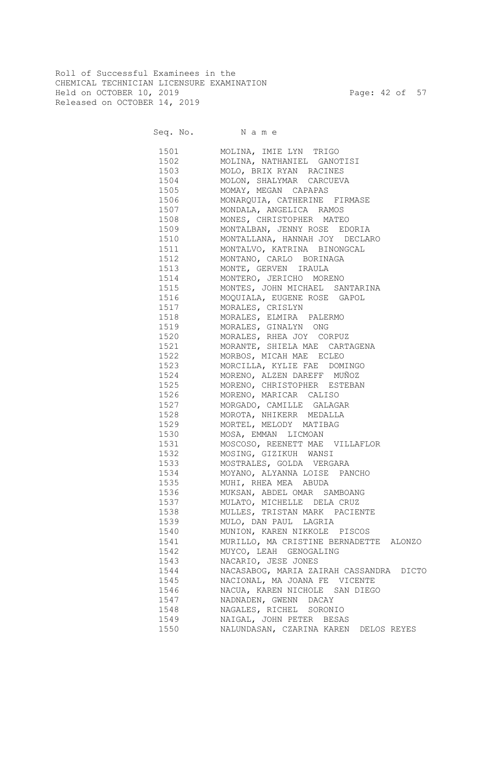Roll of Successful Examinees in the
CHEMICAL TECHNICIAN LICENSURE EXAMINATION
Held on OCTOBER 10, 2019
Released on OCTOBER 14, 2019

| Seq. No. | N a m e |
|---|---|
| 1501 | MOLINA, IMIE LYN TRIGO |
| 1502 | MOLINA, NATHANIEL GANOTISI |
| 1503 | MOLO, BRIX RYAN RACINES |
| 1504 | MOLON, SHALYMAR CARCUEVA |
| 1505 | MOMAY, MEGAN CAPAPAS |
| 1506 | MONARQUIA, CATHERINE FIRMASE |
| 1507 | MONDALA, ANGELICA RAMOS |
| 1508 | MONES, CHRISTOPHER MATEO |
| 1509 | MONTALBAN, JENNY ROSE EDORIA |
| 1510 | MONTALLANA, HANNAH JOY DECLARO |
| 1511 | MONTALVO, KATRINA BINONGCAL |
| 1512 | MONTANO, CARLO BORINAGA |
| 1513 | MONTE, GERVEN IRAULA |
| 1514 | MONTERO, JERICHO MORENO |
| 1515 | MONTES, JOHN MICHAEL SANTARINA |
| 1516 | MOQUIALA, EUGENE ROSE GAPOL |
| 1517 | MORALES, CRISLYN |
| 1518 | MORALES, ELMIRA PALERMO |
| 1519 | MORALES, GINALYN ONG |
| 1520 | MORALES, RHEA JOY CORPUZ |
| 1521 | MORANTE, SHIELA MAE CARTAGENA |
| 1522 | MORBOS, MICAH MAE ECLEO |
| 1523 | MORCILLA, KYLIE FAE DOMINGO |
| 1524 | MORENO, ALZEN DAREFF MUÑOZ |
| 1525 | MORENO, CHRISTOPHER ESTEBAN |
| 1526 | MORENO, MARICAR CALISO |
| 1527 | MORGADO, CAMILLE GALAGAR |
| 1528 | MOROTA, NHIKERR MEDALLA |
| 1529 | MORTEL, MELODY MATIBAG |
| 1530 | MOSA, EMMAN LICMOAN |
| 1531 | MOSCOSO, REENETT MAE VILLAFLOR |
| 1532 | MOSING, GIZIKUH WANSI |
| 1533 | MOSTRALES, GOLDA VERGARA |
| 1534 | MOYANO, ALYANNA LOISE PANCHO |
| 1535 | MUHI, RHEA MEA ABUDA |
| 1536 | MUKSAN, ABDEL OMAR SAMBOANG |
| 1537 | MULATO, MICHELLE DELA CRUZ |
| 1538 | MULLES, TRISTAN MARK PACIENTE |
| 1539 | MULO, DAN PAUL LAGRIA |
| 1540 | MUNION, KAREN NIKKOLE PISCOS |
| 1541 | MURILLO, MA CRISTINE BERNADETTE ALONZO |
| 1542 | MUYCO, LEAH GENOGALING |
| 1543 | NACARIO, JESE JONES |
| 1544 | NACASABOG, MARIA ZAIRAH CASSANDRA DICTO |
| 1545 | NACIONAL, MA JOANA FE VICENTE |
| 1546 | NACUA, KAREN NICHOLE SAN DIEGO |
| 1547 | NADNADEN, GWENN DACAY |
| 1548 | NAGALES, RICHEL SORONIO |
| 1549 | NAIGAL, JOHN PETER BESAS |
| 1550 | NALUNDASAN, CZARINA KAREN DELOS REYES |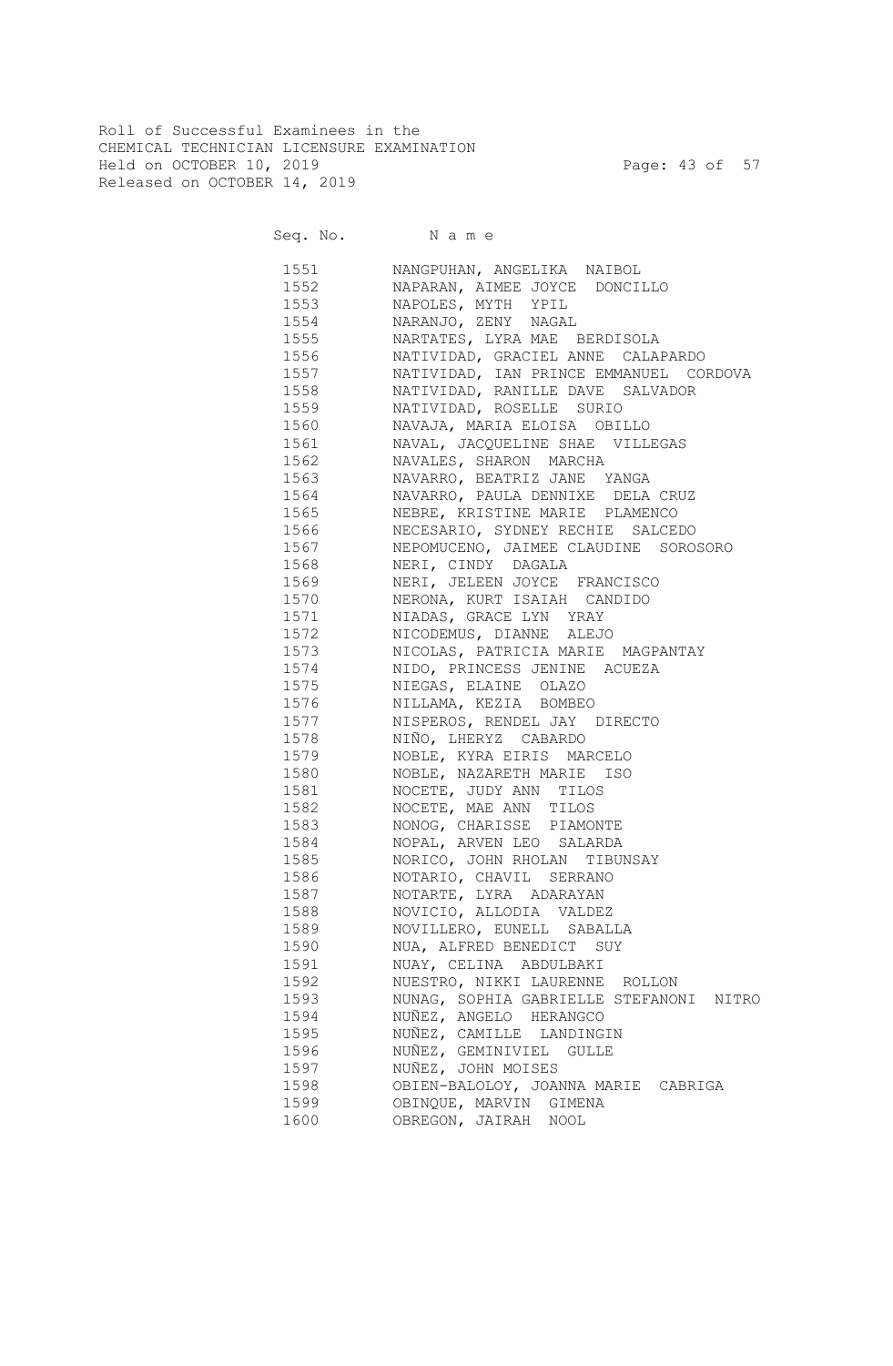Roll of Successful Examinees in the
CHEMICAL TECHNICIAN LICENSURE EXAMINATION
Held on OCTOBER 10, 2019
Released on OCTOBER 14, 2019

| Seq. No. | N a m e |
|---|---|
| 1551 | NANGPUHAN, ANGELIKA NAIBOL |
| 1552 | NAPARAN, AIMEE JOYCE DONCILLO |
| 1553 | NAPOLES, MYTH YPIL |
| 1554 | NARANJO, ZENY NAGAL |
| 1555 | NARTATES, LYRA MAE BERDISOLA |
| 1556 | NATIVIDAD, GRACIEL ANNE CALAPARDO |
| 1557 | NATIVIDAD, IAN PRINCE EMMANUEL CORDOVA |
| 1558 | NATIVIDAD, RANILLE DAVE SALVADOR |
| 1559 | NATIVIDAD, ROSELLE SURIO |
| 1560 | NAVAJA, MARIA ELOISA OBILLO |
| 1561 | NAVAL, JACQUELINE SHAE VILLEGAS |
| 1562 | NAVALES, SHARON MARCHA |
| 1563 | NAVARRO, BEATRIZ JANE YANGA |
| 1564 | NAVARRO, PAULA DENNIXE DELA CRUZ |
| 1565 | NEBRE, KRISTINE MARIE PLAMENCO |
| 1566 | NECESARIO, SYDNEY RECHIE SALCEDO |
| 1567 | NEPOMUCENO, JAIMEE CLAUDINE SOROSORO |
| 1568 | NERI, CINDY DAGALA |
| 1569 | NERI, JELEEN JOYCE FRANCISCO |
| 1570 | NERONA, KURT ISAIAH CANDIDO |
| 1571 | NIADAS, GRACE LYN YRAY |
| 1572 | NICODEMUS, DIANNE ALEJO |
| 1573 | NICOLAS, PATRICIA MARIE MAGPANTAY |
| 1574 | NIDO, PRINCESS JENINE ACUEZA |
| 1575 | NIEGAS, ELAINE OLAZO |
| 1576 | NILLAMA, KEZIA BOMBEO |
| 1577 | NISPEROS, RENDEL JAY DIRECTO |
| 1578 | NIÑO, LHERYZ CABARDO |
| 1579 | NOBLE, KYRA EIRIS MARCELO |
| 1580 | NOBLE, NAZARETH MARIE ISO |
| 1581 | NOCETE, JUDY ANN TILOS |
| 1582 | NOCETE, MAE ANN TILOS |
| 1583 | NONOG, CHARISSE PIAMONTE |
| 1584 | NOPAL, ARVEN LEO SALARDA |
| 1585 | NORICO, JOHN RHOLAN TIBUNSAY |
| 1586 | NOTARIO, CHAVIL SERRANO |
| 1587 | NOTARTE, LYRA ADARAYAN |
| 1588 | NOVICIO, ALLODIA VALDEZ |
| 1589 | NOVILLERO, EUNELL SABALLA |
| 1590 | NUA, ALFRED BENEDICT SUY |
| 1591 | NUAY, CELINA ABDULBAKI |
| 1592 | NUESTRO, NIKKI LAURENNE ROLLON |
| 1593 | NUNAG, SOPHIA GABRIELLE STEFANONI NITRO |
| 1594 | NUÑEZ, ANGELO HERANGCO |
| 1595 | NUÑEZ, CAMILLE LANDINGIN |
| 1596 | NUÑEZ, GEMINIVIEL GULLE |
| 1597 | NUÑEZ, JOHN MOISES |
| 1598 | OBIEN-BALOLOY, JOANNA MARIE CABRIGA |
| 1599 | OBINQUE, MARVIN GIMENA |
| 1600 | OBREGON, JAIRAH NOOL |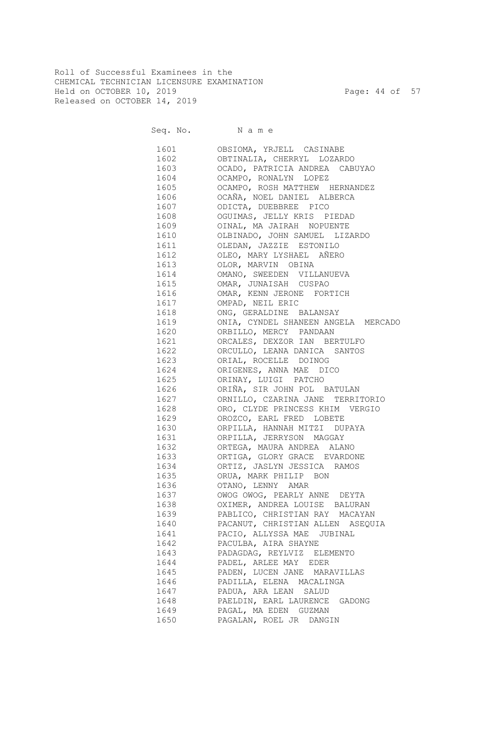Roll of Successful Examinees in the
CHEMICAL TECHNICIAN LICENSURE EXAMINATION
Held on OCTOBER 10, 2019
Released on OCTOBER 14, 2019

| Seq. No. | Name |
|---|---|
| 1601 | OBSIOMA, YRJELL CASINABE |
| 1602 | OBTINALIA, CHERRYL LOZARDO |
| 1603 | OCADO, PATRICIA ANDREA CABUYAO |
| 1604 | OCAMPO, RONALYN LOPEZ |
| 1605 | OCAMPO, ROSH MATTHEW HERNANDEZ |
| 1606 | OCAÑA, NOEL DANIEL ALBERCA |
| 1607 | ODICTA, DUEBBREE PICO |
| 1608 | OGUIMAS, JELLY KRIS PIEDAD |
| 1609 | OINAL, MA JAIRAH NOPUENTE |
| 1610 | OLBINADO, JOHN SAMUEL LIZARDO |
| 1611 | OLEDAN, JAZZIE ESTONILO |
| 1612 | OLEO, MARY LYSHAEL AÑERO |
| 1613 | OLOR, MARVIN OBINA |
| 1614 | OMANO, SWEEDEN VILLANUEVA |
| 1615 | OMAR, JUNAISAH CUSPAO |
| 1616 | OMAR, KENN JERONE FORTICH |
| 1617 | OMPAD, NEIL ERIC |
| 1618 | ONG, GERALDINE BALANSAY |
| 1619 | ONIA, CYNDEL SHANEEN ANGELA MERCADO |
| 1620 | ORBILLO, MERCY PANDAAN |
| 1621 | ORCALES, DEXZOR IAN BERTULFO |
| 1622 | ORCULLO, LEANA DANICA SANTOS |
| 1623 | ORIAL, ROCELLE DOINOG |
| 1624 | ORIGENES, ANNA MAE DICO |
| 1625 | ORINAY, LUIGI PATCHO |
| 1626 | ORIÑA, SIR JOHN POL BATULAN |
| 1627 | ORNILLO, CZARINA JANE TERRITORIO |
| 1628 | ORO, CLYDE PRINCESS KHIM VERGIO |
| 1629 | OROZCO, EARL FRED LOBETE |
| 1630 | ORPILLA, HANNAH MITZI DUPAYA |
| 1631 | ORPILLA, JERRYSON MAGGAY |
| 1632 | ORTEGA, MAURA ANDREA ALANO |
| 1633 | ORTIGA, GLORY GRACE EVARDONE |
| 1634 | ORTIZ, JASLYN JESSICA RAMOS |
| 1635 | ORUA, MARK PHILIP BON |
| 1636 | OTANO, LENNY AMAR |
| 1637 | OWOG OWOG, PEARLY ANNE DEYTA |
| 1638 | OXIMER, ANDREA LOUISE BALURAN |
| 1639 | PABLICO, CHRISTIAN RAY MACAYAN |
| 1640 | PACANUT, CHRISTIAN ALLEN ASEQUIA |
| 1641 | PACIO, ALLYSSA MAE JUBINAL |
| 1642 | PACULBA, AIRA SHAYNE |
| 1643 | PADAGDAG, REYLVIZ ELEMENTO |
| 1644 | PADEL, ARLEE MAY EDER |
| 1645 | PADEN, LUCEN JANE MARAVILLAS |
| 1646 | PADILLA, ELENA MACALINGA |
| 1647 | PADUA, ARA LEAN SALUD |
| 1648 | PAELDIN, EARL LAURENCE GADONG |
| 1649 | PAGAL, MA EDEN GUZMAN |
| 1650 | PAGALAN, ROEL JR DANGIN |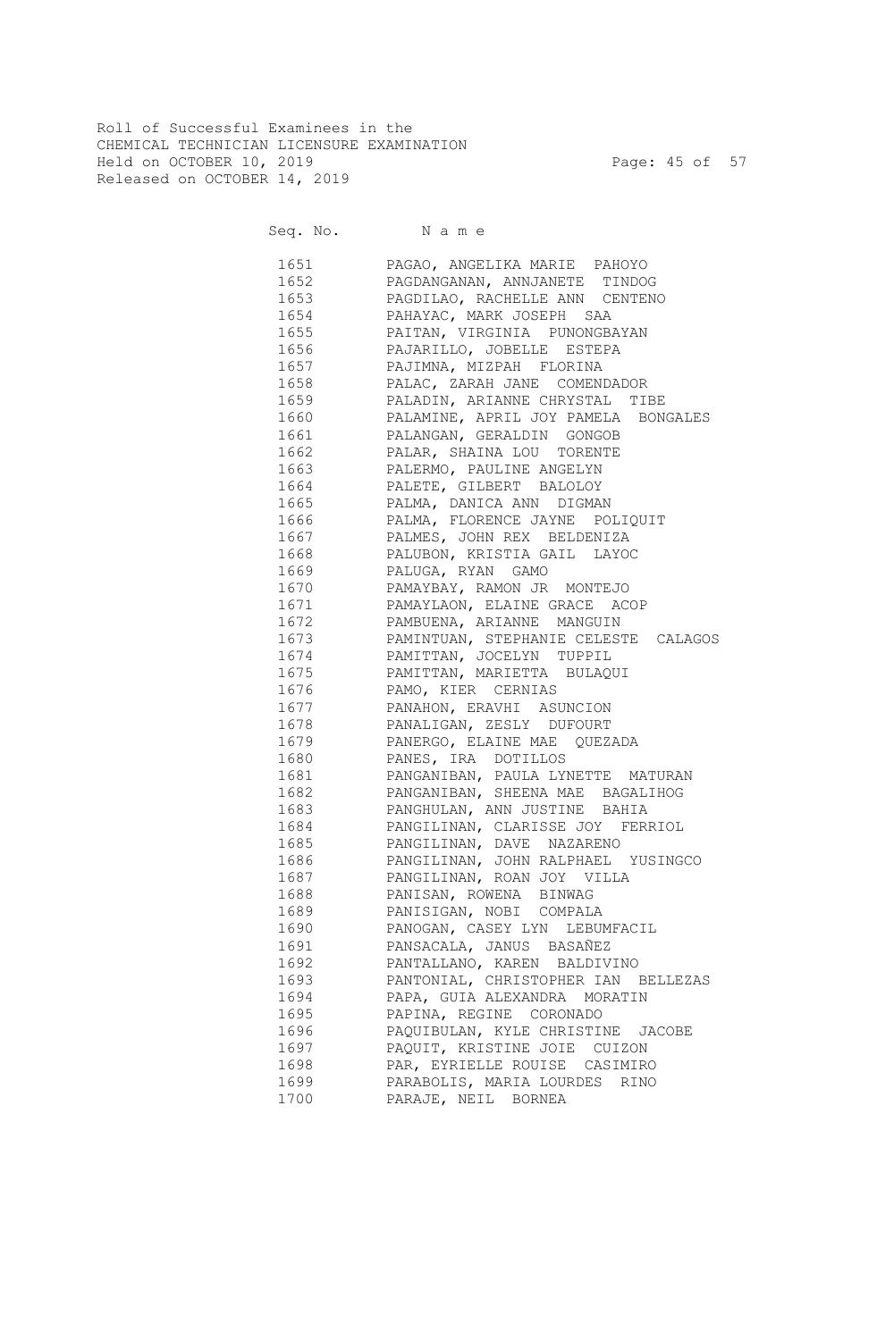Roll of Successful Examinees in the
CHEMICAL TECHNICIAN LICENSURE EXAMINATION
Held on OCTOBER 10, 2019
Released on OCTOBER 14, 2019

| Seq. No. | Name |
|---|---|
| 1651 | PAGAO, ANGELIKA MARIE PAHOYO |
| 1652 | PAGDANGANAN, ANNJANETE TINDOG |
| 1653 | PAGDILAO, RACHELLE ANN CENTENO |
| 1654 | PAHAYAC, MARK JOSEPH SAA |
| 1655 | PAITAN, VIRGINIA PUNONGBAYAN |
| 1656 | PAJARILLO, JOBELLE ESTEPA |
| 1657 | PAJIMNA, MIZPAH FLORINA |
| 1658 | PALAC, ZARAH JANE COMENDADOR |
| 1659 | PALADIN, ARIANNE CHRYSTAL TIBE |
| 1660 | PALAMINE, APRIL JOY PAMELA BONGALES |
| 1661 | PALANGAN, GERALDIN GONGOB |
| 1662 | PALAR, SHAINA LOU TORENTE |
| 1663 | PALERMO, PAULINE ANGELYN |
| 1664 | PALETE, GILBERT BALOLOY |
| 1665 | PALMA, DANICA ANN DIGMAN |
| 1666 | PALMA, FLORENCE JAYNE POLIQUIT |
| 1667 | PALMES, JOHN REX BELDENIZA |
| 1668 | PALUBON, KRISTIA GAIL LAYOC |
| 1669 | PALUGA, RYAN GAMO |
| 1670 | PAMAYBAY, RAMON JR MONTEJO |
| 1671 | PAMAYLAON, ELAINE GRACE ACOP |
| 1672 | PAMBUENA, ARIANNE MANGUIN |
| 1673 | PAMINTUAN, STEPHANIE CELESTE CALAGOS |
| 1674 | PAMITTAN, JOCELYN TUPPIL |
| 1675 | PAMITTAN, MARIETTA BULAQUI |
| 1676 | PAMO, KIER CERNIAS |
| 1677 | PANAHON, ERAVHI ASUNCION |
| 1678 | PANALIGAN, ZESLY DUFOURT |
| 1679 | PANERGO, ELAINE MAE QUEZADA |
| 1680 | PANES, IRA DOTILLOS |
| 1681 | PANGANIBAN, PAULA LYNETTE MATURAN |
| 1682 | PANGANIBAN, SHEENA MAE BAGALIHOG |
| 1683 | PANGHULAN, ANN JUSTINE BAHIA |
| 1684 | PANGILINAN, CLARISSE JOY FERRIOL |
| 1685 | PANGILINAN, DAVE NAZARENO |
| 1686 | PANGILINAN, JOHN RALPHAEL YUSINGCO |
| 1687 | PANGILINAN, ROAN JOY VILLA |
| 1688 | PANISAN, ROWENA BINWAG |
| 1689 | PANISIGAN, NOBI COMPALA |
| 1690 | PANOGAN, CASEY LYN LEBUMFACIL |
| 1691 | PANSACALA, JANUS BASAÑEZ |
| 1692 | PANTALLANO, KAREN BALDIVINO |
| 1693 | PANTONIAL, CHRISTOPHER IAN BELLEZAS |
| 1694 | PAPA, GUIA ALEXANDRA MORATIN |
| 1695 | PAPINA, REGINE CORONADO |
| 1696 | PAQUIBULAN, KYLE CHRISTINE JACOBE |
| 1697 | PAQUIT, KRISTINE JOIE CUIZON |
| 1698 | PAR, EYRIELLE ROUISE CASIMIRO |
| 1699 | PARABOLIS, MARIA LOURDES RINO |
| 1700 | PARAJE, NEIL BORNEA |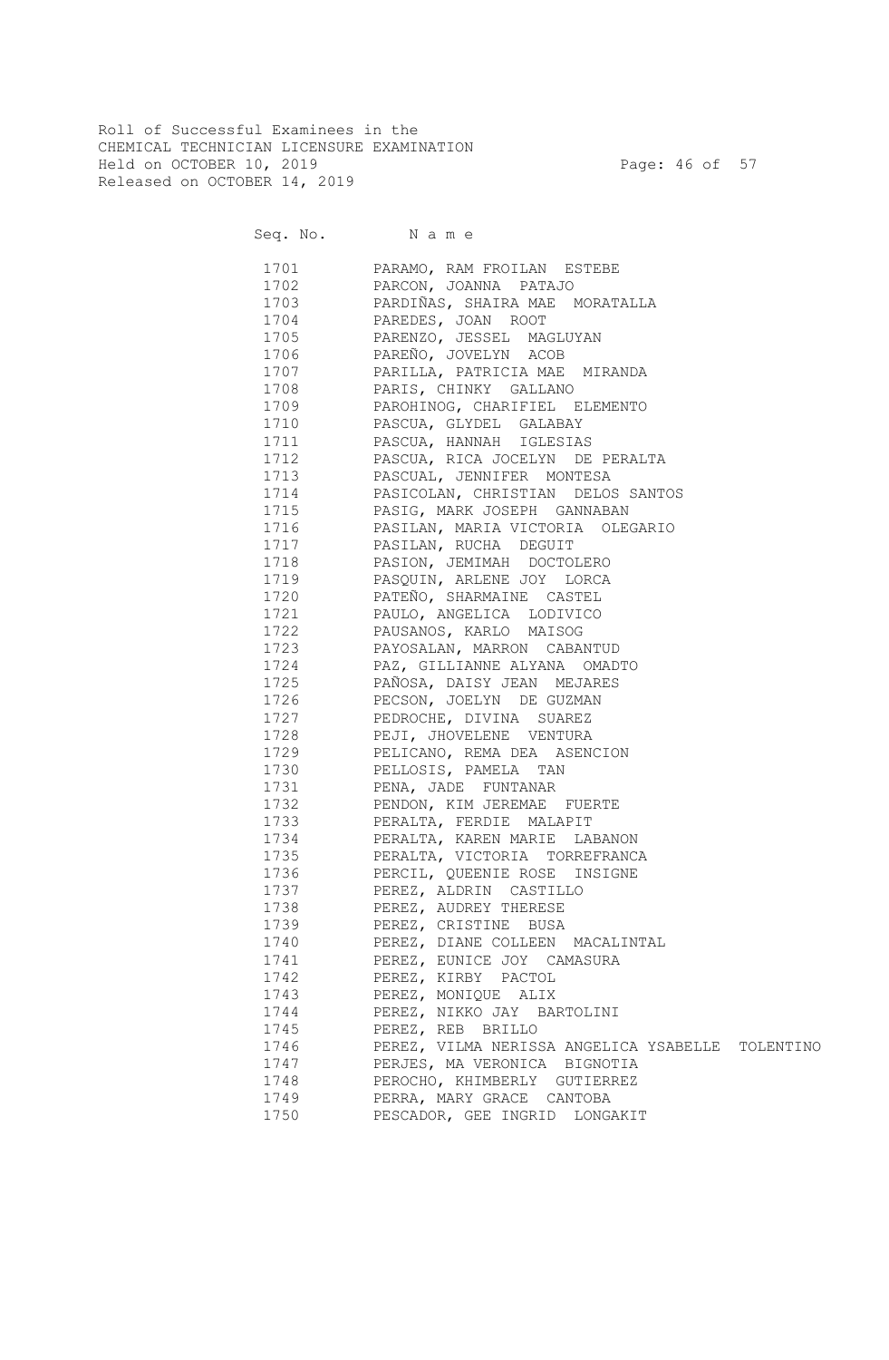Roll of Successful Examinees in the
CHEMICAL TECHNICIAN LICENSURE EXAMINATION
Held on OCTOBER 10, 2019
Released on OCTOBER 14, 2019

| Seq. No. | N a m e |
|---|---|
| 1701 | PARAMO, RAM FROILAN ESTEBE |
| 1702 | PARCON, JOANNA PATAJO |
| 1703 | PARDIÑAS, SHAIRA MAE MORATALLA |
| 1704 | PAREDES, JOAN ROOT |
| 1705 | PARENZO, JESSEL MAGLUYAN |
| 1706 | PAREÑO, JOVELYN ACOB |
| 1707 | PARILLA, PATRICIA MAE MIRANDA |
| 1708 | PARIS, CHINKY GALLANO |
| 1709 | PAROHINOG, CHARIFIEL ELEMENTO |
| 1710 | PASCUA, GLYDEL GALABAY |
| 1711 | PASCUA, HANNAH IGLESIAS |
| 1712 | PASCUA, RICA JOCELYN DE PERALTA |
| 1713 | PASCUAL, JENNIFER MONTESA |
| 1714 | PASICOLAN, CHRISTIAN DELOS SANTOS |
| 1715 | PASIG, MARK JOSEPH GANNABAN |
| 1716 | PASILAN, MARIA VICTORIA OLEGARIO |
| 1717 | PASILAN, RUCHA DEGUIT |
| 1718 | PASION, JEMIMAH DOCTOLERO |
| 1719 | PASQUIN, ARLENE JOY LORCA |
| 1720 | PATEÑO, SHARMAINE CASTEL |
| 1721 | PAULO, ANGELICA LODIVICO |
| 1722 | PAUSANOS, KARLO MAISOG |
| 1723 | PAYOSALAN, MARRON CABANTUD |
| 1724 | PAZ, GILLIANNE ALYANA OMADTO |
| 1725 | PAÑOSA, DAISY JEAN MEJARES |
| 1726 | PECSON, JOELYN DE GUZMAN |
| 1727 | PEDROCHE, DIVINA SUAREZ |
| 1728 | PEJI, JHOVELENE VENTURA |
| 1729 | PELICANO, REMA DEA ASENCION |
| 1730 | PELLOSIS, PAMELA TAN |
| 1731 | PENA, JADE FUNTANAR |
| 1732 | PENDON, KIM JEREMAE FUERTE |
| 1733 | PERALTA, FERDIE MALAPIT |
| 1734 | PERALTA, KAREN MARIE LABANON |
| 1735 | PERALTA, VICTORIA TORREFRANCA |
| 1736 | PERCIL, QUEENIE ROSE INSIGNE |
| 1737 | PEREZ, ALDRIN CASTILLO |
| 1738 | PEREZ, AUDREY THERESE |
| 1739 | PEREZ, CRISTINE BUSA |
| 1740 | PEREZ, DIANE COLLEEN MACALINTAL |
| 1741 | PEREZ, EUNICE JOY CAMASURA |
| 1742 | PEREZ, KIRBY PACTOL |
| 1743 | PEREZ, MONIQUE ALIX |
| 1744 | PEREZ, NIKKO JAY BARTOLINI |
| 1745 | PEREZ, REB BRILLO |
| 1746 | PEREZ, VILMA NERISSA ANGELICA YSABELLE TOLENTINO |
| 1747 | PERJES, MA VERONICA BIGNOTIA |
| 1748 | PEROCHO, KHIMBERLY GUTIERREZ |
| 1749 | PERRA, MARY GRACE CANTOBA |
| 1750 | PESCADOR, GEE INGRID LONGAKIT |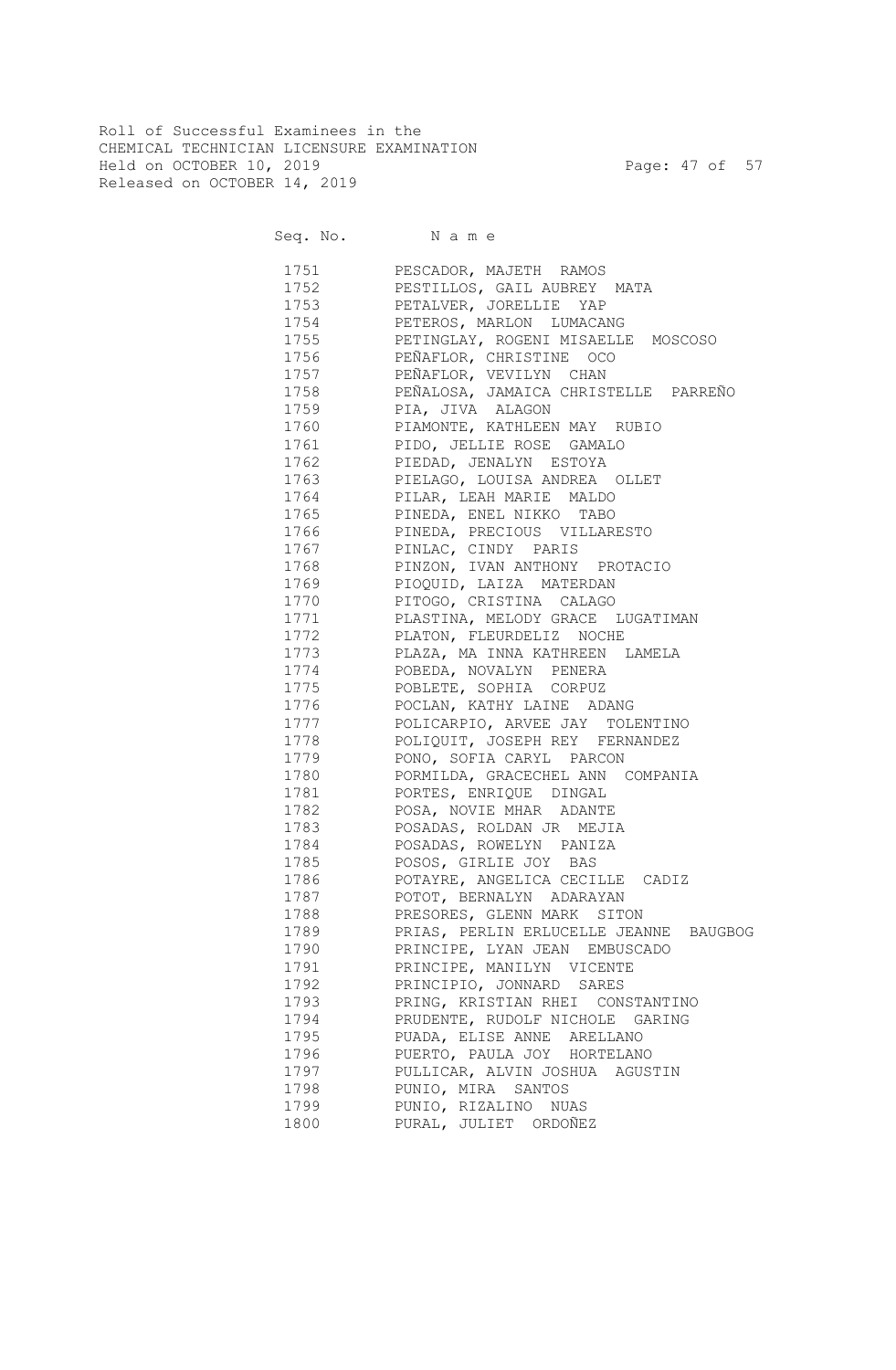Roll of Successful Examinees in the
CHEMICAL TECHNICIAN LICENSURE EXAMINATION
Held on OCTOBER 10, 2019
Released on OCTOBER 14, 2019

| Seq. No. | N a m e |
|---|---|
| 1751 | PESCADOR, MAJETH RAMOS |
| 1752 | PESTILLOS, GAIL AUBREY MATA |
| 1753 | PETALVER, JORELLIE YAP |
| 1754 | PETEROS, MARLON LUMACANG |
| 1755 | PETINGLAY, ROGENI MISAELLE MOSCOSO |
| 1756 | PEÑAFLOR, CHRISTINE OCO |
| 1757 | PEÑAFLOR, VEVILYN CHAN |
| 1758 | PEÑALOSA, JAMAICA CHRISTELLE PARREÑO |
| 1759 | PIA, JIVA ALAGON |
| 1760 | PIAMONTE, KATHLEEN MAY RUBIO |
| 1761 | PIDO, JELLIE ROSE GAMALO |
| 1762 | PIEDAD, JENALYN ESTOYA |
| 1763 | PIELAGO, LOUISA ANDREA OLLET |
| 1764 | PILAR, LEAH MARIE MALDO |
| 1765 | PINEDA, ENEL NIKKO TABO |
| 1766 | PINEDA, PRECIOUS VILLARESTO |
| 1767 | PINLAC, CINDY PARIS |
| 1768 | PINZON, IVAN ANTHONY PROTACIO |
| 1769 | PIOQUID, LAIZA MATERDAN |
| 1770 | PITOGO, CRISTINA CALAGO |
| 1771 | PLASTINA, MELODY GRACE LUGATIMAN |
| 1772 | PLATON, FLEURDELIZ NOCHE |
| 1773 | PLAZA, MA INNA KATHREEN LAMELA |
| 1774 | POBEDA, NOVALYN PENERA |
| 1775 | POBLETE, SOPHIA CORPUZ |
| 1776 | POCLAN, KATHY LAINE ADANG |
| 1777 | POLICARPIO, ARVEE JAY TOLENTINO |
| 1778 | POLIQUIT, JOSEPH REY FERNANDEZ |
| 1779 | PONO, SOFIA CARYL PARCON |
| 1780 | PORMILDA, GRACECHEL ANN COMPANIA |
| 1781 | PORTES, ENRIQUE DINGAL |
| 1782 | POSA, NOVIE MHAR ADANTE |
| 1783 | POSADAS, ROLDAN JR MEJIA |
| 1784 | POSADAS, ROWELYN PANIZA |
| 1785 | POSOS, GIRLIE JOY BAS |
| 1786 | POTAYRE, ANGELICA CECILLE CADIZ |
| 1787 | POTOT, BERNALYN ADARAYAN |
| 1788 | PRESORES, GLENN MARK SITON |
| 1789 | PRIAS, PERLIN ERLUCELLE JEANNE BAUGBOG |
| 1790 | PRINCIPE, LYAN JEAN EMBUSCADO |
| 1791 | PRINCIPE, MANILYN VICENTE |
| 1792 | PRINCIPIO, JONNARD SARES |
| 1793 | PRING, KRISTIAN RHEI CONSTANTINO |
| 1794 | PRUDENTE, RUDOLF NICHOLE GARING |
| 1795 | PUADA, ELISE ANNE ARELLANO |
| 1796 | PUERTO, PAULA JOY HORTELANO |
| 1797 | PULLICAR, ALVIN JOSHUA AGUSTIN |
| 1798 | PUNIO, MIRA SANTOS |
| 1799 | PUNIO, RIZALINO NUAS |
| 1800 | PURAL, JULIET ORDOÑEZ |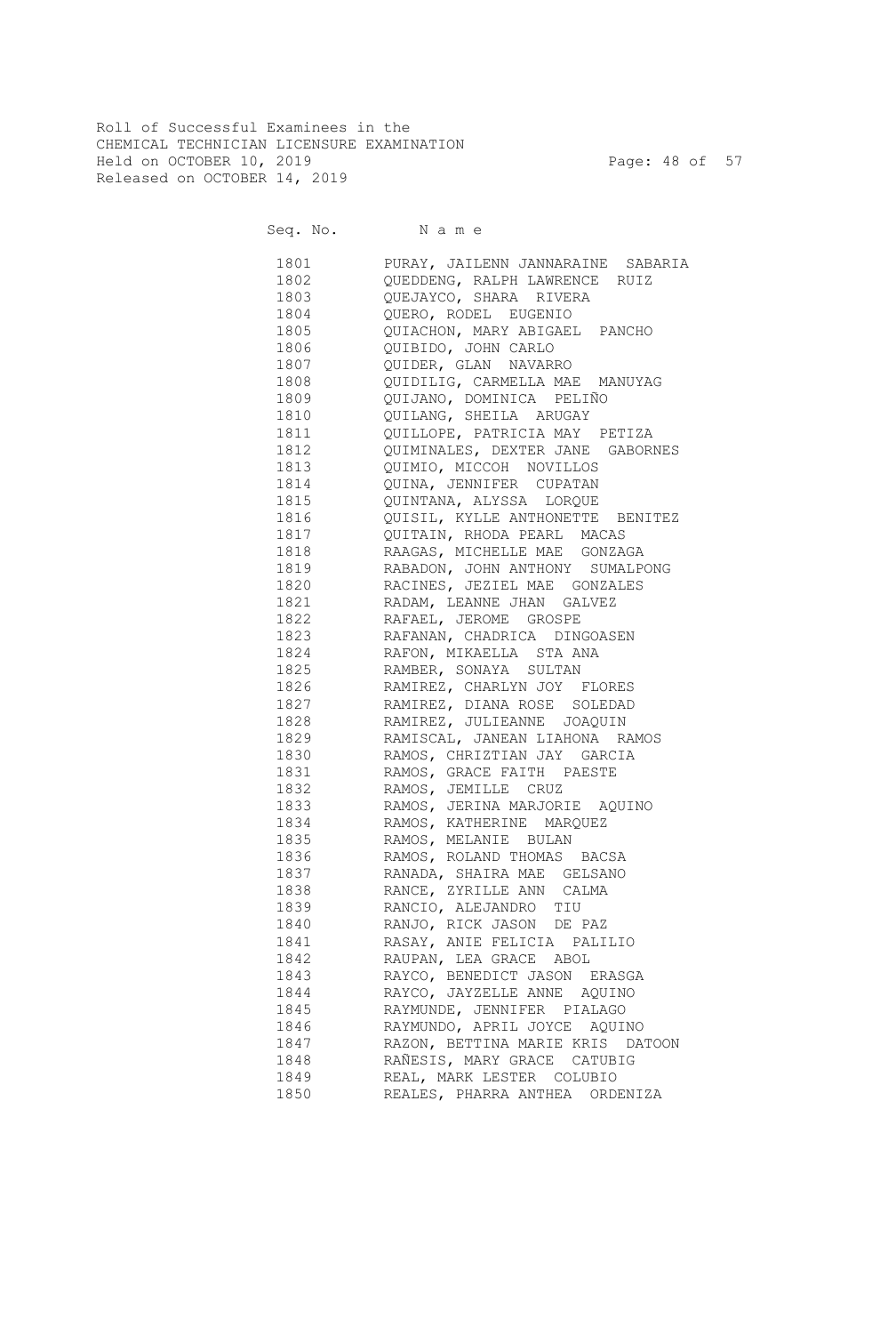Roll of Successful Examinees in the
CHEMICAL TECHNICIAN LICENSURE EXAMINATION
Held on OCTOBER 10, 2019
Released on OCTOBER 14, 2019

| Seq. No. | N a m e |
|---|---|
| 1801 | PURAY, JAILENN JANNARAINE SABARIA |
| 1802 | QUEDDENG, RALPH LAWRENCE RUIZ |
| 1803 | QUEJAYCO, SHARA RIVERA |
| 1804 | QUERO, RODEL EUGENIO |
| 1805 | QUIACHON, MARY ABIGAEL PANCHO |
| 1806 | QUIBIDO, JOHN CARLO |
| 1807 | QUIDER, GLAN NAVARRO |
| 1808 | QUIDILIG, CARMELLA MAE MANUYAG |
| 1809 | QUIJANO, DOMINICA PELIÑO |
| 1810 | QUILANG, SHEILA ARUGAY |
| 1811 | QUILLOPE, PATRICIA MAY PETIZA |
| 1812 | QUIMINALES, DEXTER JANE GABORNES |
| 1813 | QUIMIO, MICCOH NOVILLOS |
| 1814 | QUINA, JENNIFER CUPATAN |
| 1815 | QUINTANA, ALYSSA LORQUE |
| 1816 | QUISIL, KYLLE ANTHONETTE BENITEZ |
| 1817 | QUITAIN, RHODA PEARL MACAS |
| 1818 | RAAGAS, MICHELLE MAE GONZAGA |
| 1819 | RABADON, JOHN ANTHONY SUMALPONG |
| 1820 | RACINES, JEZIEL MAE GONZALES |
| 1821 | RADAM, LEANNE JHAN GALVEZ |
| 1822 | RAFAEL, JEROME GROSPE |
| 1823 | RAFANAN, CHADRICA DINGOASEN |
| 1824 | RAFON, MIKAELLA STA ANA |
| 1825 | RAMBER, SONAYA SULTAN |
| 1826 | RAMIREZ, CHARLYN JOY FLORES |
| 1827 | RAMIREZ, DIANA ROSE SOLEDAD |
| 1828 | RAMIREZ, JULIEANNE JOAQUIN |
| 1829 | RAMISCAL, JANEAN LIAHONA RAMOS |
| 1830 | RAMOS, CHRIZTIAN JAY GARCIA |
| 1831 | RAMOS, GRACE FAITH PAESTE |
| 1832 | RAMOS, JEMILLE CRUZ |
| 1833 | RAMOS, JERINA MARJORIE AQUINO |
| 1834 | RAMOS, KATHERINE MARQUEZ |
| 1835 | RAMOS, MELANIE BULAN |
| 1836 | RAMOS, ROLAND THOMAS BACSA |
| 1837 | RANADA, SHAIRA MAE GELSANO |
| 1838 | RANCE, ZYRILLE ANN CALMA |
| 1839 | RANCIO, ALEJANDRO TIU |
| 1840 | RANJO, RICK JASON DE PAZ |
| 1841 | RASAY, ANIE FELICIA PALILIO |
| 1842 | RAUPAN, LEA GRACE ABOL |
| 1843 | RAYCO, BENEDICT JASON ERASGA |
| 1844 | RAYCO, JAYZELLE ANNE AQUINO |
| 1845 | RAYMUNDE, JENNIFER PIALAGO |
| 1846 | RAYMUNDO, APRIL JOYCE AQUINO |
| 1847 | RAZON, BETTINA MARIE KRIS DATOON |
| 1848 | RAÑESIS, MARY GRACE CATUBIG |
| 1849 | REAL, MARK LESTER COLUBIO |
| 1850 | REALES, PHARRA ANTHEA ORDENIZA |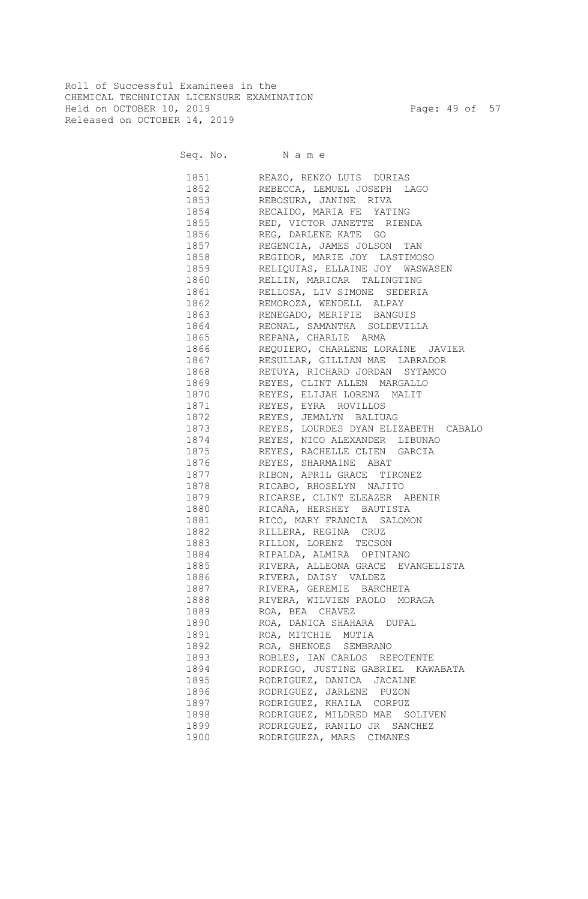Roll of Successful Examinees in the
CHEMICAL TECHNICIAN LICENSURE EXAMINATION
Held on OCTOBER 10, 2019
Released on OCTOBER 14, 2019

| Seq. No. | N a m e |
|---|---|
| 1851 | REAZO, RENZO LUIS DURIAS |
| 1852 | REBECCA, LEMUEL JOSEPH LAGO |
| 1853 | REBOSURA, JANINE RIVA |
| 1854 | RECAIDO, MARIA FE YATING |
| 1855 | RED, VICTOR JANETTE RIENDA |
| 1856 | REG, DARLENE KATE GO |
| 1857 | REGENCIA, JAMES JOLSON TAN |
| 1858 | REGIDOR, MARIE JOY LASTIMOSO |
| 1859 | RELIQUIAS, ELLAINE JOY WASWASEN |
| 1860 | RELLIN, MARICAR TALINGTING |
| 1861 | RELLOSA, LIV SIMONE SEDERIA |
| 1862 | REMOROZA, WENDELL ALPAY |
| 1863 | RENEGADO, MERIFIE BANGUIS |
| 1864 | REONAL, SAMANTHA SOLDEVILLA |
| 1865 | REPANA, CHARLIE ARMA |
| 1866 | REQUIERO, CHARLENE LORAINE JAVIER |
| 1867 | RESULLAR, GILLIAN MAE LABRADOR |
| 1868 | RETUYA, RICHARD JORDAN SYTAMCO |
| 1869 | REYES, CLINT ALLEN MARGALLO |
| 1870 | REYES, ELIJAH LORENZ MALIT |
| 1871 | REYES, EYRA ROVILLOS |
| 1872 | REYES, JEMALYN BALIUAG |
| 1873 | REYES, LOURDES DYAN ELIZABETH CABALO |
| 1874 | REYES, NICO ALEXANDER LIBUNAO |
| 1875 | REYES, RACHELLE CLIEN GARCIA |
| 1876 | REYES, SHARMAINE ABAT |
| 1877 | RIBON, APRIL GRACE TIRONEZ |
| 1878 | RICABO, RHOSELYN NAJITO |
| 1879 | RICARSE, CLINT ELEAZER ABENIR |
| 1880 | RICAÑA, HERSHEY BAUTISTA |
| 1881 | RICO, MARY FRANCIA SALOMON |
| 1882 | RILLERA, REGINA CRUZ |
| 1883 | RILLON, LORENZ TECSON |
| 1884 | RIPALDA, ALMIRA OPINIANO |
| 1885 | RIVERA, ALLEONA GRACE EVANGELISTA |
| 1886 | RIVERA, DAISY VALDEZ |
| 1887 | RIVERA, GEREMIE BARCHETA |
| 1888 | RIVERA, WILVIEN PAOLO MORAGA |
| 1889 | ROA, BEA CHAVEZ |
| 1890 | ROA, DANICA SHAHARA DUPAL |
| 1891 | ROA, MITCHIE MUTIA |
| 1892 | ROA, SHENOES SEMBRANO |
| 1893 | ROBLES, IAN CARLOS REPOTENTE |
| 1894 | RODRIGO, JUSTINE GABRIEL KAWABATA |
| 1895 | RODRIGUEZ, DANICA JACALNE |
| 1896 | RODRIGUEZ, JARLENE PUZON |
| 1897 | RODRIGUEZ, KHAILA CORPUZ |
| 1898 | RODRIGUEZ, MILDRED MAE SOLIVEN |
| 1899 | RODRIGUEZ, RANILO JR SANCHEZ |
| 1900 | RODRIGUEZA, MARS CIMANES |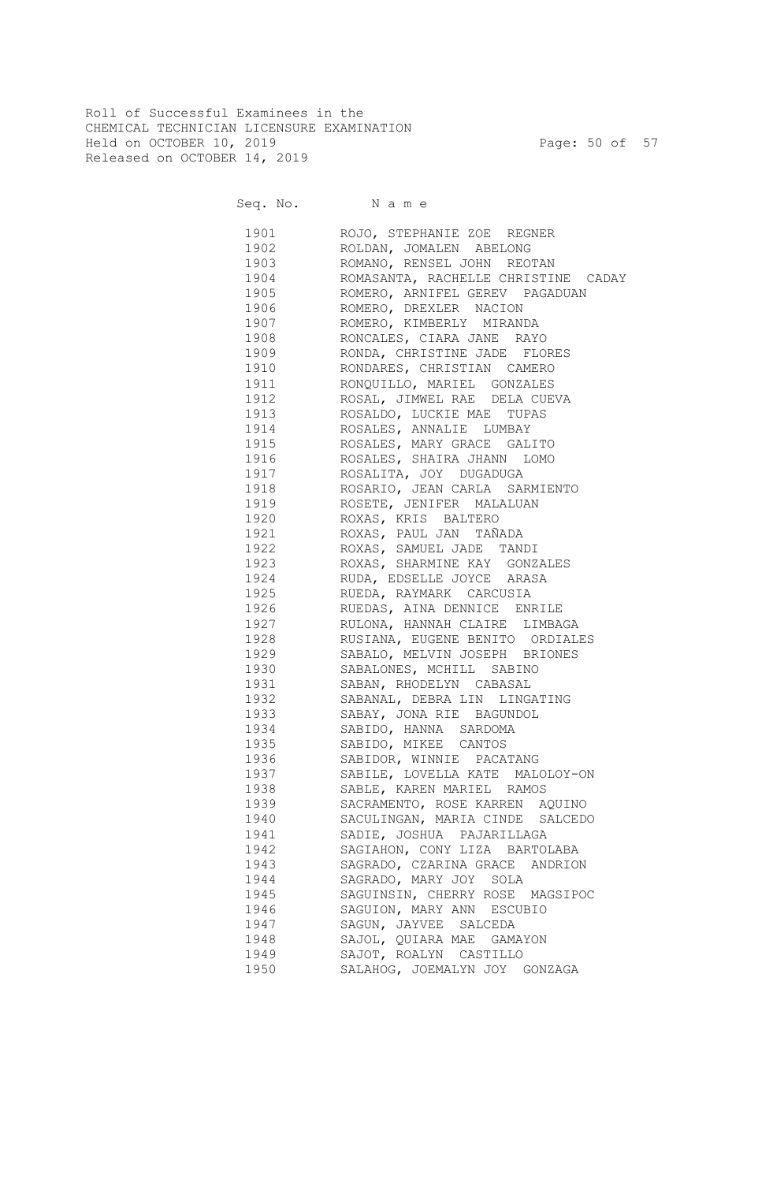Roll of Successful Examinees in the
CHEMICAL TECHNICIAN LICENSURE EXAMINATION
Held on OCTOBER 10, 2019
Released on OCTOBER 14, 2019

| Seq. No. | N a m e |
|---|---|
| 1901 | ROJO, STEPHANIE ZOE REGNER |
| 1902 | ROLDAN, JOMALEN ABELONG |
| 1903 | ROMANO, RENSEL JOHN REOTAN |
| 1904 | ROMASANTA, RACHELLE CHRISTINE CADAY |
| 1905 | ROMERO, ARNIFEL GEREV PAGADUAN |
| 1906 | ROMERO, DREXLER NACION |
| 1907 | ROMERO, KIMBERLY MIRANDA |
| 1908 | RONCALES, CIARA JANE RAYO |
| 1909 | RONDA, CHRISTINE JADE FLORES |
| 1910 | RONDARES, CHRISTIAN CAMERO |
| 1911 | RONQUILLO, MARIEL GONZALES |
| 1912 | ROSAL, JIMWEL RAE DELA CUEVA |
| 1913 | ROSALDO, LUCKIE MAE TUPAS |
| 1914 | ROSALES, ANNALIE LUMBAY |
| 1915 | ROSALES, MARY GRACE GALITO |
| 1916 | ROSALES, SHAIRA JHANN LOMO |
| 1917 | ROSALITA, JOY DUGADUGA |
| 1918 | ROSARIO, JEAN CARLA SARMIENTO |
| 1919 | ROSETE, JENIFER MALALUAN |
| 1920 | ROXAS, KRIS BALTERO |
| 1921 | ROXAS, PAUL JAN TAÑADA |
| 1922 | ROXAS, SAMUEL JADE TANDI |
| 1923 | ROXAS, SHARMINE KAY GONZALES |
| 1924 | RUDA, EDSELLE JOYCE ARASA |
| 1925 | RUEDA, RAYMARK CARCUSIA |
| 1926 | RUEDAS, AINA DENNICE ENRILE |
| 1927 | RULONA, HANNAH CLAIRE LIMBAGA |
| 1928 | RUSIANA, EUGENE BENITO ORDIALES |
| 1929 | SABALO, MELVIN JOSEPH BRIONES |
| 1930 | SABALONES, MCHILL SABINO |
| 1931 | SABAN, RHODELYN CABASAL |
| 1932 | SABANAL, DEBRA LIN LINGATING |
| 1933 | SABAY, JONA RIE BAGUNDOL |
| 1934 | SABIDO, HANNA SARDOMA |
| 1935 | SABIDO, MIKEE CANTOS |
| 1936 | SABIDOR, WINNIE PACATANG |
| 1937 | SABILE, LOVELLA KATE MALOLOY-ON |
| 1938 | SABLE, KAREN MARIEL RAMOS |
| 1939 | SACRAMENTO, ROSE KARREN AQUINO |
| 1940 | SACULINGAN, MARIA CINDE SALCEDO |
| 1941 | SADIE, JOSHUA PAJARILLAGA |
| 1942 | SAGIAHON, CONY LIZA BARTOLABA |
| 1943 | SAGRADO, CZARINA GRACE ANDRION |
| 1944 | SAGRADO, MARY JOY SOLA |
| 1945 | SAGUINSIN, CHERRY ROSE MAGSIPOC |
| 1946 | SAGUION, MARY ANN ESCUBIO |
| 1947 | SAGUN, JAYVEE SALCEDA |
| 1948 | SAJOL, QUIARA MAE GAMAYON |
| 1949 | SAJOT, ROALYN CASTILLO |
| 1950 | SALAHOG, JOEMALYN JOY GONZAGA |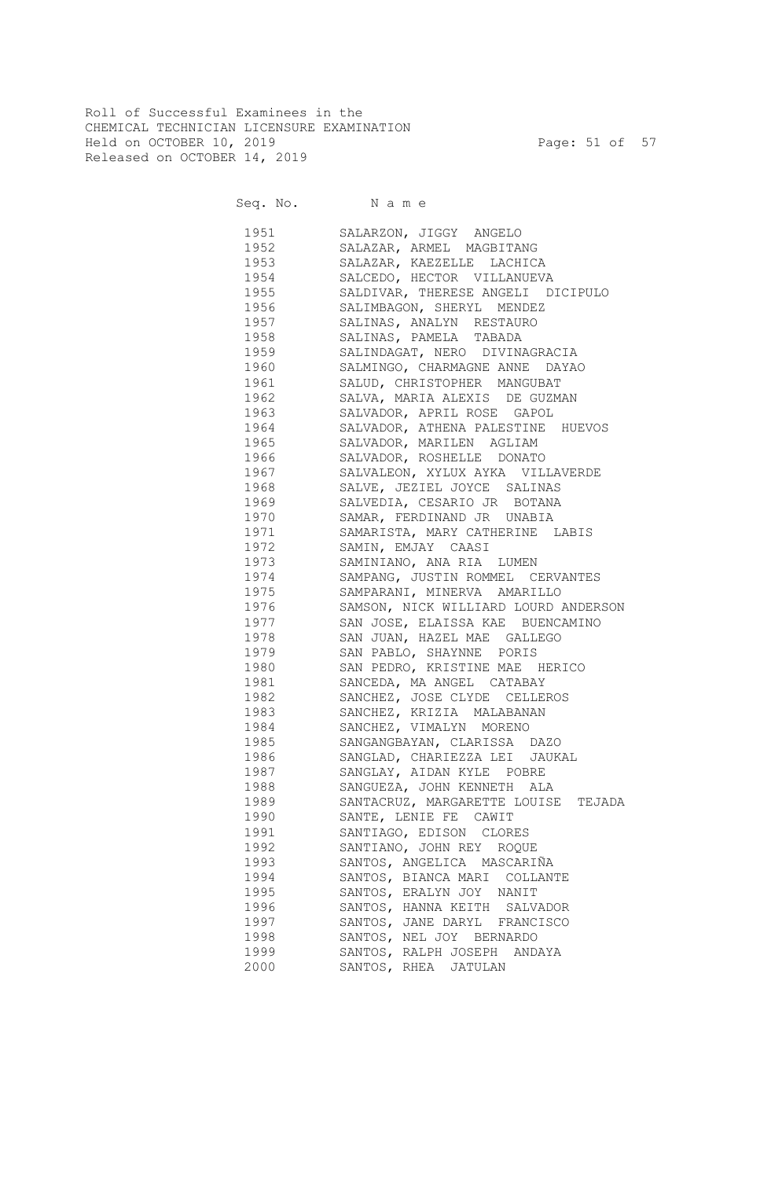Roll of Successful Examinees in the
CHEMICAL TECHNICIAN LICENSURE EXAMINATION
Held on OCTOBER 10, 2019
Released on OCTOBER 14, 2019

| Seq. No. | Name |
|---|---|
| 1951 | SALARZON, JIGGY ANGELO |
| 1952 | SALAZAR, ARMEL MAGBITANG |
| 1953 | SALAZAR, KAEZELLE LACHICA |
| 1954 | SALCEDO, HECTOR VILLANUEVA |
| 1955 | SALDIVAR, THERESE ANGELI DICIPULO |
| 1956 | SALIMBAGON, SHERYL MENDEZ |
| 1957 | SALINAS, ANALYN RESTAURO |
| 1958 | SALINAS, PAMELA TABADA |
| 1959 | SALINDAGAT, NERO DIVINAGRACIA |
| 1960 | SALMINGO, CHARMAGNE ANNE DAYAO |
| 1961 | SALUD, CHRISTOPHER MANGUBAT |
| 1962 | SALVA, MARIA ALEXIS DE GUZMAN |
| 1963 | SALVADOR, APRIL ROSE GAPOL |
| 1964 | SALVADOR, ATHENA PALESTINE HUEVOS |
| 1965 | SALVADOR, MARILEN AGLIAM |
| 1966 | SALVADOR, ROSHELLE DONATO |
| 1967 | SALVALEON, XYLUX AYKA VILLAVERDE |
| 1968 | SALVE, JEZIEL JOYCE SALINAS |
| 1969 | SALVEDIA, CESARIO JR BOTANA |
| 1970 | SAMAR, FERDINAND JR UNABIA |
| 1971 | SAMARISTA, MARY CATHERINE LABIS |
| 1972 | SAMIN, EMJAY CAASI |
| 1973 | SAMINIANO, ANA RIA LUMEN |
| 1974 | SAMPANG, JUSTIN ROMMEL CERVANTES |
| 1975 | SAMPARANI, MINERVA AMARILLO |
| 1976 | SAMSON, NICK WILLIARD LOURD ANDERSON |
| 1977 | SAN JOSE, ELAISSA KAE BUENCAMINO |
| 1978 | SAN JUAN, HAZEL MAE GALLEGO |
| 1979 | SAN PABLO, SHAYNNE PORIS |
| 1980 | SAN PEDRO, KRISTINE MAE HERICO |
| 1981 | SANCEDA, MA ANGEL CATABAY |
| 1982 | SANCHEZ, JOSE CLYDE CELLEROS |
| 1983 | SANCHEZ, KRIZIA MALABANAN |
| 1984 | SANCHEZ, VIMALYN MORENO |
| 1985 | SANGANGBAYAN, CLARISSA DAZO |
| 1986 | SANGLAD, CHARIEZZA LEI JAUKAL |
| 1987 | SANGLAY, AIDAN KYLE POBRE |
| 1988 | SANGUEZA, JOHN KENNETH ALA |
| 1989 | SANTACRUZ, MARGARETTE LOUISE TEJADA |
| 1990 | SANTE, LENIE FE CAWIT |
| 1991 | SANTIAGO, EDISON CLORES |
| 1992 | SANTIANO, JOHN REY ROQUE |
| 1993 | SANTOS, ANGELICA MASCARIÑA |
| 1994 | SANTOS, BIANCA MARI COLLANTE |
| 1995 | SANTOS, ERALYN JOY NANIT |
| 1996 | SANTOS, HANNA KEITH SALVADOR |
| 1997 | SANTOS, JANE DARYL FRANCISCO |
| 1998 | SANTOS, NEL JOY BERNARDO |
| 1999 | SANTOS, RALPH JOSEPH ANDAYA |
| 2000 | SANTOS, RHEA JATULAN |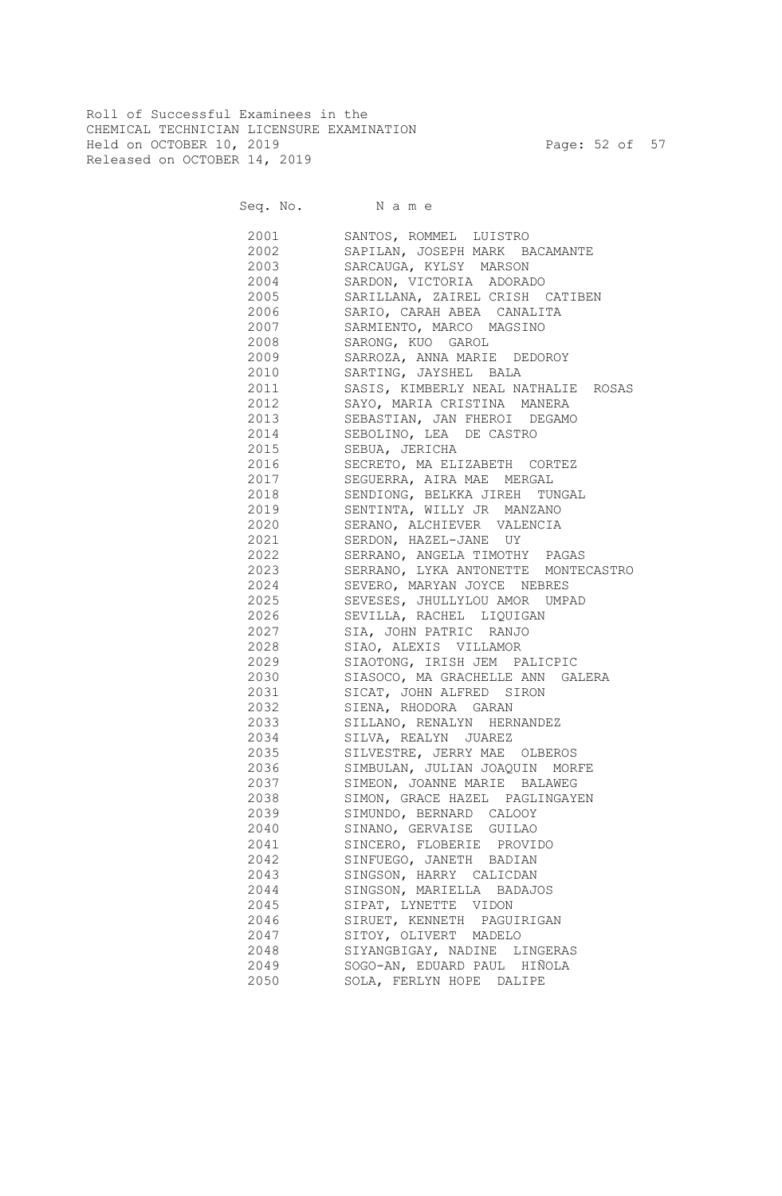Roll of Successful Examinees in the
CHEMICAL TECHNICIAN LICENSURE EXAMINATION
Held on OCTOBER 10, 2019
Released on OCTOBER 14, 2019

| Seq. No. | Name |
|---|---|
| 2001 | SANTOS, ROMMEL LUISTRO |
| 2002 | SAPILAN, JOSEPH MARK BACAMANTE |
| 2003 | SARCAUGA, KYLSY MARSON |
| 2004 | SARDON, VICTORIA ADORADO |
| 2005 | SARILLANA, ZAIREL CRISH CATIBEN |
| 2006 | SARIO, CARAH ABEA CANALITA |
| 2007 | SARMIENTO, MARCO MAGSINO |
| 2008 | SARONG, KUO GAROL |
| 2009 | SARROZA, ANNA MARIE DEDOROY |
| 2010 | SARTING, JAYSHEL BALA |
| 2011 | SASIS, KIMBERLY NEAL NATHALIE ROSAS |
| 2012 | SAYO, MARIA CRISTINA MANERA |
| 2013 | SEBASTIAN, JAN FHEROI DEGAMO |
| 2014 | SEBOLINO, LEA DE CASTRO |
| 2015 | SEBUA, JERICHA |
| 2016 | SECRETO, MA ELIZABETH CORTEZ |
| 2017 | SEGUERRA, AIRA MAE MERGAL |
| 2018 | SENDIONG, BELKKA JIREH TUNGAL |
| 2019 | SENTINTA, WILLY JR MANZANO |
| 2020 | SERANO, ALCHIEVER VALENCIA |
| 2021 | SERDON, HAZEL-JANE UY |
| 2022 | SERRANO, ANGELA TIMOTHY PAGAS |
| 2023 | SERRANO, LYKA ANTONETTE MONTECASTRO |
| 2024 | SEVERO, MARYAN JOYCE NEBRES |
| 2025 | SEVESES, JHULLYLOU AMOR UMPAD |
| 2026 | SEVILLA, RACHEL LIQUIGAN |
| 2027 | SIA, JOHN PATRIC RANJO |
| 2028 | SIAO, ALEXIS VILLAMOR |
| 2029 | SIAOTONG, IRISH JEM PALICPIC |
| 2030 | SIASOCO, MA GRACHELLE ANN GALERA |
| 2031 | SICAT, JOHN ALFRED SIRON |
| 2032 | SIENA, RHODORA GARAN |
| 2033 | SILLANO, RENALYN HERNANDEZ |
| 2034 | SILVA, REALYN JUAREZ |
| 2035 | SILVESTRE, JERRY MAE OLBEROS |
| 2036 | SIMBULAN, JULIAN JOAQUIN MORFE |
| 2037 | SIMEON, JOANNE MARIE BALAWEG |
| 2038 | SIMON, GRACE HAZEL PAGLINGAYEN |
| 2039 | SIMUNDO, BERNARD CALOOY |
| 2040 | SINANO, GERVAISE GUILAO |
| 2041 | SINCERO, FLOBERIE PROVIDO |
| 2042 | SINFUEGO, JANETH BADIAN |
| 2043 | SINGSON, HARRY CALICDAN |
| 2044 | SINGSON, MARIELLA BADAJOS |
| 2045 | SIPAT, LYNETTE VIDON |
| 2046 | SIRUET, KENNETH PAGUIRIGAN |
| 2047 | SITOY, OLIVERT MADELO |
| 2048 | SIYANGBIGAY, NADINE LINGERAS |
| 2049 | SOGO-AN, EDUARD PAUL HIÑOLA |
| 2050 | SOLA, FERLYN HOPE DALIPE |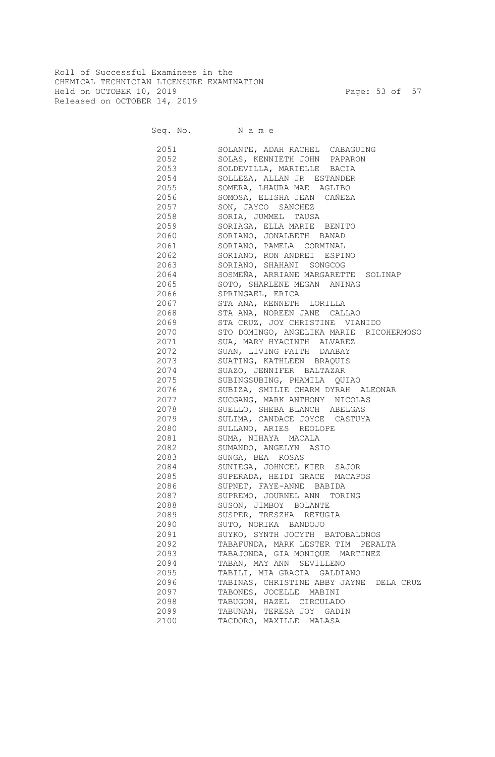Roll of Successful Examinees in the
CHEMICAL TECHNICIAN LICENSURE EXAMINATION
Held on OCTOBER 10, 2019
Released on OCTOBER 14, 2019

| Seq. No. | N a m e |
|---|---|
| 2051 | SOLANTE, ADAH RACHEL CABAGUING |
| 2052 | SOLAS, KENNIETH JOHN PAPARON |
| 2053 | SOLDEVILLA, MARIELLE BACIA |
| 2054 | SOLLEZA, ALLAN JR ESTANDER |
| 2055 | SOMERA, LHAURA MAE AGLIBO |
| 2056 | SOMOSA, ELISHA JEAN CAÑEZA |
| 2057 | SON, JAYCO SANCHEZ |
| 2058 | SORIA, JUMMEL TAUSA |
| 2059 | SORIAGA, ELLA MARIE BENITO |
| 2060 | SORIANO, JONALBETH BANAD |
| 2061 | SORIANO, PAMELA CORMINAL |
| 2062 | SORIANO, RON ANDREI ESPINO |
| 2063 | SORIANO, SHAHANI SONGCOG |
| 2064 | SOSMEÑA, ARRIANE MARGARETTE SOLINAP |
| 2065 | SOTO, SHARLENE MEGAN ANINAG |
| 2066 | SPRINGAEL, ERICA |
| 2067 | STA ANA, KENNETH LORILLA |
| 2068 | STA ANA, NOREEN JANE CALLAO |
| 2069 | STA CRUZ, JOY CHRISTINE VIANIDO |
| 2070 | STO DOMINGO, ANGELIKA MARIE RICOHERMOSO |
| 2071 | SUA, MARY HYACINTH ALVAREZ |
| 2072 | SUAN, LIVING FAITH DAABAY |
| 2073 | SUATING, KATHLEEN BRAQUIS |
| 2074 | SUAZO, JENNIFER BALTAZAR |
| 2075 | SUBINGSUBING, PHAMILA QUIAO |
| 2076 | SUBIZA, SMILIE CHARM DYRAH ALEONAR |
| 2077 | SUCGANG, MARK ANTHONY NICOLAS |
| 2078 | SUELLO, SHEBA BLANCH ABELGAS |
| 2079 | SULIMA, CANDACE JOYCE CASTUYA |
| 2080 | SULLANO, ARIES REOLOPE |
| 2081 | SUMA, NIHAYA MACALA |
| 2082 | SUMANDO, ANGELYN ASIO |
| 2083 | SUNGA, BEA ROSAS |
| 2084 | SUNIEGA, JOHNCEL KIER SAJOR |
| 2085 | SUPERADA, HEIDI GRACE MACAPOS |
| 2086 | SUPNET, FAYE-ANNE BABIDA |
| 2087 | SUPREMO, JOURNEL ANN TORING |
| 2088 | SUSON, JIMBOY BOLANTE |
| 2089 | SUSPER, TRESZHA REFUGIA |
| 2090 | SUTO, NORIKA BANDOJO |
| 2091 | SUYKO, SYNTH JOCYTH BATOBALONOS |
| 2092 | TABAFUNDA, MARK LESTER TIM PERALTA |
| 2093 | TABAJONDA, GIA MONIQUE MARTINEZ |
| 2094 | TABAN, MAY ANN SEVILLENO |
| 2095 | TABILI, MIA GRACIA GALDIANO |
| 2096 | TABINAS, CHRISTINE ABBY JAYNE DELA CRUZ |
| 2097 | TABONES, JOCELLE MABINI |
| 2098 | TABUGON, HAZEL CIRCULADO |
| 2099 | TABUNAN, TERESA JOY GADIN |
| 2100 | TACDORO, MAXILLE MALASA |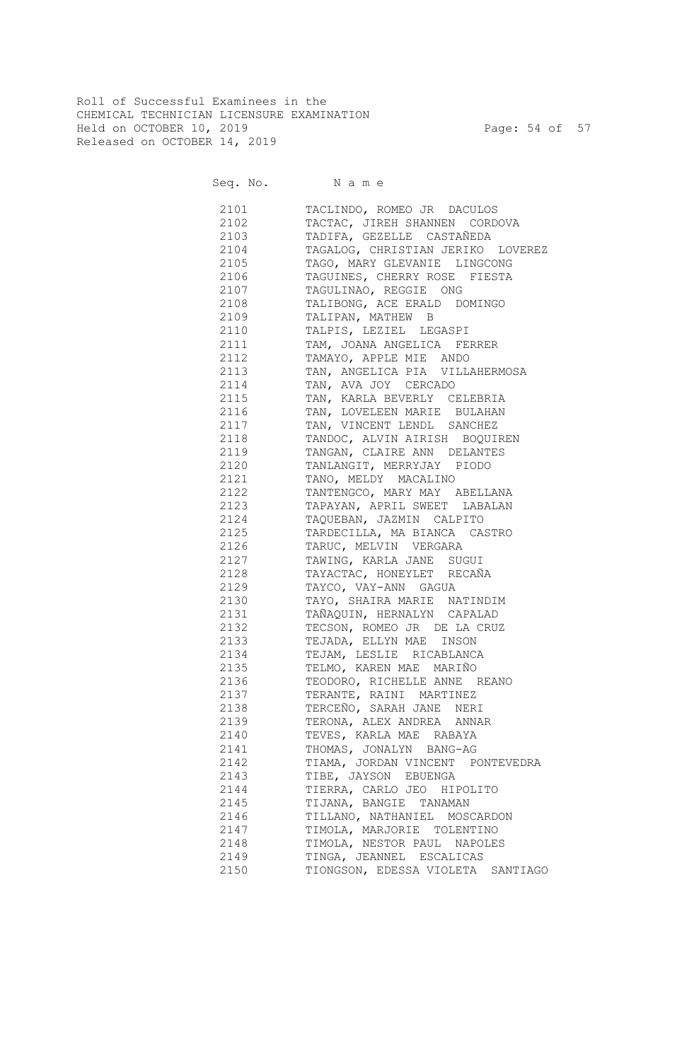Roll of Successful Examinees in the
CHEMICAL TECHNICIAN LICENSURE EXAMINATION
Held on OCTOBER 10, 2019
Released on OCTOBER 14, 2019

| Seq. No. | N a m e |
|---|---|
| 2101 | TACLINDO, ROMEO JR DACULOS |
| 2102 | TACTAC, JIREH SHANNEN CORDOVA |
| 2103 | TADIFA, GEZELLE CASTAÑEDA |
| 2104 | TAGALOG, CHRISTIAN JERIKO LOVEREZ |
| 2105 | TAGO, MARY GLEVANIE LINGCONG |
| 2106 | TAGUINES, CHERRY ROSE FIESTA |
| 2107 | TAGULINAO, REGGIE ONG |
| 2108 | TALIBONG, ACE ERALD DOMINGO |
| 2109 | TALIPAN, MATHEW B |
| 2110 | TALPIS, LEZIEL LEGASPI |
| 2111 | TAM, JOANA ANGELICA FERRER |
| 2112 | TAMAYO, APPLE MIE ANDO |
| 2113 | TAN, ANGELICA PIA VILLAHERMOSA |
| 2114 | TAN, AVA JOY CERCADO |
| 2115 | TAN, KARLA BEVERLY CELEBRIA |
| 2116 | TAN, LOVELEEN MARIE BULAHAN |
| 2117 | TAN, VINCENT LENDL SANCHEZ |
| 2118 | TANDOC, ALVIN AIRISH BOQUIREN |
| 2119 | TANGAN, CLAIRE ANN DELANTES |
| 2120 | TANLANGIT, MERRYJAY PIODO |
| 2121 | TANO, MELDY MACALINO |
| 2122 | TANTENGCO, MARY MAY ABELLANA |
| 2123 | TAPAYAN, APRIL SWEET LABALAN |
| 2124 | TAQUEBAN, JAZMIN CALPITO |
| 2125 | TARDECILLA, MA BIANCA CASTRO |
| 2126 | TARUC, MELVIN VERGARA |
| 2127 | TAWING, KARLA JANE SUGUI |
| 2128 | TAYACTAC, HONEYLET RECAÑA |
| 2129 | TAYCO, VAY-ANN GAGUA |
| 2130 | TAYO, SHAIRA MARIE NATINDIM |
| 2131 | TAÑAQUIN, HERNALYN CAPALAD |
| 2132 | TECSON, ROMEO JR DE LA CRUZ |
| 2133 | TEJADA, ELLYN MAE INSON |
| 2134 | TEJAM, LESLIE RICABLANCA |
| 2135 | TELMO, KAREN MAE MARIÑO |
| 2136 | TEODORO, RICHELLE ANNE REANO |
| 2137 | TERANTE, RAINI MARTINEZ |
| 2138 | TERCEÑO, SARAH JANE NERI |
| 2139 | TERONA, ALEX ANDREA ANNAR |
| 2140 | TEVES, KARLA MAE RABAYA |
| 2141 | THOMAS, JONALYN BANG-AG |
| 2142 | TIAMA, JORDAN VINCENT PONTEVEDRA |
| 2143 | TIBE, JAYSON EBUENGA |
| 2144 | TIERRA, CARLO JEO HIPOLITO |
| 2145 | TIJANA, BANGIE TANAMAN |
| 2146 | TILLANO, NATHANIEL MOSCARDON |
| 2147 | TIMOLA, MARJORIE TOLENTINO |
| 2148 | TIMOLA, NESTOR PAUL NAPOLES |
| 2149 | TINGA, JEANNEL ESCALICAS |
| 2150 | TIONGSON, EDESSA VIOLETA SANTIAGO |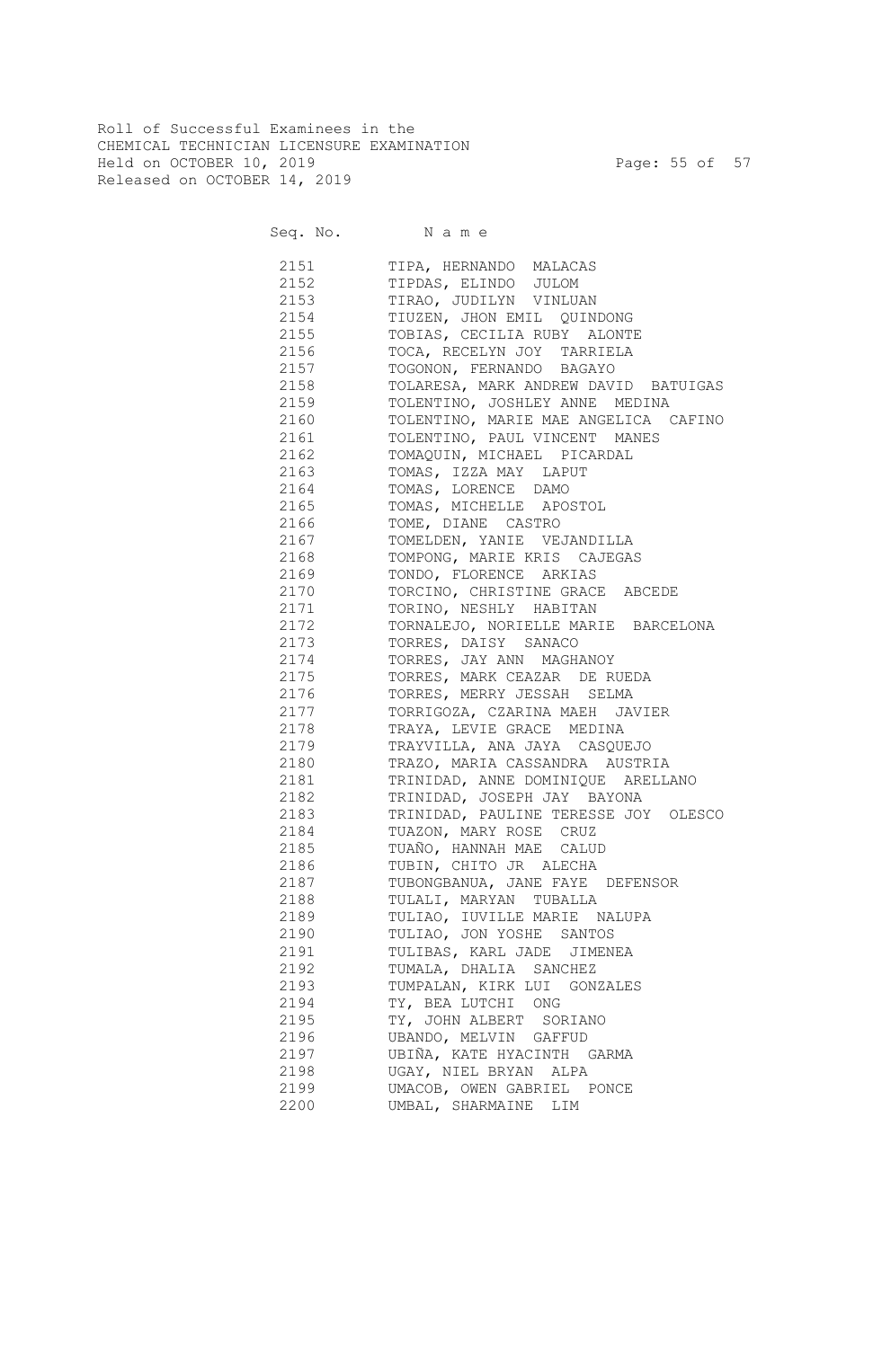Roll of Successful Examinees in the
CHEMICAL TECHNICIAN LICENSURE EXAMINATION
Held on OCTOBER 10, 2019
Released on OCTOBER 14, 2019

| Seq. No. | N a m e |
|---|---|
| 2151 | TIPA, HERNANDO MALACAS |
| 2152 | TIPDAS, ELINDO JULOM |
| 2153 | TIRAO, JUDILYN VINLUAN |
| 2154 | TIUZEN, JHON EMIL QUINDONG |
| 2155 | TOBIAS, CECILIA RUBY ALONTE |
| 2156 | TOCA, RECELYN JOY TARRIELA |
| 2157 | TOGONON, FERNANDO BAGAYO |
| 2158 | TOLARESA, MARK ANDREW DAVID BATUIGAS |
| 2159 | TOLENTINO, JOSHLEY ANNE MEDINA |
| 2160 | TOLENTINO, MARIE MAE ANGELICA CAFINO |
| 2161 | TOLENTINO, PAUL VINCENT MANES |
| 2162 | TOMAQUIN, MICHAEL PICARDAL |
| 2163 | TOMAS, IZZA MAY LAPUT |
| 2164 | TOMAS, LORENCE DAMO |
| 2165 | TOMAS, MICHELLE APOSTOL |
| 2166 | TOME, DIANE CASTRO |
| 2167 | TOMELDEN, YANIE VEJANDILLA |
| 2168 | TOMPONG, MARIE KRIS CAJEGAS |
| 2169 | TONDO, FLORENCE ARKIAS |
| 2170 | TORCINO, CHRISTINE GRACE ABCEDE |
| 2171 | TORINO, NESHLY HABITAN |
| 2172 | TORNALEJO, NORIELLE MARIE BARCELONA |
| 2173 | TORRES, DAISY SANACO |
| 2174 | TORRES, JAY ANN MAGHANOY |
| 2175 | TORRES, MARK CEAZAR DE RUEDA |
| 2176 | TORRES, MERRY JESSAH SELMA |
| 2177 | TORRIGOZA, CZARINA MAEH JAVIER |
| 2178 | TRAYA, LEVIE GRACE MEDINA |
| 2179 | TRAYVILLA, ANA JAYA CASQUEJO |
| 2180 | TRAZO, MARIA CASSANDRA AUSTRIA |
| 2181 | TRINIDAD, ANNE DOMINIQUE ARELLANO |
| 2182 | TRINIDAD, JOSEPH JAY BAYONA |
| 2183 | TRINIDAD, PAULINE TERESSE JOY OLESCO |
| 2184 | TUAZON, MARY ROSE CRUZ |
| 2185 | TUAÑO, HANNAH MAE CALUD |
| 2186 | TUBIN, CHITO JR ALECHA |
| 2187 | TUBONGBANUA, JANE FAYE DEFENSOR |
| 2188 | TULALI, MARYAN TUBALLA |
| 2189 | TULIAO, IUVILLE MARIE NALUPA |
| 2190 | TULIAO, JON YOSHE SANTOS |
| 2191 | TULIBAS, KARL JADE JIMENEA |
| 2192 | TUMALA, DHALIA SANCHEZ |
| 2193 | TUMPALAN, KIRK LUI GONZALES |
| 2194 | TY, BEA LUTCHI ONG |
| 2195 | TY, JOHN ALBERT SORIANO |
| 2196 | UBANDO, MELVIN GAFFUD |
| 2197 | UBIÑA, KATE HYACINTH GARMA |
| 2198 | UGAY, NIEL BRYAN ALPA |
| 2199 | UMACOB, OWEN GABRIEL PONCE |
| 2200 | UMBAL, SHARMAINE LIM |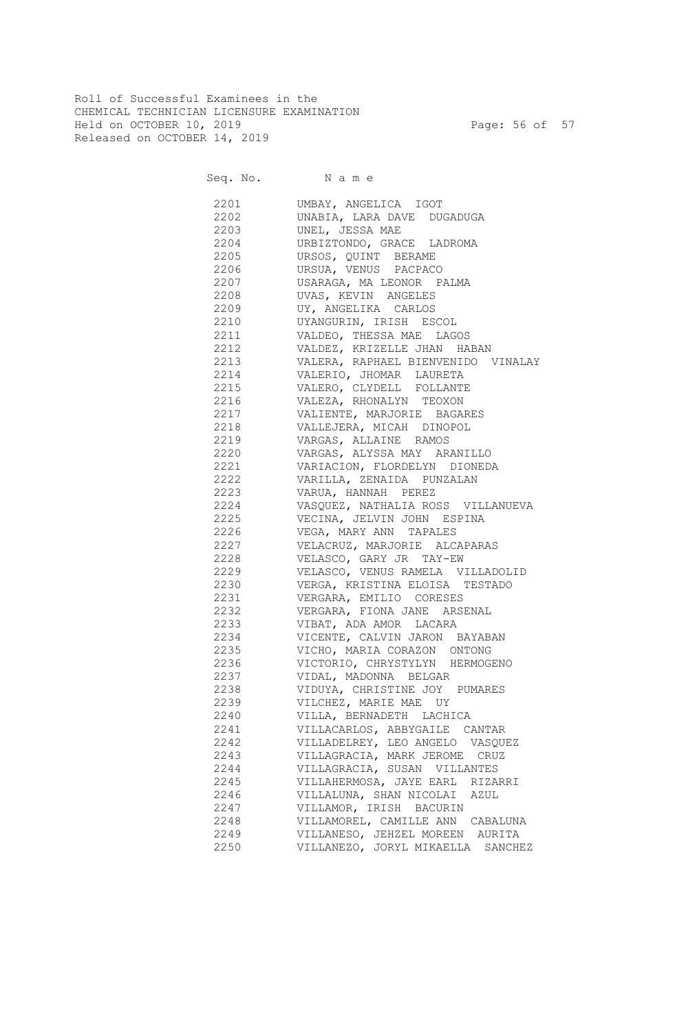Roll of Successful Examinees in the
CHEMICAL TECHNICIAN LICENSURE EXAMINATION
Held on OCTOBER 10, 2019
Released on OCTOBER 14, 2019

| Seq. No. | N a m e |
|---|---|
| 2201 | UMBAY, ANGELICA IGOT |
| 2202 | UNABIA, LARA DAVE DUGADUGA |
| 2203 | UNEL, JESSA MAE |
| 2204 | URBIZTONDO, GRACE LADROMA |
| 2205 | URSOS, QUINT BERAME |
| 2206 | URSUA, VENUS PACPACO |
| 2207 | USARAGA, MA LEONOR PALMA |
| 2208 | UVAS, KEVIN ANGELES |
| 2209 | UY, ANGELIKA CARLOS |
| 2210 | UYANGURIN, IRISH ESCOL |
| 2211 | VALDEO, THESSA MAE LAGOS |
| 2212 | VALDEZ, KRIZELLE JHAN HABAN |
| 2213 | VALERA, RAPHAEL BIENVENIDO VINALAY |
| 2214 | VALERIO, JHOMAR LAURETA |
| 2215 | VALERO, CLYDELL FOLLANTE |
| 2216 | VALEZA, RHONALYN TEOXON |
| 2217 | VALIENTE, MARJORIE BAGARES |
| 2218 | VALLEJERA, MICAH DINOPOL |
| 2219 | VARGAS, ALLAINE RAMOS |
| 2220 | VARGAS, ALYSSA MAY ARANILLO |
| 2221 | VARIACION, FLORDELYN DIONEDA |
| 2222 | VARILLA, ZENAIDA PUNZALAN |
| 2223 | VARUA, HANNAH PEREZ |
| 2224 | VASQUEZ, NATHALIA ROSS VILLANUEVA |
| 2225 | VECINA, JELVIN JOHN ESPINA |
| 2226 | VEGA, MARY ANN TAPALES |
| 2227 | VELACRUZ, MARJORIE ALCAPARAS |
| 2228 | VELASCO, GARY JR TAY-EW |
| 2229 | VELASCO, VENUS RAMELA VILLADOLID |
| 2230 | VERGA, KRISTINA ELOISA TESTADO |
| 2231 | VERGARA, EMILIO CORESES |
| 2232 | VERGARA, FIONA JANE ARSENAL |
| 2233 | VIBAT, ADA AMOR LACARA |
| 2234 | VICENTE, CALVIN JARON BAYABAN |
| 2235 | VICHO, MARIA CORAZON ONTONG |
| 2236 | VICTORIO, CHRYSTYLYN HERMOGENO |
| 2237 | VIDAL, MADONNA BELGAR |
| 2238 | VIDUYA, CHRISTINE JOY PUMARES |
| 2239 | VILCHEZ, MARIE MAE UY |
| 2240 | VILLA, BERNADETH LACHICA |
| 2241 | VILLACARLOS, ABBYGAILE CANTAR |
| 2242 | VILLADELREY, LEO ANGELO VASQUEZ |
| 2243 | VILLAGRACIA, MARK JEROME CRUZ |
| 2244 | VILLAGRACIA, SUSAN VILLANTES |
| 2245 | VILLAHERMOSA, JAYE EARL RIZARRI |
| 2246 | VILLALUNA, SHAN NICOLAI AZUL |
| 2247 | VILLAMOR, IRISH BACURIN |
| 2248 | VILLAMOREL, CAMILLE ANN CABALUNA |
| 2249 | VILLANESO, JEHZEL MOREEN AURITA |
| 2250 | VILLANEZO, JORYL MIKAELLA SANCHEZ |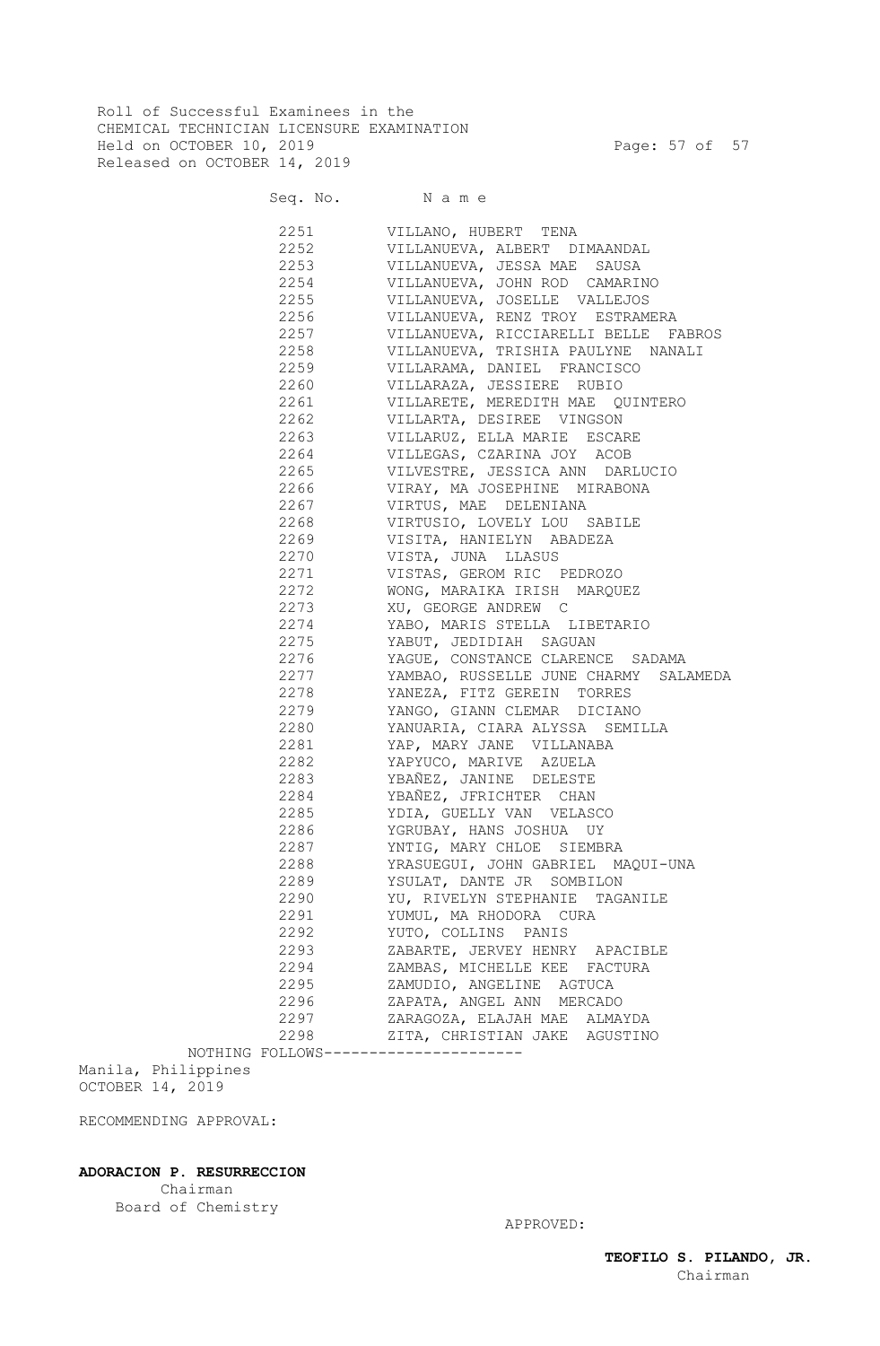Roll of Successful Examinees in the
CHEMICAL TECHNICIAN LICENSURE EXAMINATION
Held on OCTOBER 10, 2019
Released on OCTOBER 14, 2019

| Seq. No. | Name |
|---|---|
| 2251 | VILLANO, HUBERT TENA |
| 2252 | VILLANUEVA, ALBERT DIMAANDAL |
| 2253 | VILLANUEVA, JESSA MAE SAUSA |
| 2254 | VILLANUEVA, JOHN ROD CAMARINO |
| 2255 | VILLANUEVA, JOSELLE VALLEJOS |
| 2256 | VILLANUEVA, RENZ TROY ESTRAMERA |
| 2257 | VILLANUEVA, RICCIARELLI BELLE FABROS |
| 2258 | VILLANUEVA, TRISHIA PAULYNE NANALI |
| 2259 | VILLARAMA, DANIEL FRANCISCO |
| 2260 | VILLARAZA, JESSIERE RUBIO |
| 2261 | VILLARETE, MEREDITH MAE QUINTERO |
| 2262 | VILLARTA, DESIREE VINGSON |
| 2263 | VILLARUZ, ELLA MARIE ESCARE |
| 2264 | VILLEGAS, CZARINA JOY ACOB |
| 2265 | VILVESTRE, JESSICA ANN DARLUCIO |
| 2266 | VIRAY, MA JOSEPHINE MIRABONA |
| 2267 | VIRTUS, MAE DELENIANA |
| 2268 | VIRTUSIO, LOVELY LOU SABILE |
| 2269 | VISITA, HANIELYN ABADEZA |
| 2270 | VISTA, JUNA LLASUS |
| 2271 | VISTAS, GEROM RIC PEDROZO |
| 2272 | WONG, MARAIKA IRISH MARQUEZ |
| 2273 | XU, GEORGE ANDREW C |
| 2274 | YABO, MARIS STELLA LIBETARIO |
| 2275 | YABUT, JEDIDIAH SAGUAN |
| 2276 | YAGUE, CONSTANCE CLARENCE SADAMA |
| 2277 | YAMBAO, RUSSELLE JUNE CHARMY SALAMEDA |
| 2278 | YANEZA, FITZ GEREIN TORRES |
| 2279 | YANGO, GIANN CLEMAR DICIANO |
| 2280 | YANUARIA, CIARA ALYSSA SEMILLA |
| 2281 | YAP, MARY JANE VILLANABA |
| 2282 | YAPYUCO, MARIVE AZUELA |
| 2283 | YBAÑEZ, JANINE DELESTE |
| 2284 | YBAÑEZ, JFRICHTER CHAN |
| 2285 | YDIA, GUELLY VAN VELASCO |
| 2286 | YGRUBAY, HANS JOSHUA UY |
| 2287 | YNTIG, MARY CHLOE SIEMBRA |
| 2288 | YRASUEGUI, JOHN GABRIEL MAQUI-UNA |
| 2289 | YSULAT, DANTE JR SOMBILON |
| 2290 | YU, RIVELYN STEPHANIE TAGANILE |
| 2291 | YUMUL, MA RHODORA CURA |
| 2292 | YUTO, COLLINS PANIS |
| 2293 | ZABARTE, JERVEY HENRY APACIBLE |
| 2294 | ZAMBAS, MICHELLE KEE FACTURA |
| 2295 | ZAMUDIO, ANGELINE AGTUCA |
| 2296 | ZAPATA, ANGEL ANN MERCADO |
| 2297 | ZARAGOZA, ELAJAH MAE ALMAYDA |
| 2298 | ZITA, CHRISTIAN JAKE AGUSTINO |

NOTHING FOLLOWS----------------------

Manila, Philippines
OCTOBER 14, 2019

RECOMMENDING APPROVAL:

**ADORACION P. RESURRECCION**
Chairman
Board of Chemistry

APPROVED:

**TEOFILO S. PILANDO, JR.**
Chairman